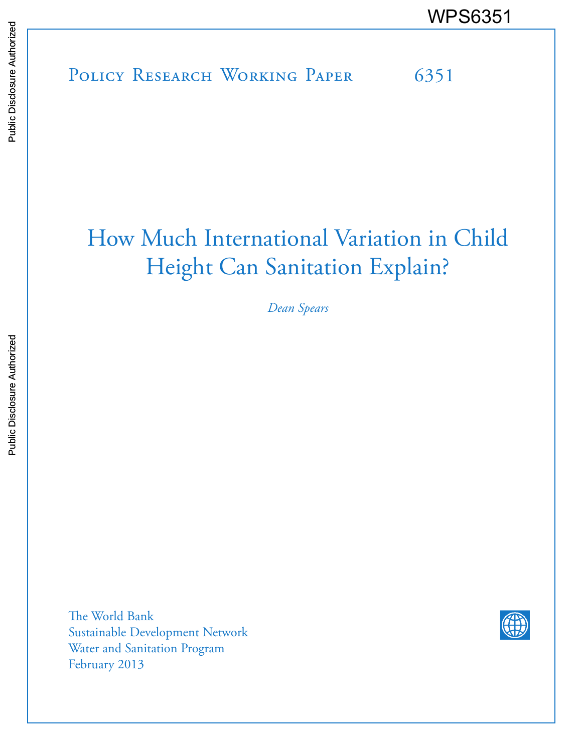WPS6351

Policy Research Working Paper 6351

# How Much International Variation in Child Height Can Sanitation Explain?

*Dean Spears*

The World Bank
Sustainable Development Network
Water and Sanitation Program
February 2013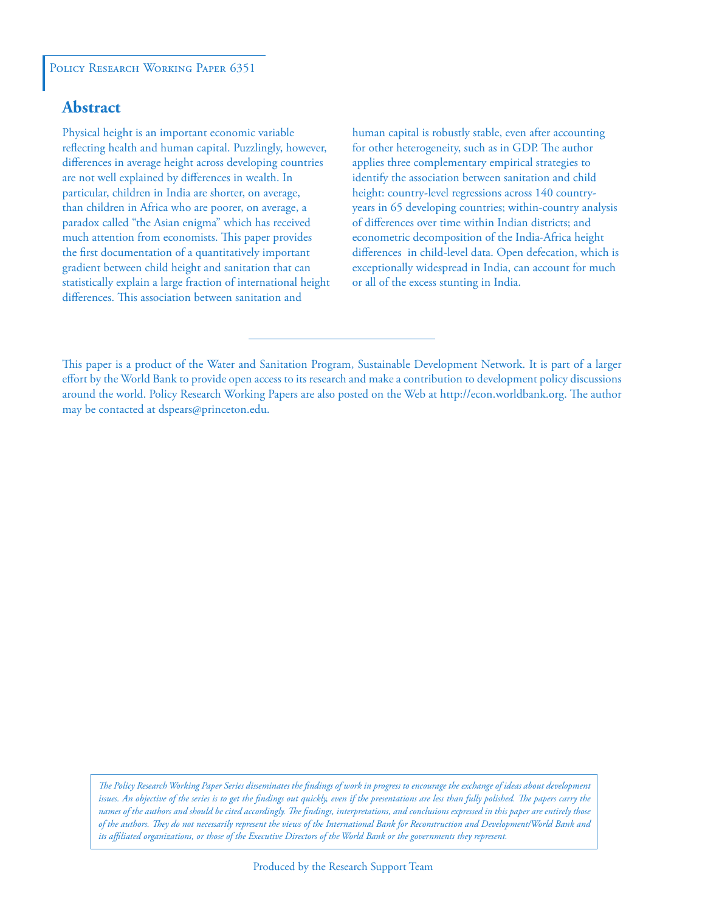Policy Research Working Paper 6351

## Abstract

Physical height is an important economic variable reflecting health and human capital. Puzzlingly, however, differences in average height across developing countries are not well explained by differences in wealth. In particular, children in India are shorter, on average, than children in Africa who are poorer, on average, a paradox called "the Asian enigma" which has received much attention from economists. This paper provides the first documentation of a quantitatively important gradient between child height and sanitation that can statistically explain a large fraction of international height differences. This association between sanitation and human capital is robustly stable, even after accounting for other heterogeneity, such as in GDP. The author applies three complementary empirical strategies to identify the association between sanitation and child height: country-level regressions across 140 country-years in 65 developing countries; within-country analysis of differences over time within Indian districts; and econometric decomposition of the India-Africa height differences in child-level data. Open defecation, which is exceptionally widespread in India, can account for much or all of the excess stunting in India.

---

This paper is a product of the Water and Sanitation Program, Sustainable Development Network. It is part of a larger effort by the World Bank to provide open access to its research and make a contribution to development policy discussions around the world. Policy Research Working Papers are also posted on the Web at http://econ.worldbank.org. The author may be contacted at dspears@princeton.edu.

*The Policy Research Working Paper Series disseminates the findings of work in progress to encourage the exchange of ideas about development issues. An objective of the series is to get the findings out quickly, even if the presentations are less than fully polished. The papers carry the names of the authors and should be cited accordingly. The findings, interpretations, and conclusions expressed in this paper are entirely those of the authors. They do not necessarily represent the views of the International Bank for Reconstruction and Development/World Bank and its affiliated organizations, or those of the Executive Directors of the World Bank or the governments they represent.*

Produced by the Research Support Team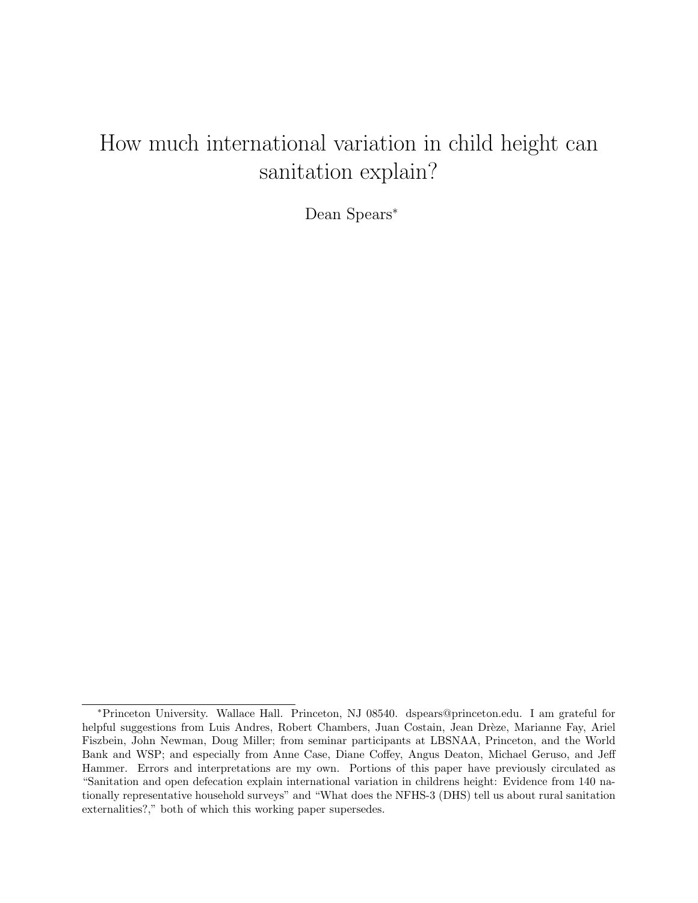# How much international variation in child height can sanitation explain?

Dean Spears*

---

*Princeton University. Wallace Hall. Princeton, NJ 08540. dspears@princeton.edu. I am grateful for helpful suggestions from Luis Andres, Robert Chambers, Juan Costain, Jean Drèze, Marianne Fay, Ariel Fiszbein, John Newman, Doug Miller; from seminar participants at LBSNAA, Princeton, and the World Bank and WSP; and especially from Anne Case, Diane Coffey, Angus Deaton, Michael Geruso, and Jeff Hammer. Errors and interpretations are my own. Portions of this paper have previously circulated as "Sanitation and open defecation explain international variation in childrens height: Evidence from 140 nationally representative household surveys" and "What does the NFHS-3 (DHS) tell us about rural sanitation externalities?," both of which this working paper supersedes.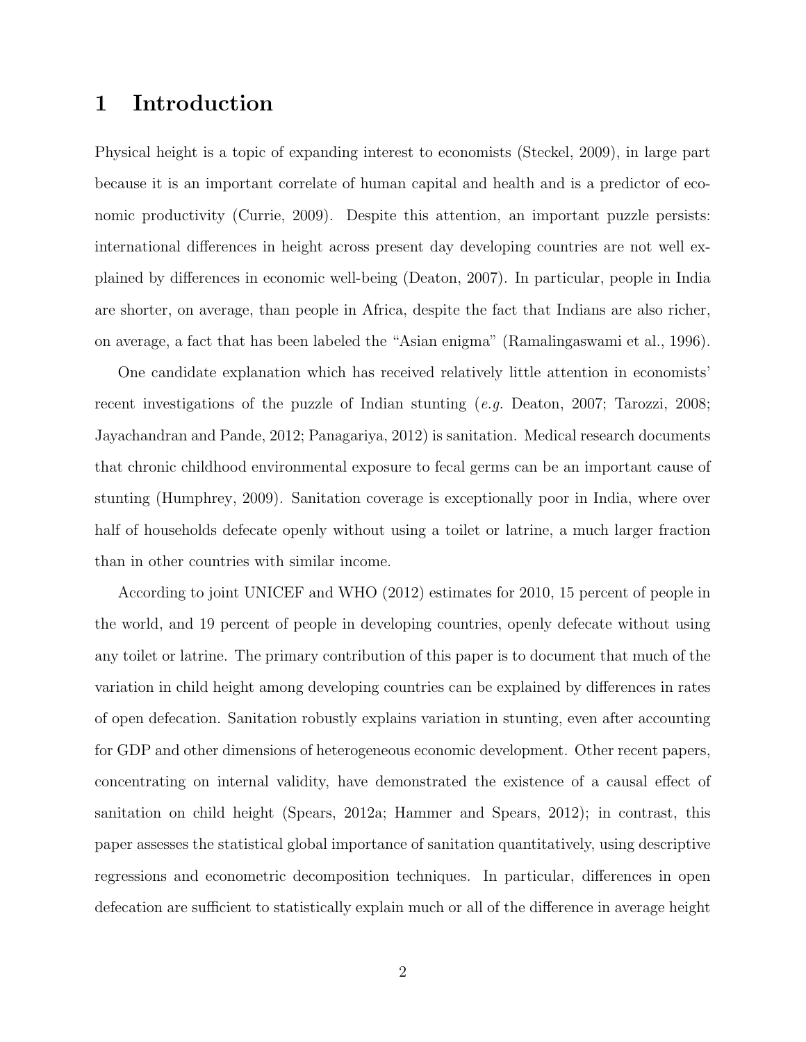# 1 Introduction

Physical height is a topic of expanding interest to economists (Steckel, 2009), in large part because it is an important correlate of human capital and health and is a predictor of economic productivity (Currie, 2009). Despite this attention, an important puzzle persists: international differences in height across present day developing countries are not well explained by differences in economic well-being (Deaton, 2007). In particular, people in India are shorter, on average, than people in Africa, despite the fact that Indians are also richer, on average, a fact that has been labeled the "Asian enigma" (Ramalingaswami et al., 1996).

One candidate explanation which has received relatively little attention in economists' recent investigations of the puzzle of Indian stunting (*e.g.* Deaton, 2007; Tarozzi, 2008; Jayachandran and Pande, 2012; Panagariya, 2012) is sanitation. Medical research documents that chronic childhood environmental exposure to fecal germs can be an important cause of stunting (Humphrey, 2009). Sanitation coverage is exceptionally poor in India, where over half of households defecate openly without using a toilet or latrine, a much larger fraction than in other countries with similar income.

According to joint UNICEF and WHO (2012) estimates for 2010, 15 percent of people in the world, and 19 percent of people in developing countries, openly defecate without using any toilet or latrine. The primary contribution of this paper is to document that much of the variation in child height among developing countries can be explained by differences in rates of open defecation. Sanitation robustly explains variation in stunting, even after accounting for GDP and other dimensions of heterogeneous economic development. Other recent papers, concentrating on internal validity, have demonstrated the existence of a causal effect of sanitation on child height (Spears, 2012a; Hammer and Spears, 2012); in contrast, this paper assesses the statistical global importance of sanitation quantitatively, using descriptive regressions and econometric decomposition techniques. In particular, differences in open defecation are sufficient to statistically explain much or all of the difference in average height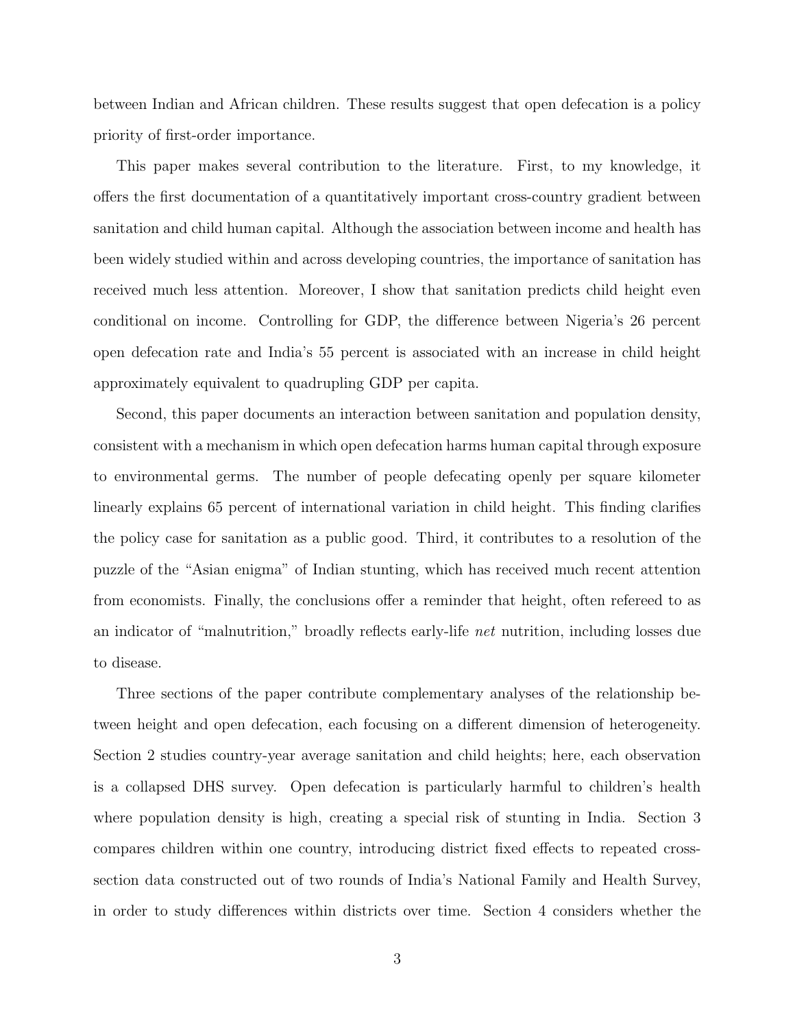between Indian and African children. These results suggest that open defecation is a policy priority of first-order importance.

This paper makes several contribution to the literature. First, to my knowledge, it offers the first documentation of a quantitatively important cross-country gradient between sanitation and child human capital. Although the association between income and health has been widely studied within and across developing countries, the importance of sanitation has received much less attention. Moreover, I show that sanitation predicts child height even conditional on income. Controlling for GDP, the difference between Nigeria's 26 percent open defecation rate and India's 55 percent is associated with an increase in child height approximately equivalent to quadrupling GDP per capita.

Second, this paper documents an interaction between sanitation and population density, consistent with a mechanism in which open defecation harms human capital through exposure to environmental germs. The number of people defecating openly per square kilometer linearly explains 65 percent of international variation in child height. This finding clarifies the policy case for sanitation as a public good. Third, it contributes to a resolution of the puzzle of the "Asian enigma" of Indian stunting, which has received much recent attention from economists. Finally, the conclusions offer a reminder that height, often refereed to as an indicator of "malnutrition," broadly reflects early-life *net* nutrition, including losses due to disease.

Three sections of the paper contribute complementary analyses of the relationship between height and open defecation, each focusing on a different dimension of heterogeneity. Section 2 studies country-year average sanitation and child heights; here, each observation is a collapsed DHS survey. Open defecation is particularly harmful to children's health where population density is high, creating a special risk of stunting in India. Section 3 compares children within one country, introducing district fixed effects to repeated cross-section data constructed out of two rounds of India's National Family and Health Survey, in order to study differences within districts over time. Section 4 considers whether the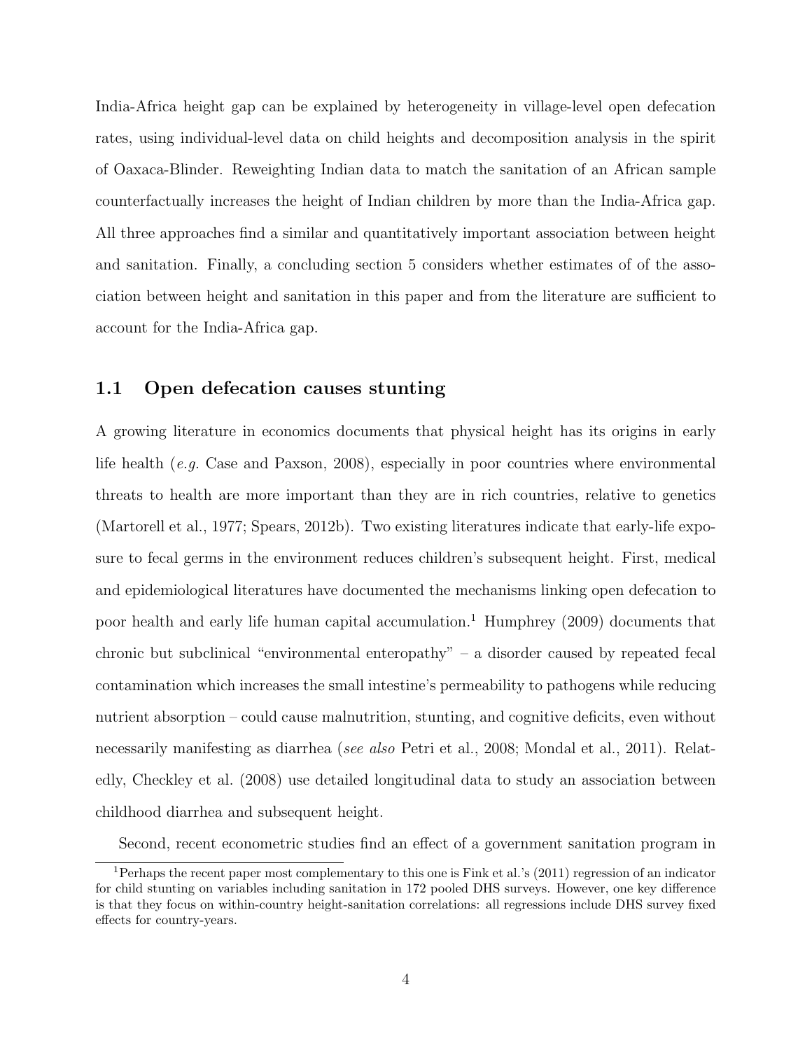India-Africa height gap can be explained by heterogeneity in village-level open defecation rates, using individual-level data on child heights and decomposition analysis in the spirit of Oaxaca-Blinder. Reweighting Indian data to match the sanitation of an African sample counterfactually increases the height of Indian children by more than the India-Africa gap. All three approaches find a similar and quantitatively important association between height and sanitation. Finally, a concluding section 5 considers whether estimates of of the association between height and sanitation in this paper and from the literature are sufficient to account for the India-Africa gap.

## 1.1 Open defecation causes stunting

A growing literature in economics documents that physical height has its origins in early life health (*e.g.* Case and Paxson, 2008), especially in poor countries where environmental threats to health are more important than they are in rich countries, relative to genetics (Martorell et al., 1977; Spears, 2012b). Two existing literatures indicate that early-life exposure to fecal germs in the environment reduces children's subsequent height. First, medical and epidemiological literatures have documented the mechanisms linking open defecation to poor health and early life human capital accumulation.[1] Humphrey (2009) documents that chronic but subclinical "environmental enteropathy" – a disorder caused by repeated fecal contamination which increases the small intestine's permeability to pathogens while reducing nutrient absorption – could cause malnutrition, stunting, and cognitive deficits, even without necessarily manifesting as diarrhea (*see also* Petri et al., 2008; Mondal et al., 2011). Relatedly, Checkley et al. (2008) use detailed longitudinal data to study an association between childhood diarrhea and subsequent height.

Second, recent econometric studies find an effect of a government sanitation program in

[1] Perhaps the recent paper most complementary to this one is Fink et al.'s (2011) regression of an indicator for child stunting on variables including sanitation in 172 pooled DHS surveys. However, one key difference is that they focus on within-country height-sanitation correlations: all regressions include DHS survey fixed effects for country-years.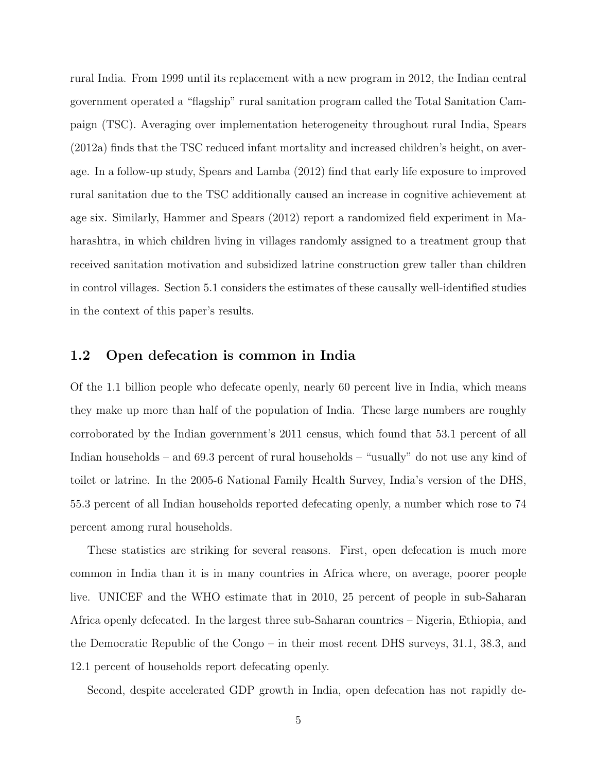rural India. From 1999 until its replacement with a new program in 2012, the Indian central government operated a "flagship" rural sanitation program called the Total Sanitation Campaign (TSC). Averaging over implementation heterogeneity throughout rural India, Spears (2012a) finds that the TSC reduced infant mortality and increased children's height, on average. In a follow-up study, Spears and Lamba (2012) find that early life exposure to improved rural sanitation due to the TSC additionally caused an increase in cognitive achievement at age six. Similarly, Hammer and Spears (2012) report a randomized field experiment in Maharashtra, in which children living in villages randomly assigned to a treatment group that received sanitation motivation and subsidized latrine construction grew taller than children in control villages. Section 5.1 considers the estimates of these causally well-identified studies in the context of this paper's results.

### 1.2 Open defecation is common in India

Of the 1.1 billion people who defecate openly, nearly 60 percent live in India, which means they make up more than half of the population of India. These large numbers are roughly corroborated by the Indian government's 2011 census, which found that 53.1 percent of all Indian households – and 69.3 percent of rural households – "usually" do not use any kind of toilet or latrine. In the 2005-6 National Family Health Survey, India's version of the DHS, 55.3 percent of all Indian households reported defecating openly, a number which rose to 74 percent among rural households.

These statistics are striking for several reasons. First, open defecation is much more common in India than it is in many countries in Africa where, on average, poorer people live. UNICEF and the WHO estimate that in 2010, 25 percent of people in sub-Saharan Africa openly defecated. In the largest three sub-Saharan countries – Nigeria, Ethiopia, and the Democratic Republic of the Congo – in their most recent DHS surveys, 31.1, 38.3, and 12.1 percent of households report defecating openly.

Second, despite accelerated GDP growth in India, open defecation has not rapidly de-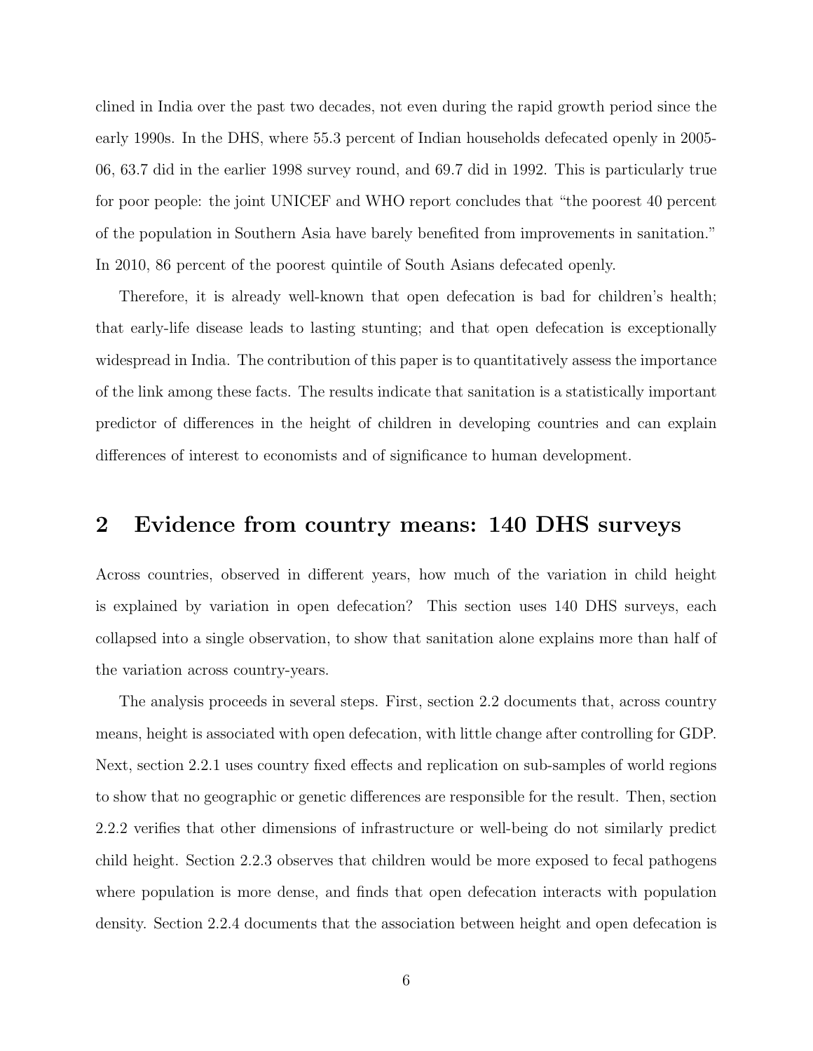clined in India over the past two decades, not even during the rapid growth period since the early 1990s. In the DHS, where 55.3 percent of Indian households defecated openly in 2005-06, 63.7 did in the earlier 1998 survey round, and 69.7 did in 1992. This is particularly true for poor people: the joint UNICEF and WHO report concludes that "the poorest 40 percent of the population in Southern Asia have barely benefited from improvements in sanitation." In 2010, 86 percent of the poorest quintile of South Asians defecated openly.

Therefore, it is already well-known that open defecation is bad for children's health; that early-life disease leads to lasting stunting; and that open defecation is exceptionally widespread in India. The contribution of this paper is to quantitatively assess the importance of the link among these facts. The results indicate that sanitation is a statistically important predictor of differences in the height of children in developing countries and can explain differences of interest to economists and of significance to human development.

## 2 Evidence from country means: 140 DHS surveys

Across countries, observed in different years, how much of the variation in child height is explained by variation in open defecation? This section uses 140 DHS surveys, each collapsed into a single observation, to show that sanitation alone explains more than half of the variation across country-years.

The analysis proceeds in several steps. First, section 2.2 documents that, across country means, height is associated with open defecation, with little change after controlling for GDP. Next, section 2.2.1 uses country fixed effects and replication on sub-samples of world regions to show that no geographic or genetic differences are responsible for the result. Then, section 2.2.2 verifies that other dimensions of infrastructure or well-being do not similarly predict child height. Section 2.2.3 observes that children would be more exposed to fecal pathogens where population is more dense, and finds that open defecation interacts with population density. Section 2.2.4 documents that the association between height and open defecation is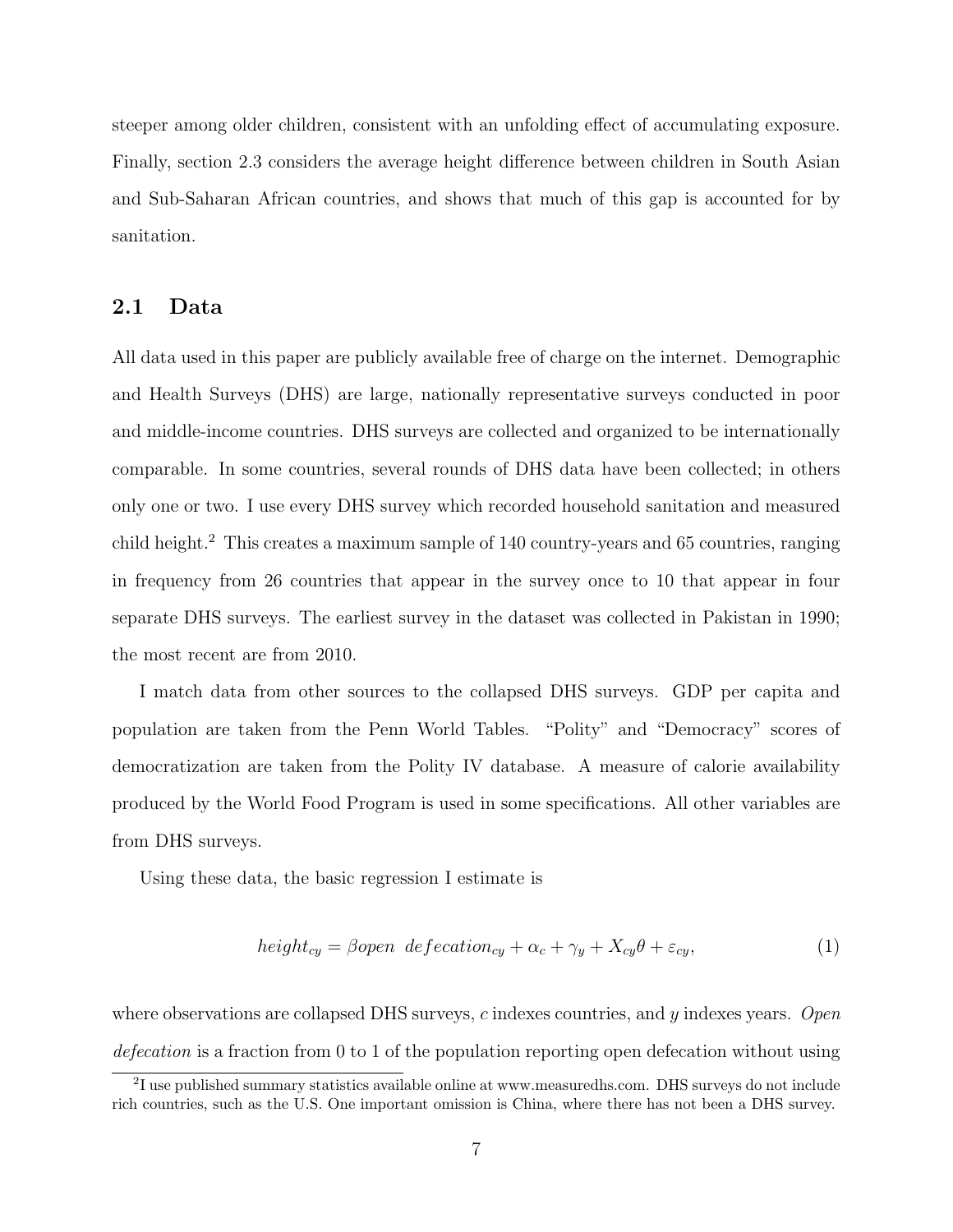steeper among older children, consistent with an unfolding effect of accumulating exposure. Finally, section 2.3 considers the average height difference between children in South Asian and Sub-Saharan African countries, and shows that much of this gap is accounted for by sanitation.

## 2.1 Data

All data used in this paper are publicly available free of charge on the internet. Demographic and Health Surveys (DHS) are large, nationally representative surveys conducted in poor and middle-income countries. DHS surveys are collected and organized to be internationally comparable. In some countries, several rounds of DHS data have been collected; in others only one or two. I use every DHS survey which recorded household sanitation and measured child height.[2] This creates a maximum sample of 140 country-years and 65 countries, ranging in frequency from 26 countries that appear in the survey once to 10 that appear in four separate DHS surveys. The earliest survey in the dataset was collected in Pakistan in 1990; the most recent are from 2010.

I match data from other sources to the collapsed DHS surveys. GDP per capita and population are taken from the Penn World Tables. "Polity" and "Democracy" scores of democratization are taken from the Polity IV database. A measure of calorie availability produced by the World Food Program is used in some specifications. All other variables are from DHS surveys.

Using these data, the basic regression I estimate is

$$height_{cy} = \beta open\ \ defecation_{cy} + \alpha_c + \gamma_y + X_{cy}\theta + \varepsilon_{cy}, \tag{1}$$

where observations are collapsed DHS surveys, $c$ indexes countries, and $y$ indexes years. *Open defecation* is a fraction from 0 to 1 of the population reporting open defecation without using

[2] I use published summary statistics available online at www.measuredhs.com. DHS surveys do not include rich countries, such as the U.S. One important omission is China, where there has not been a DHS survey.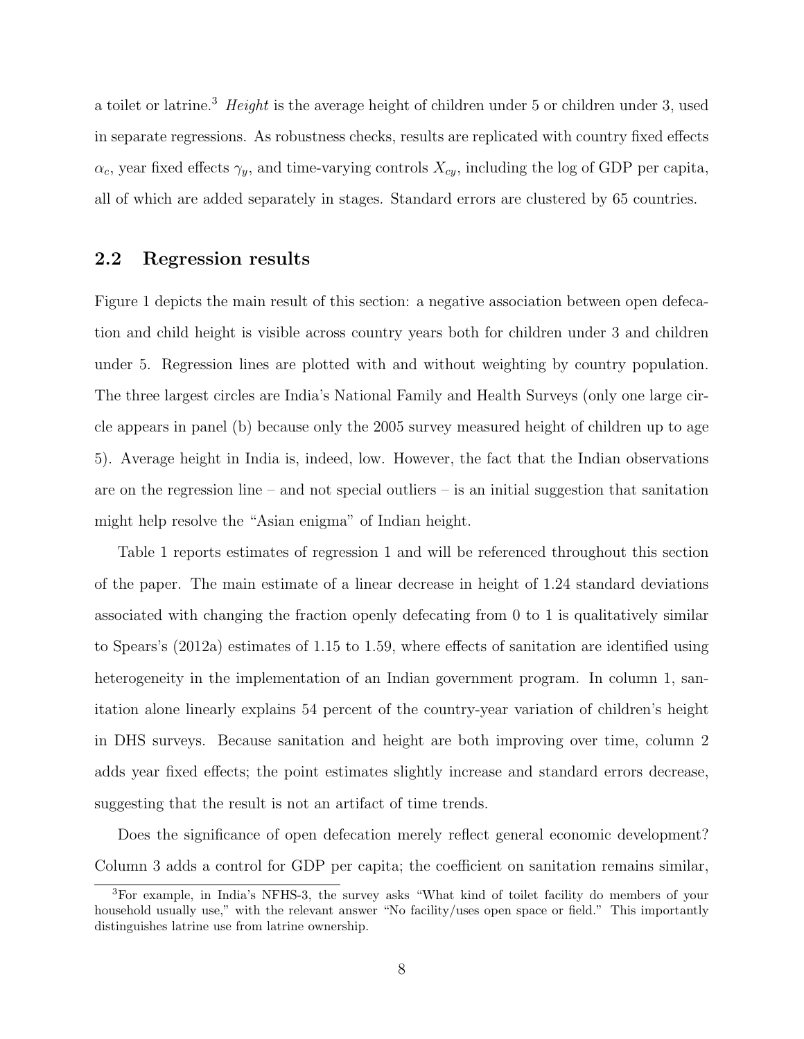a toilet or latrine.[3] *Height* is the average height of children under 5 or children under 3, used in separate regressions. As robustness checks, results are replicated with country fixed effects $\alpha_c$, year fixed effects $\gamma_y$, and time-varying controls $X_{cy}$, including the log of GDP per capita, all of which are added separately in stages. Standard errors are clustered by 65 countries.

## 2.2 Regression results

Figure 1 depicts the main result of this section: a negative association between open defecation and child height is visible across country years both for children under 3 and children under 5. Regression lines are plotted with and without weighting by country population. The three largest circles are India's National Family and Health Surveys (only one large circle appears in panel (b) because only the 2005 survey measured height of children up to age 5). Average height in India is, indeed, low. However, the fact that the Indian observations are on the regression line – and not special outliers – is an initial suggestion that sanitation might help resolve the "Asian enigma" of Indian height.

Table 1 reports estimates of regression 1 and will be referenced throughout this section of the paper. The main estimate of a linear decrease in height of 1.24 standard deviations associated with changing the fraction openly defecating from 0 to 1 is qualitatively similar to Spears's (2012a) estimates of 1.15 to 1.59, where effects of sanitation are identified using heterogeneity in the implementation of an Indian government program. In column 1, sanitation alone linearly explains 54 percent of the country-year variation of children's height in DHS surveys. Because sanitation and height are both improving over time, column 2 adds year fixed effects; the point estimates slightly increase and standard errors decrease, suggesting that the result is not an artifact of time trends.

Does the significance of open defecation merely reflect general economic development? Column 3 adds a control for GDP per capita; the coefficient on sanitation remains similar,

[3] For example, in India's NFHS-3, the survey asks "What kind of toilet facility do members of your household usually use," with the relevant answer "No facility/uses open space or field." This importantly distinguishes latrine use from latrine ownership.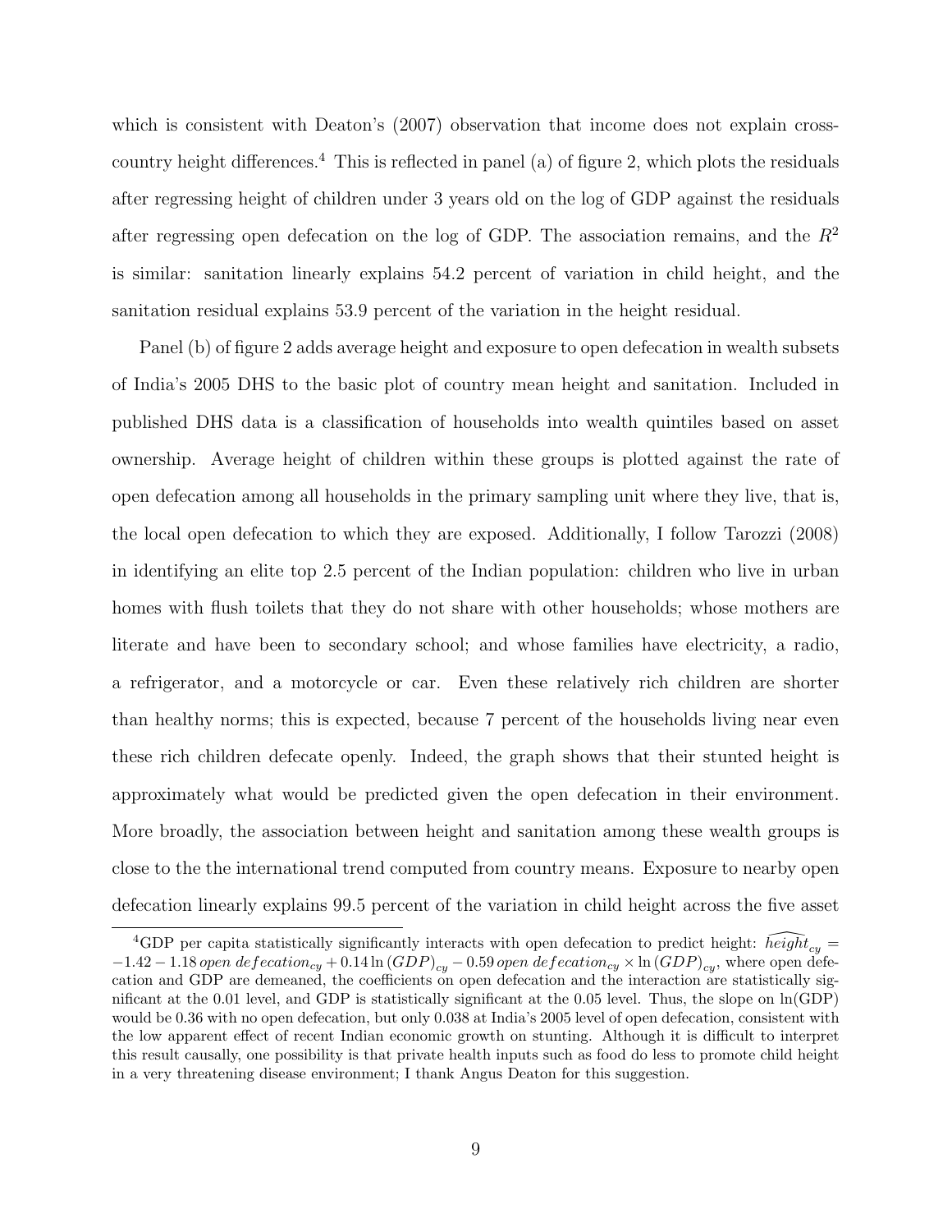which is consistent with Deaton's (2007) observation that income does not explain cross-country height differences.[4] This is reflected in panel (a) of figure 2, which plots the residuals after regressing height of children under 3 years old on the log of GDP against the residuals after regressing open defecation on the log of GDP. The association remains, and the $R^2$ is similar: sanitation linearly explains 54.2 percent of variation in child height, and the sanitation residual explains 53.9 percent of the variation in the height residual.

Panel (b) of figure 2 adds average height and exposure to open defecation in wealth subsets of India's 2005 DHS to the basic plot of country mean height and sanitation. Included in published DHS data is a classification of households into wealth quintiles based on asset ownership. Average height of children within these groups is plotted against the rate of open defecation among all households in the primary sampling unit where they live, that is, the local open defecation to which they are exposed. Additionally, I follow Tarozzi (2008) in identifying an elite top 2.5 percent of the Indian population: children who live in urban homes with flush toilets that they do not share with other households; whose mothers are literate and have been to secondary school; and whose families have electricity, a radio, a refrigerator, and a motorcycle or car. Even these relatively rich children are shorter than healthy norms; this is expected, because 7 percent of the households living near even these rich children defecate openly. Indeed, the graph shows that their stunted height is approximately what would be predicted given the open defecation in their environment. More broadly, the association between height and sanitation among these wealth groups is close to the the international trend computed from country means. Exposure to nearby open defecation linearly explains 99.5 percent of the variation in child height across the five asset

---

[4] GDP per capita statistically significantly interacts with open defecation to predict height: $\widehat{height}_{cy} = -1.42 - 1.18\, open\ defecation_{cy} + 0.14 \ln(GDP)_{cy} - 0.59\, open\ defecation_{cy} \times \ln(GDP)_{cy}$, where open defecation and GDP are demeaned, the coefficients on open defecation and the interaction are statistically significant at the 0.01 level, and GDP is statistically significant at the 0.05 level. Thus, the slope on ln(GDP) would be 0.36 with no open defecation, but only 0.038 at India's 2005 level of open defecation, consistent with the low apparent effect of recent Indian economic growth on stunting. Although it is difficult to interpret this result causally, one possibility is that private health inputs such as food do less to promote child height in a very threatening disease environment; I thank Angus Deaton for this suggestion.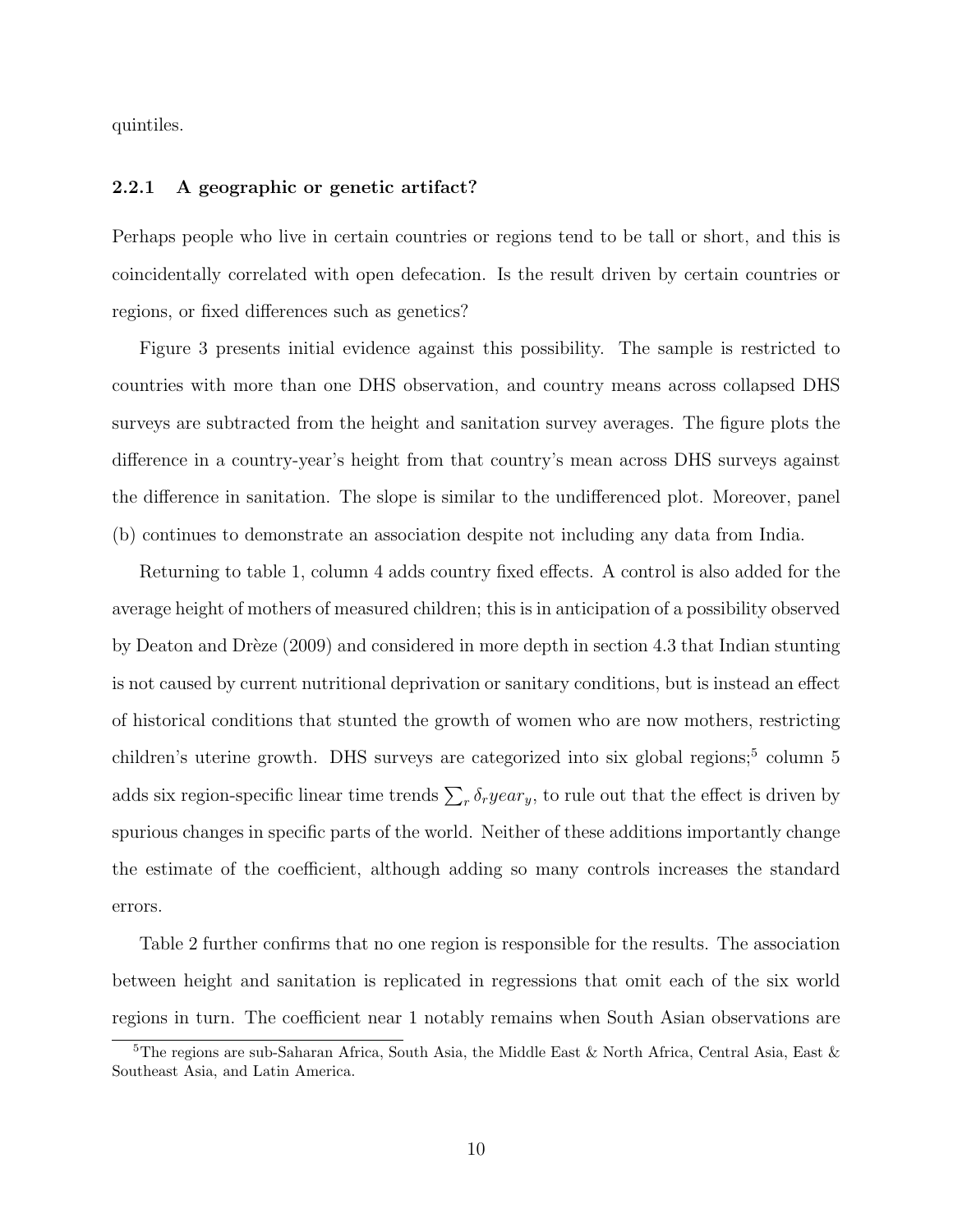quintiles.

### 2.2.1 A geographic or genetic artifact?

Perhaps people who live in certain countries or regions tend to be tall or short, and this is coincidentally correlated with open defecation. Is the result driven by certain countries or regions, or fixed differences such as genetics?

Figure 3 presents initial evidence against this possibility. The sample is restricted to countries with more than one DHS observation, and country means across collapsed DHS surveys are subtracted from the height and sanitation survey averages. The figure plots the difference in a country-year's height from that country's mean across DHS surveys against the difference in sanitation. The slope is similar to the undifferenced plot. Moreover, panel (b) continues to demonstrate an association despite not including any data from India.

Returning to table 1, column 4 adds country fixed effects. A control is also added for the average height of mothers of measured children; this is in anticipation of a possibility observed by Deaton and Drèze (2009) and considered in more depth in section 4.3 that Indian stunting is not caused by current nutritional deprivation or sanitary conditions, but is instead an effect of historical conditions that stunted the growth of women who are now mothers, restricting children's uterine growth. DHS surveys are categorized into six global regions;[5] column 5 adds six region-specific linear time trends $\sum_r \delta_r year_y$, to rule out that the effect is driven by spurious changes in specific parts of the world. Neither of these additions importantly change the estimate of the coefficient, although adding so many controls increases the standard errors.

Table 2 further confirms that no one region is responsible for the results. The association between height and sanitation is replicated in regressions that omit each of the six world regions in turn. The coefficient near 1 notably remains when South Asian observations are

[5] The regions are sub-Saharan Africa, South Asia, the Middle East & North Africa, Central Asia, East & Southeast Asia, and Latin America.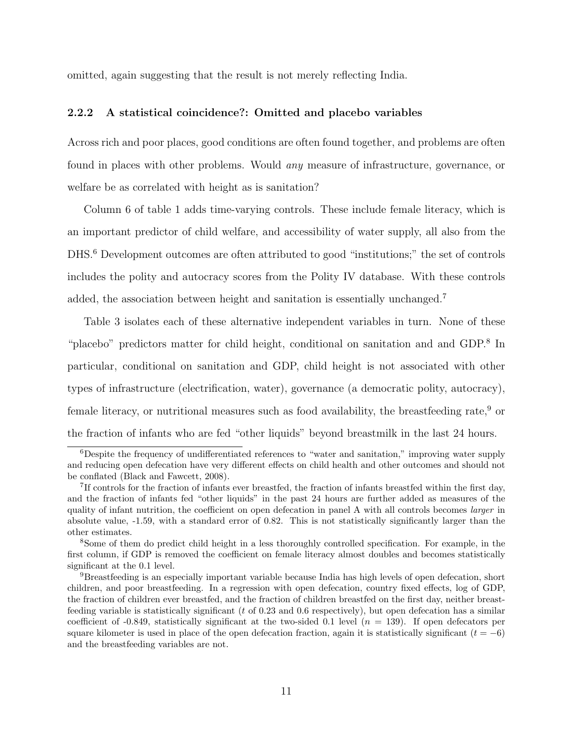omitted, again suggesting that the result is not merely reflecting India.

### 2.2.2 A statistical coincidence?: Omitted and placebo variables

Across rich and poor places, good conditions are often found together, and problems are often found in places with other problems. Would *any* measure of infrastructure, governance, or welfare be as correlated with height as is sanitation?

Column 6 of table 1 adds time-varying controls. These include female literacy, which is an important predictor of child welfare, and accessibility of water supply, all also from the DHS.[6] Development outcomes are often attributed to good "institutions;" the set of controls includes the polity and autocracy scores from the Polity IV database. With these controls added, the association between height and sanitation is essentially unchanged.[7]

Table 3 isolates each of these alternative independent variables in turn. None of these "placebo" predictors matter for child height, conditional on sanitation and and GDP.[8] In particular, conditional on sanitation and GDP, child height is not associated with other types of infrastructure (electrification, water), governance (a democratic polity, autocracy), female literacy, or nutritional measures such as food availability, the breastfeeding rate,[9] or the fraction of infants who are fed "other liquids" beyond breastmilk in the last 24 hours.

---

[6] Despite the frequency of undifferentiated references to "water and sanitation," improving water supply and reducing open defecation have very different effects on child health and other outcomes and should not be conflated (Black and Fawcett, 2008).

[7] If controls for the fraction of infants ever breastfed, the fraction of infants breastfed within the first day, and the fraction of infants fed "other liquids" in the past 24 hours are further added as measures of the quality of infant nutrition, the coefficient on open defecation in panel A with all controls becomes *larger* in absolute value, -1.59, with a standard error of 0.82. This is not statistically significantly larger than the other estimates.

[8] Some of them do predict child height in a less thoroughly controlled specification. For example, in the first column, if GDP is removed the coefficient on female literacy almost doubles and becomes statistically significant at the 0.1 level.

[9] Breastfeeding is an especially important variable because India has high levels of open defecation, short children, and poor breastfeeding. In a regression with open defecation, country fixed effects, log of GDP, the fraction of children ever breastfed, and the fraction of children breastfed on the first day, neither breastfeeding variable is statistically significant ($t$ of 0.23 and 0.6 respectively), but open defecation has a similar coefficient of -0.849, statistically significant at the two-sided 0.1 level ($n = 139$). If open defecators per square kilometer is used in place of the open defecation fraction, again it is statistically significant ($t = -6$) and the breastfeeding variables are not.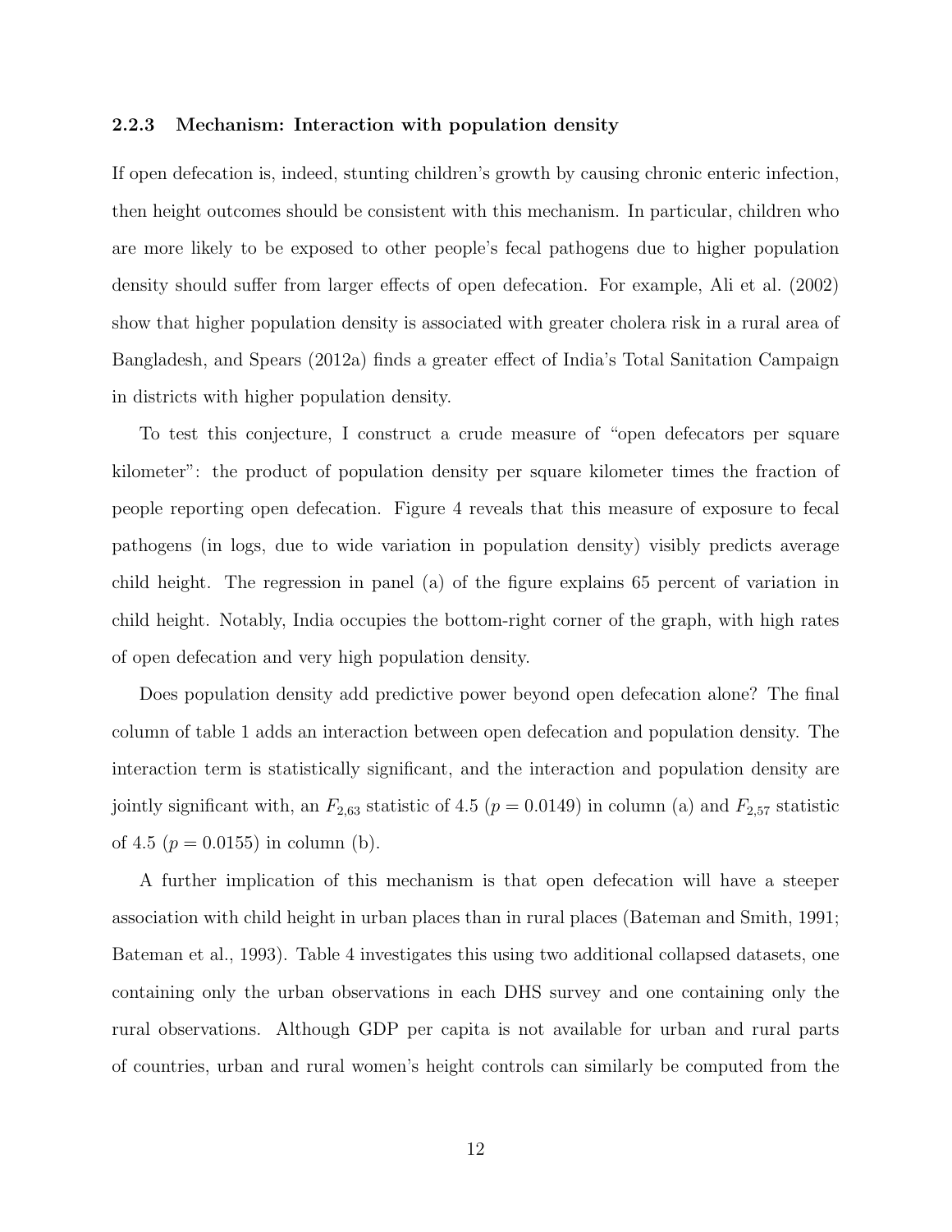### 2.2.3 Mechanism: Interaction with population density

If open defecation is, indeed, stunting children's growth by causing chronic enteric infection, then height outcomes should be consistent with this mechanism. In particular, children who are more likely to be exposed to other people's fecal pathogens due to higher population density should suffer from larger effects of open defecation. For example, Ali et al. (2002) show that higher population density is associated with greater cholera risk in a rural area of Bangladesh, and Spears (2012a) finds a greater effect of India's Total Sanitation Campaign in districts with higher population density.

To test this conjecture, I construct a crude measure of "open defecators per square kilometer": the product of population density per square kilometer times the fraction of people reporting open defecation. Figure 4 reveals that this measure of exposure to fecal pathogens (in logs, due to wide variation in population density) visibly predicts average child height. The regression in panel (a) of the figure explains 65 percent of variation in child height. Notably, India occupies the bottom-right corner of the graph, with high rates of open defecation and very high population density.

Does population density add predictive power beyond open defecation alone? The final column of table 1 adds an interaction between open defecation and population density. The interaction term is statistically significant, and the interaction and population density are jointly significant with, an $F_{2,63}$ statistic of 4.5 ($p = 0.0149$) in column (a) and $F_{2,57}$ statistic of 4.5 ($p = 0.0155$) in column (b).

A further implication of this mechanism is that open defecation will have a steeper association with child height in urban places than in rural places (Bateman and Smith, 1991; Bateman et al., 1993). Table 4 investigates this using two additional collapsed datasets, one containing only the urban observations in each DHS survey and one containing only the rural observations. Although GDP per capita is not available for urban and rural parts of countries, urban and rural women's height controls can similarly be computed from the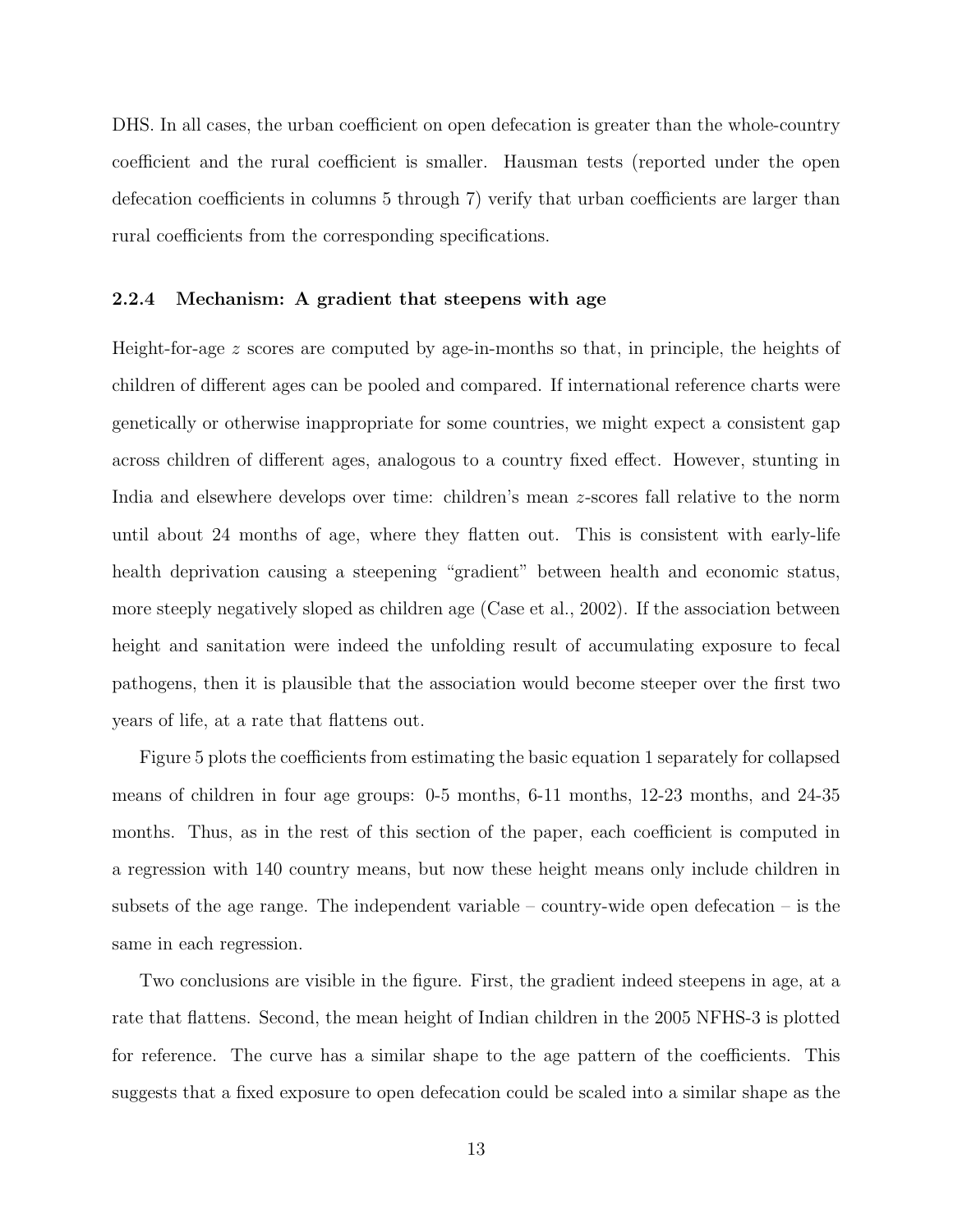DHS. In all cases, the urban coefficient on open defecation is greater than the whole-country coefficient and the rural coefficient is smaller. Hausman tests (reported under the open defecation coefficients in columns 5 through 7) verify that urban coefficients are larger than rural coefficients from the corresponding specifications.

### 2.2.4 Mechanism: A gradient that steepens with age

Height-for-age $z$ scores are computed by age-in-months so that, in principle, the heights of children of different ages can be pooled and compared. If international reference charts were genetically or otherwise inappropriate for some countries, we might expect a consistent gap across children of different ages, analogous to a country fixed effect. However, stunting in India and elsewhere develops over time: children's mean $z$-scores fall relative to the norm until about 24 months of age, where they flatten out. This is consistent with early-life health deprivation causing a steepening "gradient" between health and economic status, more steeply negatively sloped as children age (Case et al., 2002). If the association between height and sanitation were indeed the unfolding result of accumulating exposure to fecal pathogens, then it is plausible that the association would become steeper over the first two years of life, at a rate that flattens out.

Figure 5 plots the coefficients from estimating the basic equation 1 separately for collapsed means of children in four age groups: 0-5 months, 6-11 months, 12-23 months, and 24-35 months. Thus, as in the rest of this section of the paper, each coefficient is computed in a regression with 140 country means, but now these height means only include children in subsets of the age range. The independent variable – country-wide open defecation – is the same in each regression.

Two conclusions are visible in the figure. First, the gradient indeed steepens in age, at a rate that flattens. Second, the mean height of Indian children in the 2005 NFHS-3 is plotted for reference. The curve has a similar shape to the age pattern of the coefficients. This suggests that a fixed exposure to open defecation could be scaled into a similar shape as the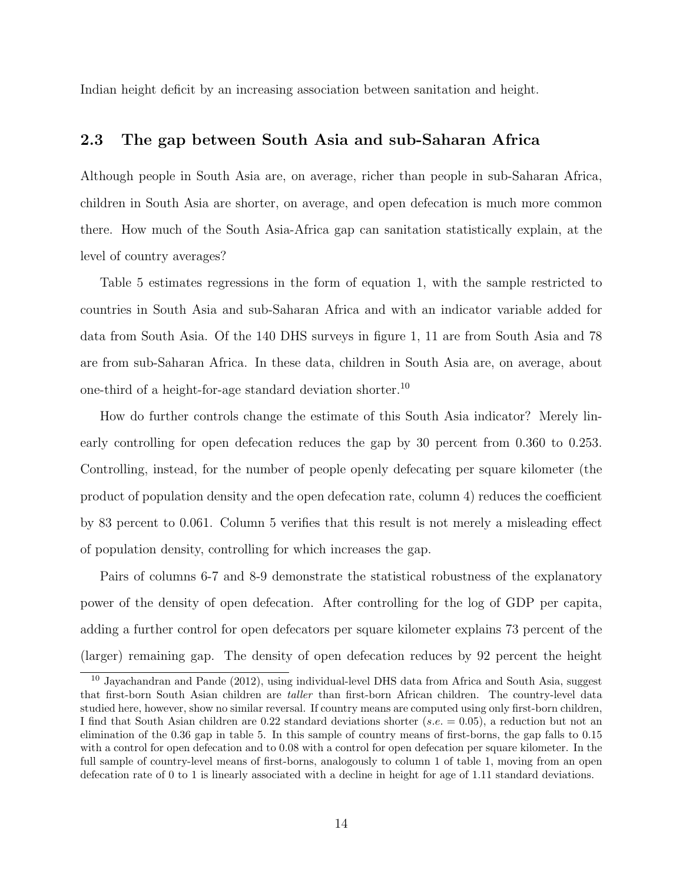Indian height deficit by an increasing association between sanitation and height.

## 2.3 The gap between South Asia and sub-Saharan Africa

Although people in South Asia are, on average, richer than people in sub-Saharan Africa, children in South Asia are shorter, on average, and open defecation is much more common there. How much of the South Asia-Africa gap can sanitation statistically explain, at the level of country averages?

Table 5 estimates regressions in the form of equation 1, with the sample restricted to countries in South Asia and sub-Saharan Africa and with an indicator variable added for data from South Asia. Of the 140 DHS surveys in figure 1, 11 are from South Asia and 78 are from sub-Saharan Africa. In these data, children in South Asia are, on average, about one-third of a height-for-age standard deviation shorter.[10]

How do further controls change the estimate of this South Asia indicator? Merely linearly controlling for open defecation reduces the gap by 30 percent from 0.360 to 0.253. Controlling, instead, for the number of people openly defecating per square kilometer (the product of population density and the open defecation rate, column 4) reduces the coefficient by 83 percent to 0.061. Column 5 verifies that this result is not merely a misleading effect of population density, controlling for which increases the gap.

Pairs of columns 6-7 and 8-9 demonstrate the statistical robustness of the explanatory power of the density of open defecation. After controlling for the log of GDP per capita, adding a further control for open defecators per square kilometer explains 73 percent of the (larger) remaining gap. The density of open defecation reduces by 92 percent the height

[10] Jayachandran and Pande (2012), using individual-level DHS data from Africa and South Asia, suggest that first-born South Asian children are *taller* than first-born African children. The country-level data studied here, however, show no similar reversal. If country means are computed using only first-born children, I find that South Asian children are 0.22 standard deviations shorter (*s.e.* = 0.05), a reduction but not an elimination of the 0.36 gap in table 5. In this sample of country means of first-borns, the gap falls to 0.15 with a control for open defecation and to 0.08 with a control for open defecation per square kilometer. In the full sample of country-level means of first-borns, analogously to column 1 of table 1, moving from an open defecation rate of 0 to 1 is linearly associated with a decline in height for age of 1.11 standard deviations.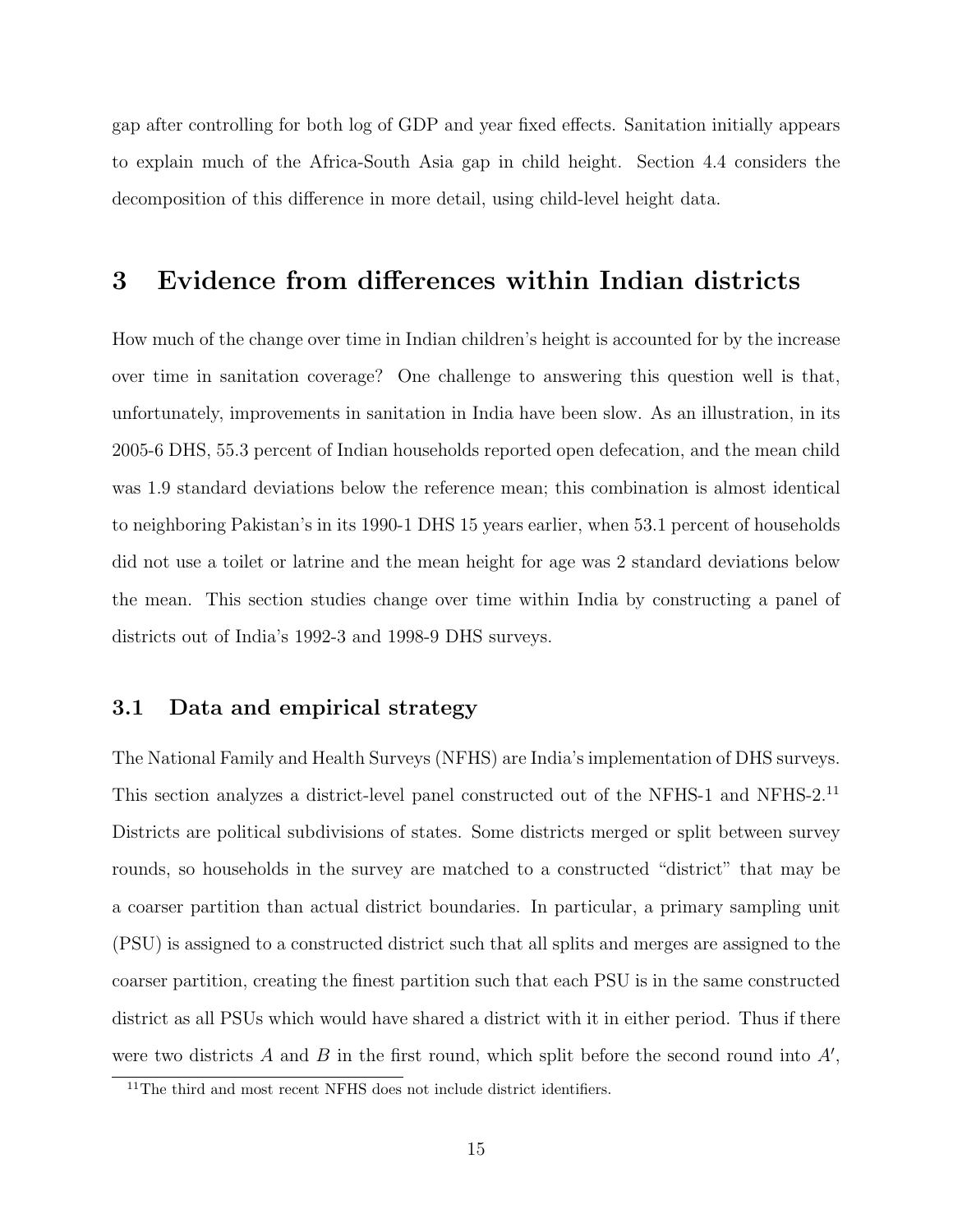gap after controlling for both log of GDP and year fixed effects. Sanitation initially appears to explain much of the Africa-South Asia gap in child height. Section 4.4 considers the decomposition of this difference in more detail, using child-level height data.

# 3 Evidence from differences within Indian districts

How much of the change over time in Indian children's height is accounted for by the increase over time in sanitation coverage? One challenge to answering this question well is that, unfortunately, improvements in sanitation in India have been slow. As an illustration, in its 2005-6 DHS, 55.3 percent of Indian households reported open defecation, and the mean child was 1.9 standard deviations below the reference mean; this combination is almost identical to neighboring Pakistan's in its 1990-1 DHS 15 years earlier, when 53.1 percent of households did not use a toilet or latrine and the mean height for age was 2 standard deviations below the mean. This section studies change over time within India by constructing a panel of districts out of India's 1992-3 and 1998-9 DHS surveys.

## 3.1 Data and empirical strategy

The National Family and Health Surveys (NFHS) are India's implementation of DHS surveys. This section analyzes a district-level panel constructed out of the NFHS-1 and NFHS-2.[11] Districts are political subdivisions of states. Some districts merged or split between survey rounds, so households in the survey are matched to a constructed "district" that may be a coarser partition than actual district boundaries. In particular, a primary sampling unit (PSU) is assigned to a constructed district such that all splits and merges are assigned to the coarser partition, creating the finest partition such that each PSU is in the same constructed district as all PSUs which would have shared a district with it in either period. Thus if there were two districts $A$ and $B$ in the first round, which split before the second round into $A'$,

[11] The third and most recent NFHS does not include district identifiers.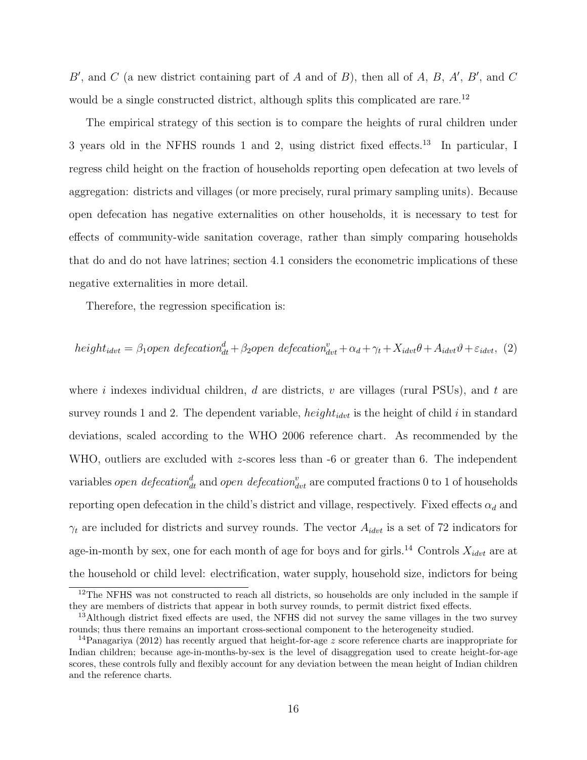$B'$, and $C$ (a new district containing part of $A$ and of $B$), then all of $A$, $B$, $A'$, $B'$, and $C$ would be a single constructed district, although splits this complicated are rare.[12]

The empirical strategy of this section is to compare the heights of rural children under 3 years old in the NFHS rounds 1 and 2, using district fixed effects.[13] In particular, I regress child height on the fraction of households reporting open defecation at two levels of aggregation: districts and villages (or more precisely, rural primary sampling units). Because open defecation has negative externalities on other households, it is necessary to test for effects of community-wide sanitation coverage, rather than simply comparing households that do and do not have latrines; section 4.1 considers the econometric implications of these negative externalities in more detail.

Therefore, the regression specification is:

$$height_{idvt} = \beta_1 open\ defecation^d_{dt} + \beta_2 open\ defecation^v_{dvt} + \alpha_d + \gamma_t + X_{idvt}\theta + A_{idvt}\vartheta + \varepsilon_{idvt}, \quad (2)$$

where $i$ indexes individual children, $d$ are districts, $v$ are villages (rural PSUs), and $t$ are survey rounds 1 and 2. The dependent variable, $height_{idvt}$ is the height of child $i$ in standard deviations, scaled according to the WHO 2006 reference chart. As recommended by the WHO, outliers are excluded with $z$-scores less than -6 or greater than 6. The independent variables $open\ defecation^d_{dt}$ and $open\ defecation^v_{dvt}$ are computed fractions 0 to 1 of households reporting open defecation in the child's district and village, respectively. Fixed effects $\alpha_d$ and $\gamma_t$ are included for districts and survey rounds. The vector $A_{idvt}$ is a set of 72 indicators for age-in-month by sex, one for each month of age for boys and for girls.[14] Controls $X_{idvt}$ are at the household or child level: electrification, water supply, household size, indictors for being

[12] The NFHS was not constructed to reach all districts, so households are only included in the sample if they are members of districts that appear in both survey rounds, to permit district fixed effects.

[13] Although district fixed effects are used, the NFHS did not survey the same villages in the two survey rounds; thus there remains an important cross-sectional component to the heterogeneity studied.

[14] Panagariya (2012) has recently argued that height-for-age $z$ score reference charts are inappropriate for Indian children; because age-in-months-by-sex is the level of disaggregation used to create height-for-age scores, these controls fully and flexibly account for any deviation between the mean height of Indian children and the reference charts.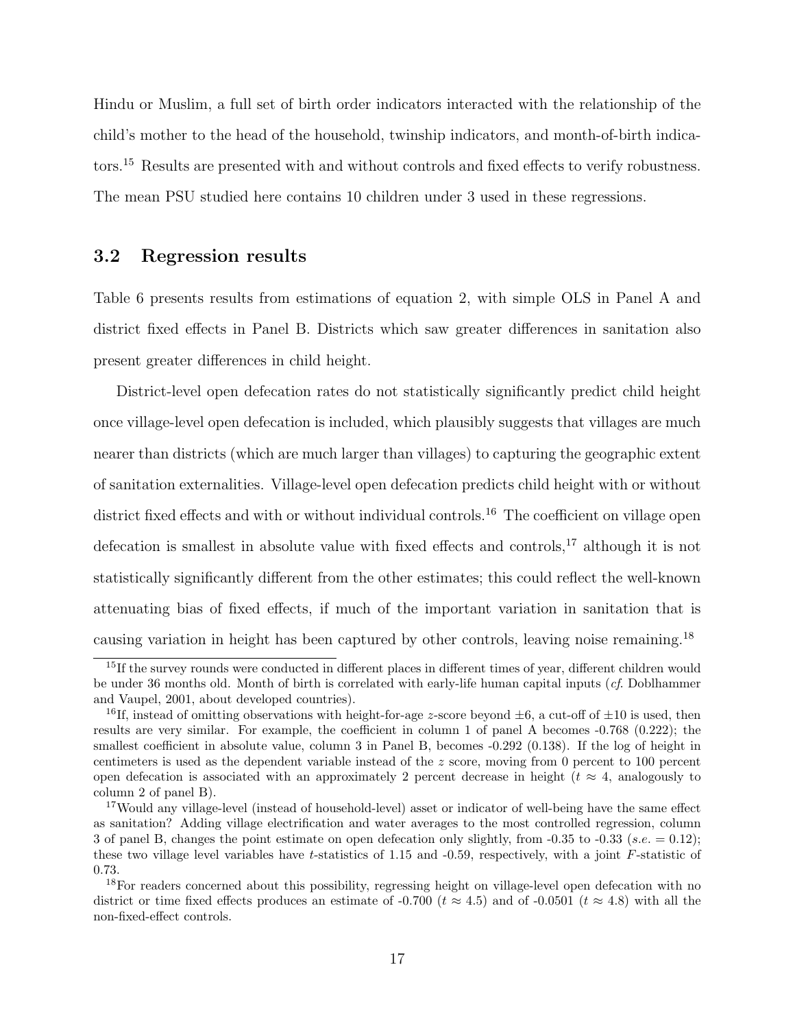Hindu or Muslim, a full set of birth order indicators interacted with the relationship of the child's mother to the head of the household, twinship indicators, and month-of-birth indicators.[15] Results are presented with and without controls and fixed effects to verify robustness. The mean PSU studied here contains 10 children under 3 used in these regressions.

### 3.2 Regression results

Table 6 presents results from estimations of equation 2, with simple OLS in Panel A and district fixed effects in Panel B. Districts which saw greater differences in sanitation also present greater differences in child height.

District-level open defecation rates do not statistically significantly predict child height once village-level open defecation is included, which plausibly suggests that villages are much nearer than districts (which are much larger than villages) to capturing the geographic extent of sanitation externalities. Village-level open defecation predicts child height with or without district fixed effects and with or without individual controls.[16] The coefficient on village open defecation is smallest in absolute value with fixed effects and controls,[17] although it is not statistically significantly different from the other estimates; this could reflect the well-known attenuating bias of fixed effects, if much of the important variation in sanitation that is causing variation in height has been captured by other controls, leaving noise remaining.[18]

---

[15] If the survey rounds were conducted in different places in different times of year, different children would be under 36 months old. Month of birth is correlated with early-life human capital inputs (*cf.* Doblhammer and Vaupel, 2001, about developed countries).

[16] If, instead of omitting observations with height-for-age $z$-score beyond $\pm 6$, a cut-off of $\pm 10$ is used, then results are very similar. For example, the coefficient in column 1 of panel A becomes -0.768 (0.222); the smallest coefficient in absolute value, column 3 in Panel B, becomes -0.292 (0.138). If the log of height in centimeters is used as the dependent variable instead of the $z$ score, moving from 0 percent to 100 percent open defecation is associated with an approximately 2 percent decrease in height ($t \approx 4$, analogously to column 2 of panel B).

[17] Would any village-level (instead of household-level) asset or indicator of well-being have the same effect as sanitation? Adding village electrification and water averages to the most controlled regression, column 3 of panel B, changes the point estimate on open defecation only slightly, from -0.35 to -0.33 (*s.e.* = 0.12); these two village level variables have $t$-statistics of 1.15 and -0.59, respectively, with a joint $F$-statistic of 0.73.

[18] For readers concerned about this possibility, regressing height on village-level open defecation with no district or time fixed effects produces an estimate of -0.700 ($t \approx 4.5$) and of -0.0501 ($t \approx 4.8$) with all the non-fixed-effect controls.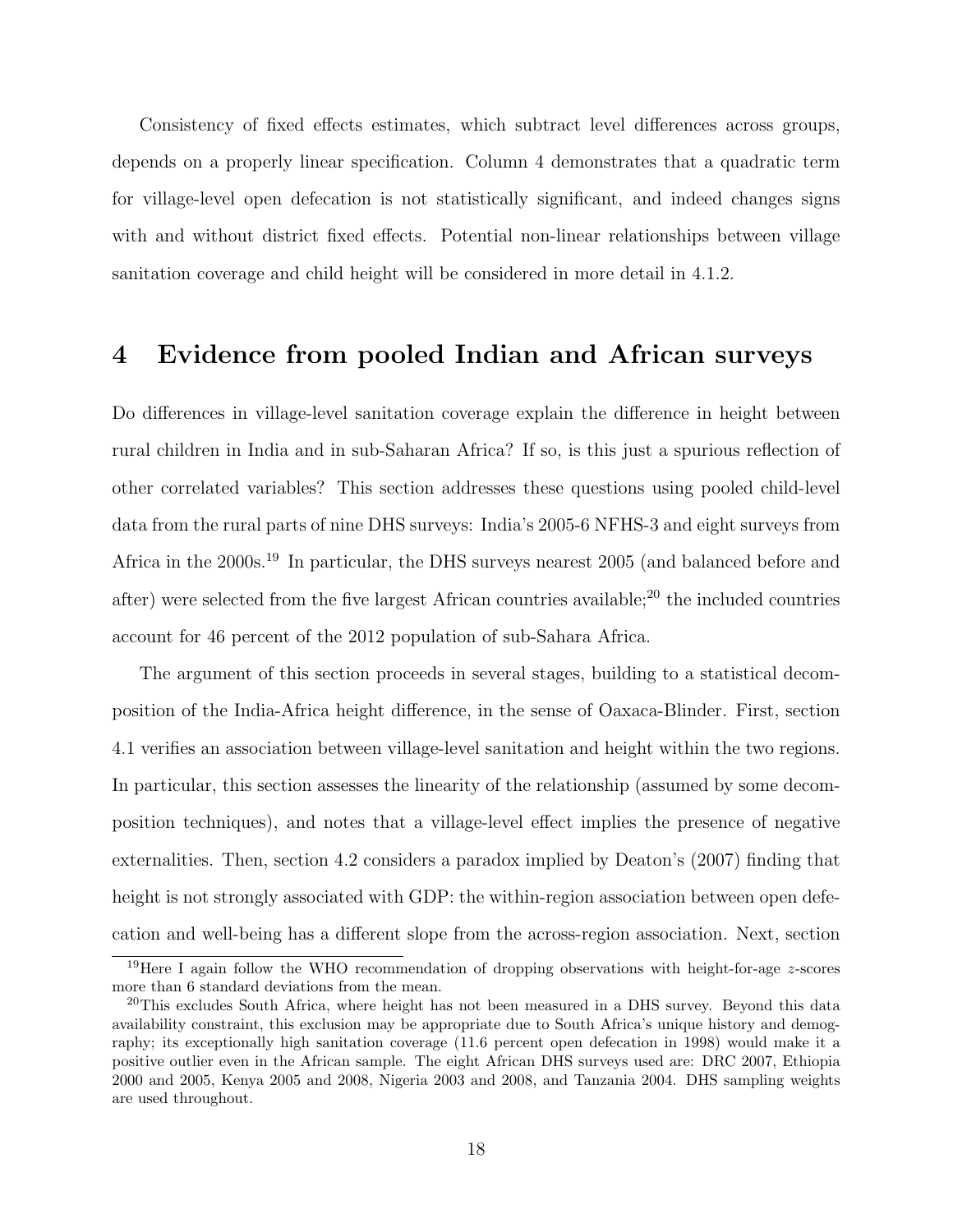Consistency of fixed effects estimates, which subtract level differences across groups, depends on a properly linear specification. Column 4 demonstrates that a quadratic term for village-level open defecation is not statistically significant, and indeed changes signs with and without district fixed effects. Potential non-linear relationships between village sanitation coverage and child height will be considered in more detail in 4.1.2.

# 4 Evidence from pooled Indian and African surveys

Do differences in village-level sanitation coverage explain the difference in height between rural children in India and in sub-Saharan Africa? If so, is this just a spurious reflection of other correlated variables? This section addresses these questions using pooled child-level data from the rural parts of nine DHS surveys: India's 2005-6 NFHS-3 and eight surveys from Africa in the 2000s.[19] In particular, the DHS surveys nearest 2005 (and balanced before and after) were selected from the five largest African countries available;[20] the included countries account for 46 percent of the 2012 population of sub-Sahara Africa.

The argument of this section proceeds in several stages, building to a statistical decomposition of the India-Africa height difference, in the sense of Oaxaca-Blinder. First, section 4.1 verifies an association between village-level sanitation and height within the two regions. In particular, this section assesses the linearity of the relationship (assumed by some decomposition techniques), and notes that a village-level effect implies the presence of negative externalities. Then, section 4.2 considers a paradox implied by Deaton's (2007) finding that height is not strongly associated with GDP: the within-region association between open defecation and well-being has a different slope from the across-region association. Next, section

[19] Here I again follow the WHO recommendation of dropping observations with height-for-age $z$-scores more than 6 standard deviations from the mean.

[20] This excludes South Africa, where height has not been measured in a DHS survey. Beyond this data availability constraint, this exclusion may be appropriate due to South Africa's unique history and demography; its exceptionally high sanitation coverage (11.6 percent open defecation in 1998) would make it a positive outlier even in the African sample. The eight African DHS surveys used are: DRC 2007, Ethiopia 2000 and 2005, Kenya 2005 and 2008, Nigeria 2003 and 2008, and Tanzania 2004. DHS sampling weights are used throughout.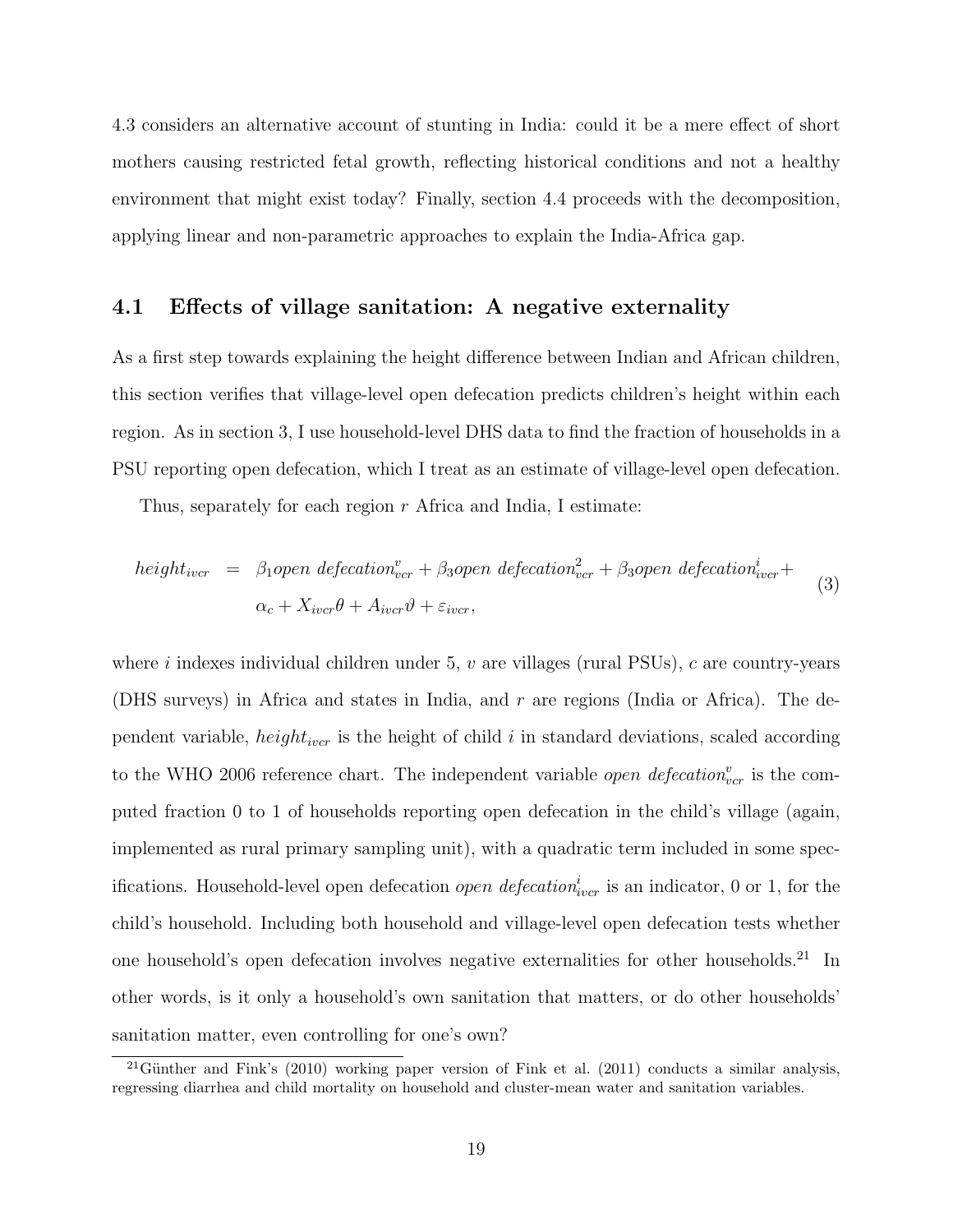4.3 considers an alternative account of stunting in India: could it be a mere effect of short mothers causing restricted fetal growth, reflecting historical conditions and not a healthy environment that might exist today? Finally, section 4.4 proceeds with the decomposition, applying linear and non-parametric approaches to explain the India-Africa gap.

## 4.1 Effects of village sanitation: A negative externality

As a first step towards explaining the height difference between Indian and African children, this section verifies that village-level open defecation predicts children's height within each region. As in section 3, I use household-level DHS data to find the fraction of households in a PSU reporting open defecation, which I treat as an estimate of village-level open defecation.

Thus, separately for each region $r$ Africa and India, I estimate:

$$
\begin{aligned}
height_{ivcr} \;\; = \;\; & \beta_1 open\ defecation^{v}_{vcr} + \beta_3 open\ defecation^{2}_{vcr} + \beta_3 open\ defecation^{i}_{ivcr} + \\
& \alpha_c + X_{ivcr}\theta + A_{ivcr}\vartheta + \varepsilon_{ivcr},
\end{aligned}
\tag{3}
$$

where $i$ indexes individual children under 5, $v$ are villages (rural PSUs), $c$ are country-years (DHS surveys) in Africa and states in India, and $r$ are regions (India or Africa). The dependent variable, $height_{ivcr}$ is the height of child $i$ in standard deviations, scaled according to the WHO 2006 reference chart. The independent variable $open\ defecation^{v}_{vcr}$ is the computed fraction 0 to 1 of households reporting open defecation in the child's village (again, implemented as rural primary sampling unit), with a quadratic term included in some specifications. Household-level open defecation $open\ defecation^{i}_{ivcr}$ is an indicator, 0 or 1, for the child's household. Including both household and village-level open defecation tests whether one household's open defecation involves negative externalities for other households.[21] In other words, is it only a household's own sanitation that matters, or do other households' sanitation matter, even controlling for one's own?

[21] Günther and Fink's (2010) working paper version of Fink et al. (2011) conducts a similar analysis, regressing diarrhea and child mortality on household and cluster-mean water and sanitation variables.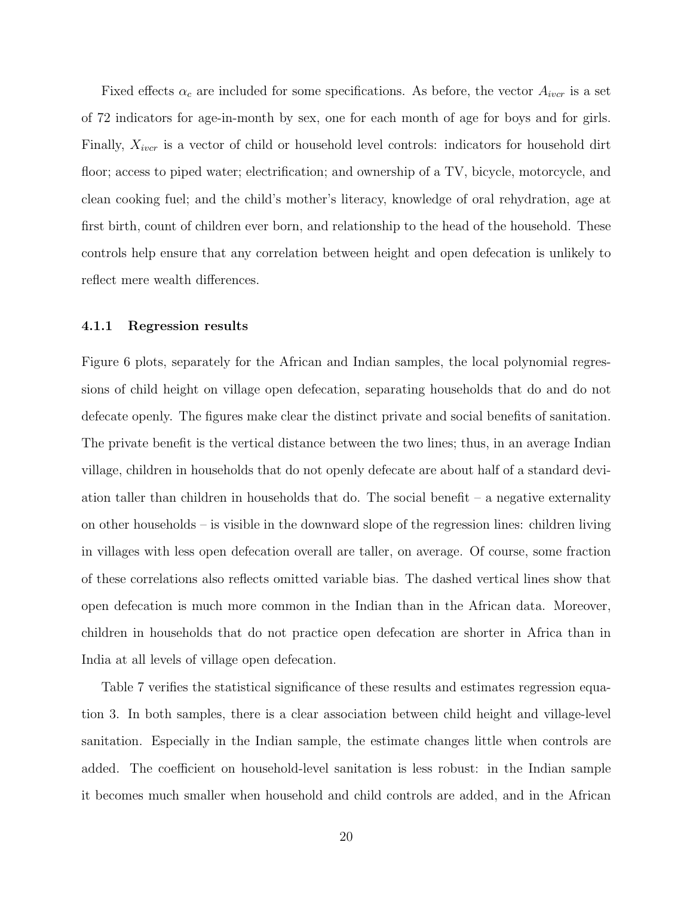Fixed effects $\alpha_c$ are included for some specifications. As before, the vector $A_{ivcr}$ is a set of 72 indicators for age-in-month by sex, one for each month of age for boys and for girls. Finally, $X_{ivcr}$ is a vector of child or household level controls: indicators for household dirt floor; access to piped water; electrification; and ownership of a TV, bicycle, motorcycle, and clean cooking fuel; and the child's mother's literacy, knowledge of oral rehydration, age at first birth, count of children ever born, and relationship to the head of the household. These controls help ensure that any correlation between height and open defecation is unlikely to reflect mere wealth differences.

### 4.1.1 Regression results

Figure 6 plots, separately for the African and Indian samples, the local polynomial regressions of child height on village open defecation, separating households that do and do not defecate openly. The figures make clear the distinct private and social benefits of sanitation. The private benefit is the vertical distance between the two lines; thus, in an average Indian village, children in households that do not openly defecate are about half of a standard deviation taller than children in households that do. The social benefit – a negative externality on other households – is visible in the downward slope of the regression lines: children living in villages with less open defecation overall are taller, on average. Of course, some fraction of these correlations also reflects omitted variable bias. The dashed vertical lines show that open defecation is much more common in the Indian than in the African data. Moreover, children in households that do not practice open defecation are shorter in Africa than in India at all levels of village open defecation.

Table 7 verifies the statistical significance of these results and estimates regression equation 3. In both samples, there is a clear association between child height and village-level sanitation. Especially in the Indian sample, the estimate changes little when controls are added. The coefficient on household-level sanitation is less robust: in the Indian sample it becomes much smaller when household and child controls are added, and in the African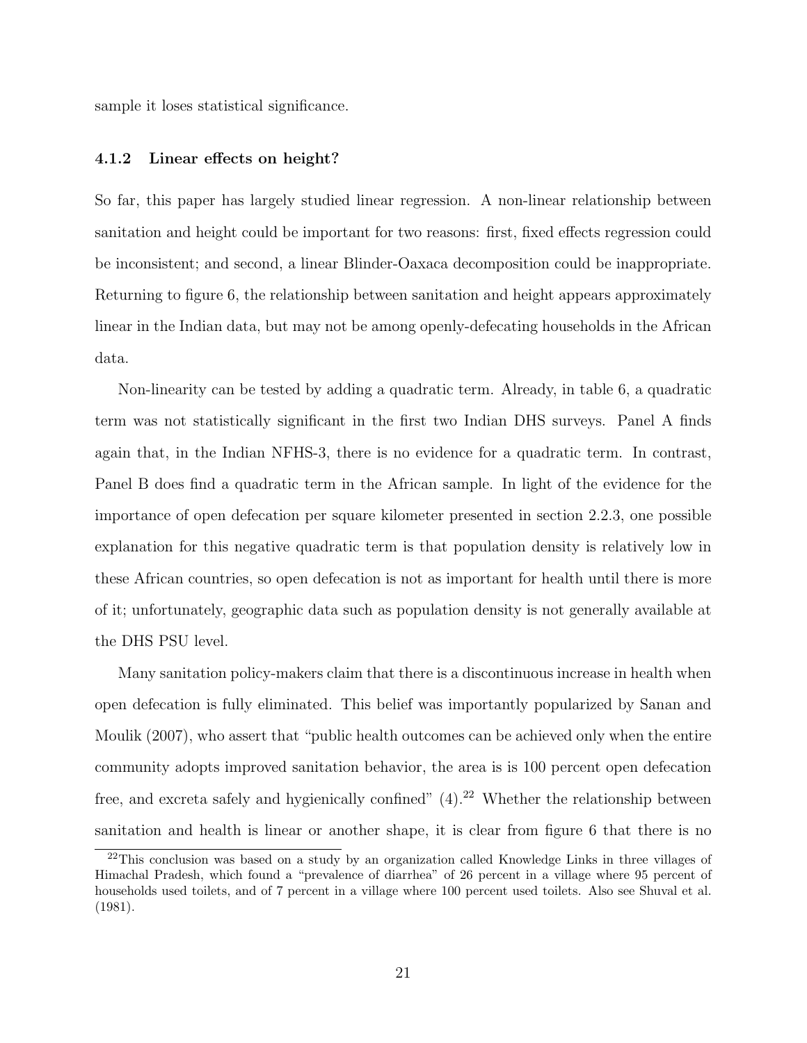sample it loses statistical significance.

### 4.1.2 Linear effects on height?

So far, this paper has largely studied linear regression. A non-linear relationship between sanitation and height could be important for two reasons: first, fixed effects regression could be inconsistent; and second, a linear Blinder-Oaxaca decomposition could be inappropriate. Returning to figure 6, the relationship between sanitation and height appears approximately linear in the Indian data, but may not be among openly-defecating households in the African data.

Non-linearity can be tested by adding a quadratic term. Already, in table 6, a quadratic term was not statistically significant in the first two Indian DHS surveys. Panel A finds again that, in the Indian NFHS-3, there is no evidence for a quadratic term. In contrast, Panel B does find a quadratic term in the African sample. In light of the evidence for the importance of open defecation per square kilometer presented in section 2.2.3, one possible explanation for this negative quadratic term is that population density is relatively low in these African countries, so open defecation is not as important for health until there is more of it; unfortunately, geographic data such as population density is not generally available at the DHS PSU level.

Many sanitation policy-makers claim that there is a discontinuous increase in health when open defecation is fully eliminated. This belief was importantly popularized by Sanan and Moulik (2007), who assert that "public health outcomes can be achieved only when the entire community adopts improved sanitation behavior, the area is is 100 percent open defecation free, and excreta safely and hygienically confined" (4).[22] Whether the relationship between sanitation and health is linear or another shape, it is clear from figure 6 that there is no

[22] This conclusion was based on a study by an organization called Knowledge Links in three villages of Himachal Pradesh, which found a "prevalence of diarrhea" of 26 percent in a village where 95 percent of households used toilets, and of 7 percent in a village where 100 percent used toilets. Also see Shuval et al. (1981).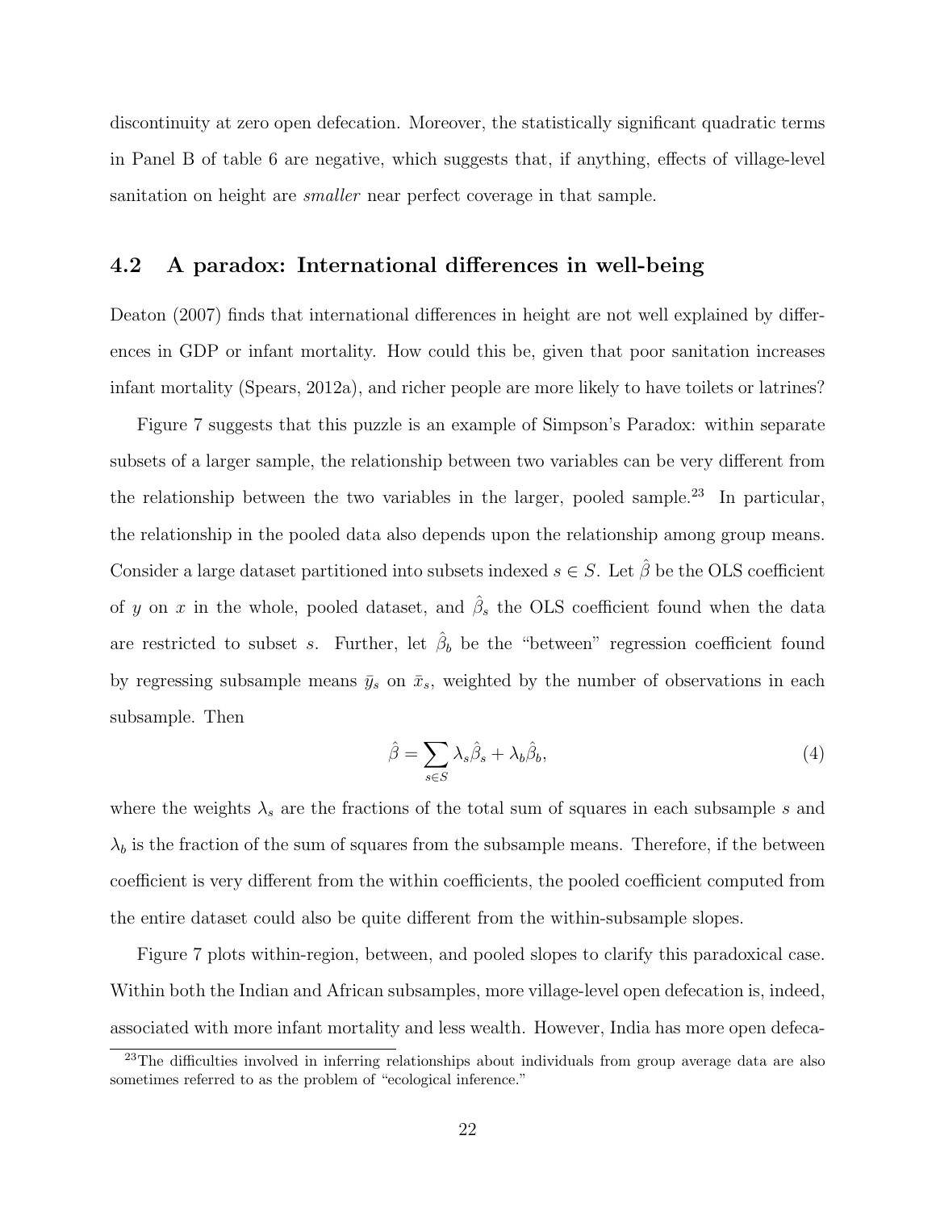discontinuity at zero open defecation. Moreover, the statistically significant quadratic terms in Panel B of table 6 are negative, which suggests that, if anything, effects of village-level sanitation on height are *smaller* near perfect coverage in that sample.

## 4.2 A paradox: International differences in well-being

Deaton (2007) finds that international differences in height are not well explained by differences in GDP or infant mortality. How could this be, given that poor sanitation increases infant mortality (Spears, 2012a), and richer people are more likely to have toilets or latrines?

Figure 7 suggests that this puzzle is an example of Simpson's Paradox: within separate subsets of a larger sample, the relationship between two variables can be very different from the relationship between the two variables in the larger, pooled sample.[23] In particular, the relationship in the pooled data also depends upon the relationship among group means. Consider a large dataset partitioned into subsets indexed $s \in S$. Let $\hat{\beta}$ be the OLS coefficient of $y$ on $x$ in the whole, pooled dataset, and $\hat{\beta}_s$ the OLS coefficient found when the data are restricted to subset $s$. Further, let $\hat{\beta}_b$ be the "between" regression coefficient found by regressing subsample means $\bar{y}_s$ on $\bar{x}_s$, weighted by the number of observations in each subsample. Then

$$\hat{\beta} = \sum_{s \in S} \lambda_s \hat{\beta}_s + \lambda_b \hat{\beta}_b, \tag{4}$$

where the weights $\lambda_s$ are the fractions of the total sum of squares in each subsample $s$ and $\lambda_b$ is the fraction of the sum of squares from the subsample means. Therefore, if the between coefficient is very different from the within coefficients, the pooled coefficient computed from the entire dataset could also be quite different from the within-subsample slopes.

Figure 7 plots within-region, between, and pooled slopes to clarify this paradoxical case. Within both the Indian and African subsamples, more village-level open defecation is, indeed, associated with more infant mortality and less wealth. However, India has more open defeca-

[23] The difficulties involved in inferring relationships about individuals from group average data are also sometimes referred to as the problem of "ecological inference."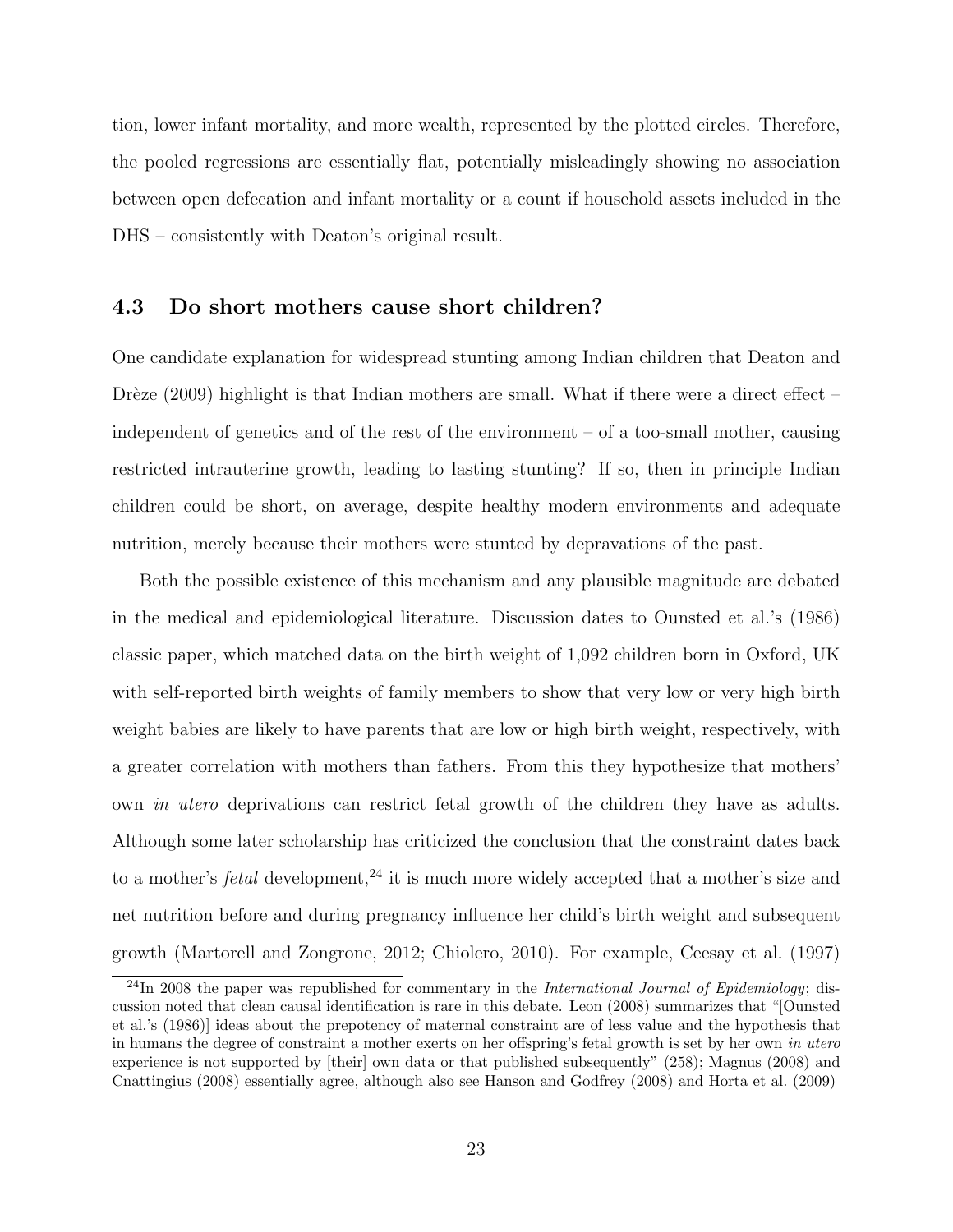tion, lower infant mortality, and more wealth, represented by the plotted circles. Therefore, the pooled regressions are essentially flat, potentially misleadingly showing no association between open defecation and infant mortality or a count if household assets included in the DHS – consistently with Deaton's original result.

### 4.3 Do short mothers cause short children?

One candidate explanation for widespread stunting among Indian children that Deaton and Drèze (2009) highlight is that Indian mothers are small. What if there were a direct effect – independent of genetics and of the rest of the environment – of a too-small mother, causing restricted intrauterine growth, leading to lasting stunting? If so, then in principle Indian children could be short, on average, despite healthy modern environments and adequate nutrition, merely because their mothers were stunted by depravations of the past.

Both the possible existence of this mechanism and any plausible magnitude are debated in the medical and epidemiological literature. Discussion dates to Ounsted et al.'s (1986) classic paper, which matched data on the birth weight of 1,092 children born in Oxford, UK with self-reported birth weights of family members to show that very low or very high birth weight babies are likely to have parents that are low or high birth weight, respectively, with a greater correlation with mothers than fathers. From this they hypothesize that mothers' own *in utero* deprivations can restrict fetal growth of the children they have as adults. Although some later scholarship has criticized the conclusion that the constraint dates back to a mother's *fetal* development,[24] it is much more widely accepted that a mother's size and net nutrition before and during pregnancy influence her child's birth weight and subsequent growth (Martorell and Zongrone, 2012; Chiolero, 2010). For example, Ceesay et al. (1997)

[24] In 2008 the paper was republished for commentary in the *International Journal of Epidemiology*; discussion noted that clean causal identification is rare in this debate. Leon (2008) summarizes that "[Ounsted et al.'s (1986)] ideas about the prepotency of maternal constraint are of less value and the hypothesis that in humans the degree of constraint a mother exerts on her offspring's fetal growth is set by her own *in utero* experience is not supported by [their] own data or that published subsequently" (258); Magnus (2008) and Cnattingius (2008) essentially agree, although also see Hanson and Godfrey (2008) and Horta et al. (2009)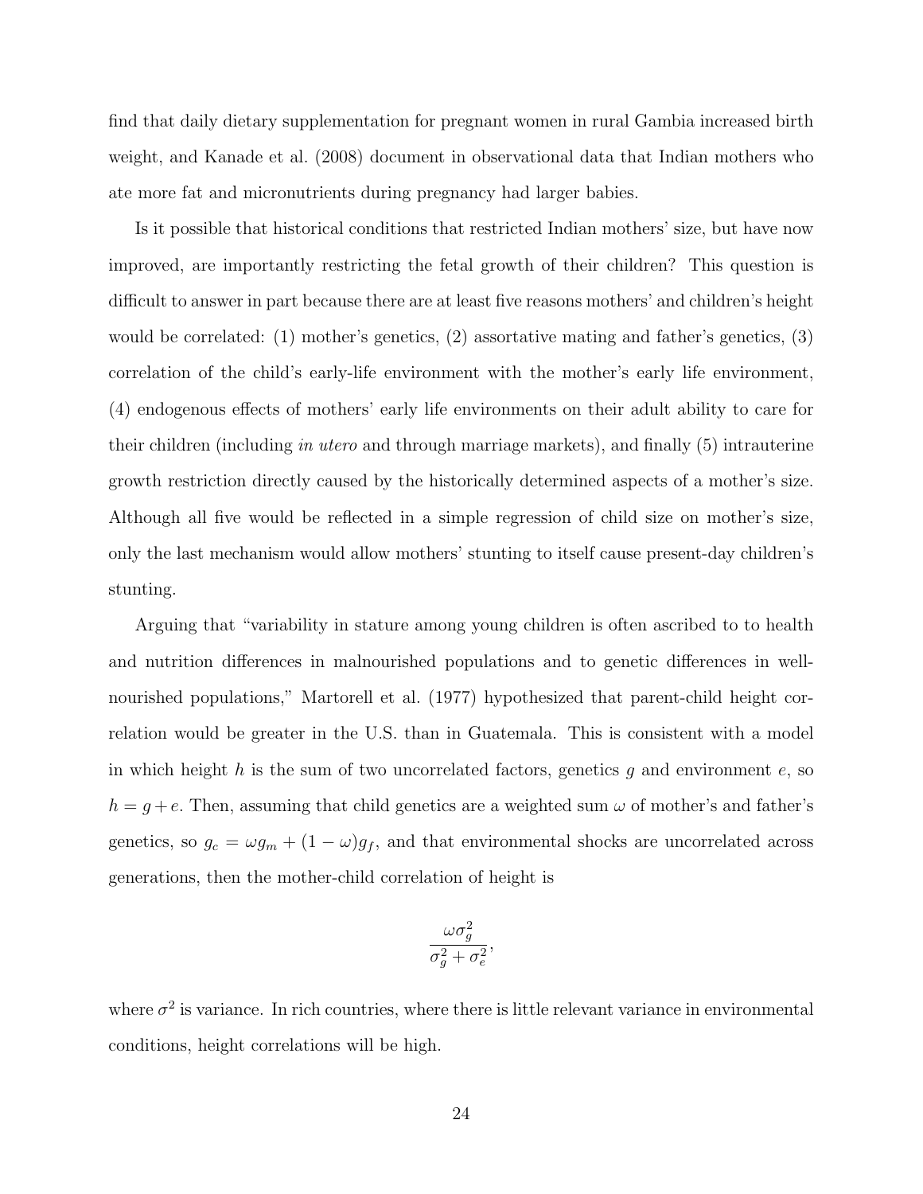find that daily dietary supplementation for pregnant women in rural Gambia increased birth weight, and Kanade et al. (2008) document in observational data that Indian mothers who ate more fat and micronutrients during pregnancy had larger babies.

Is it possible that historical conditions that restricted Indian mothers' size, but have now improved, are importantly restricting the fetal growth of their children? This question is difficult to answer in part because there are at least five reasons mothers' and children's height would be correlated: (1) mother's genetics, (2) assortative mating and father's genetics, (3) correlation of the child's early-life environment with the mother's early life environment, (4) endogenous effects of mothers' early life environments on their adult ability to care for their children (including *in utero* and through marriage markets), and finally (5) intrauterine growth restriction directly caused by the historically determined aspects of a mother's size. Although all five would be reflected in a simple regression of child size on mother's size, only the last mechanism would allow mothers' stunting to itself cause present-day children's stunting.

Arguing that "variability in stature among young children is often ascribed to to health and nutrition differences in malnourished populations and to genetic differences in well-nourished populations," Martorell et al. (1977) hypothesized that parent-child height correlation would be greater in the U.S. than in Guatemala. This is consistent with a model in which height $h$ is the sum of two uncorrelated factors, genetics $g$ and environment $e$, so $h = g + e$. Then, assuming that child genetics are a weighted sum $\omega$ of mother's and father's genetics, so $g_c = \omega g_m + (1 - \omega) g_f$, and that environmental shocks are uncorrelated across generations, then the mother-child correlation of height is

$$\frac{\omega \sigma_g^2}{\sigma_g^2 + \sigma_e^2},$$

where $\sigma^2$ is variance. In rich countries, where there is little relevant variance in environmental conditions, height correlations will be high.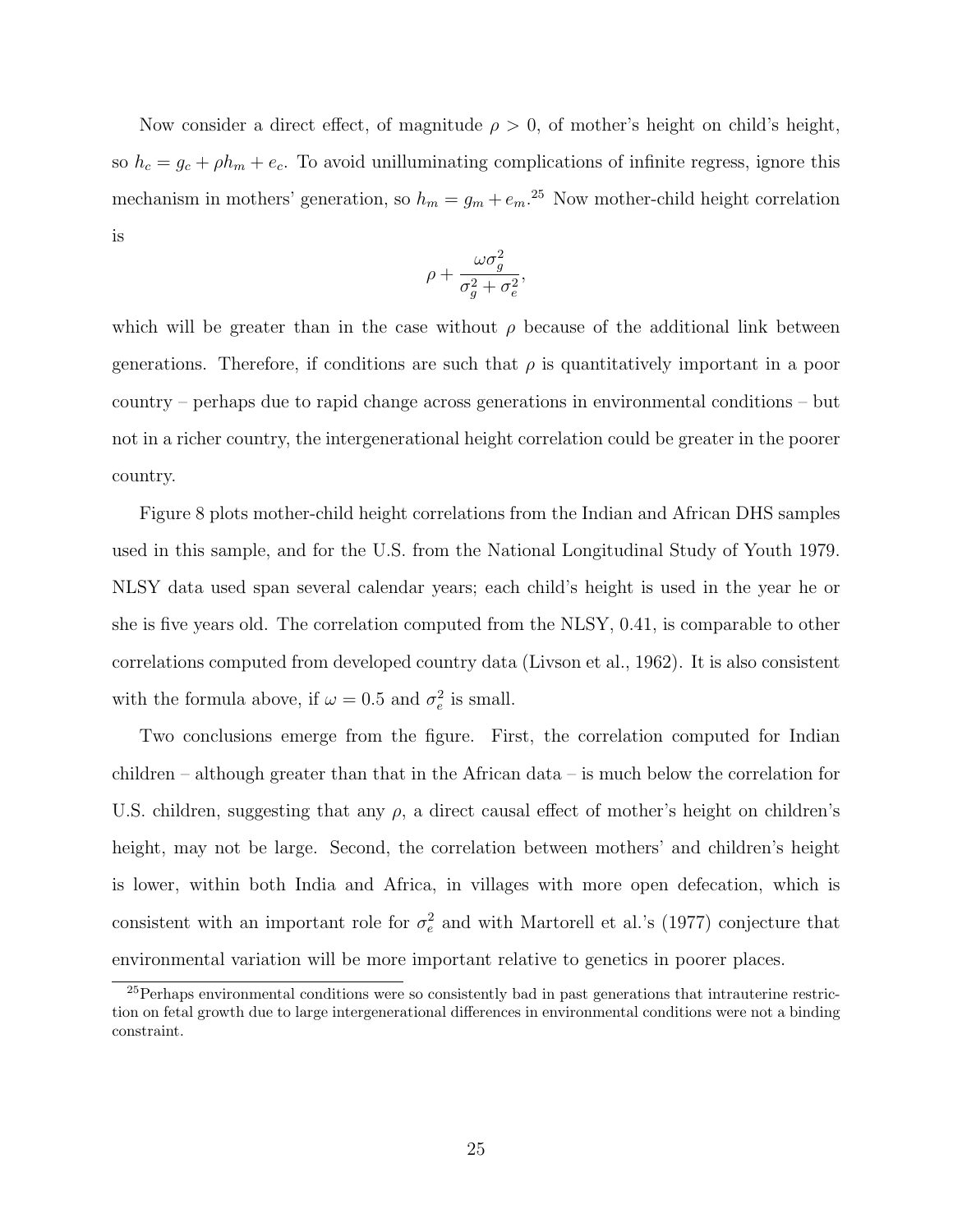Now consider a direct effect, of magnitude $\rho > 0$, of mother's height on child's height, so $h_c = g_c + \rho h_m + e_c$. To avoid unilluminating complications of infinite regress, ignore this mechanism in mothers' generation, so $h_m = g_m + e_m$.[25] Now mother-child height correlation is

$$\rho + \frac{\omega \sigma_g^2}{\sigma_g^2 + \sigma_e^2},$$

which will be greater than in the case without $\rho$ because of the additional link between generations. Therefore, if conditions are such that $\rho$ is quantitatively important in a poor country – perhaps due to rapid change across generations in environmental conditions – but not in a richer country, the intergenerational height correlation could be greater in the poorer country.

Figure 8 plots mother-child height correlations from the Indian and African DHS samples used in this sample, and for the U.S. from the National Longitudinal Study of Youth 1979. NLSY data used span several calendar years; each child's height is used in the year he or she is five years old. The correlation computed from the NLSY, 0.41, is comparable to other correlations computed from developed country data (Livson et al., 1962). It is also consistent with the formula above, if $\omega = 0.5$ and $\sigma_e^2$ is small.

Two conclusions emerge from the figure. First, the correlation computed for Indian children – although greater than that in the African data – is much below the correlation for U.S. children, suggesting that any $\rho$, a direct causal effect of mother's height on children's height, may not be large. Second, the correlation between mothers' and children's height is lower, within both India and Africa, in villages with more open defecation, which is consistent with an important role for $\sigma_e^2$ and with Martorell et al.'s (1977) conjecture that environmental variation will be more important relative to genetics in poorer places.

[25] Perhaps environmental conditions were so consistently bad in past generations that intrauterine restriction on fetal growth due to large intergenerational differences in environmental conditions were not a binding constraint.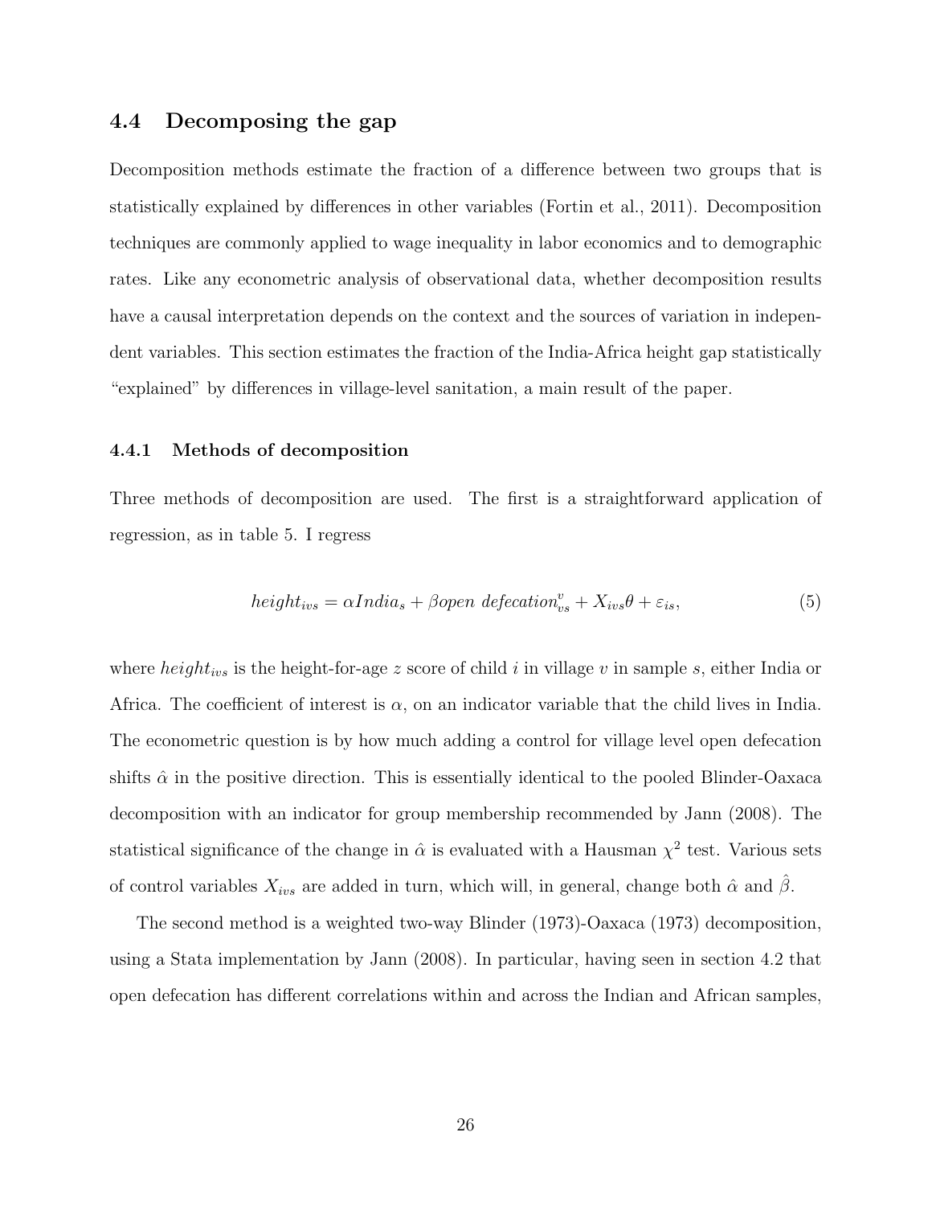### 4.4 Decomposing the gap

Decomposition methods estimate the fraction of a difference between two groups that is statistically explained by differences in other variables (Fortin et al., 2011). Decomposition techniques are commonly applied to wage inequality in labor economics and to demographic rates. Like any econometric analysis of observational data, whether decomposition results have a causal interpretation depends on the context and the sources of variation in independent variables. This section estimates the fraction of the India-Africa height gap statistically "explained" by differences in village-level sanitation, a main result of the paper.

#### 4.4.1 Methods of decomposition

Three methods of decomposition are used. The first is a straightforward application of regression, as in table 5. I regress

$$height_{ivs} = \alpha India_s + \beta open\ defecation^v_{vs} + X_{ivs}\theta + \varepsilon_{is}, \tag{5}$$

where $height_{ivs}$ is the height-for-age $z$ score of child $i$ in village $v$ in sample $s$, either India or Africa. The coefficient of interest is $\alpha$, on an indicator variable that the child lives in India. The econometric question is by how much adding a control for village level open defecation shifts $\hat{\alpha}$ in the positive direction. This is essentially identical to the pooled Blinder-Oaxaca decomposition with an indicator for group membership recommended by Jann (2008). The statistical significance of the change in $\hat{\alpha}$ is evaluated with a Hausman $\chi^2$ test. Various sets of control variables $X_{ivs}$ are added in turn, which will, in general, change both $\hat{\alpha}$ and $\hat{\beta}$.

The second method is a weighted two-way Blinder (1973)-Oaxaca (1973) decomposition, using a Stata implementation by Jann (2008). In particular, having seen in section 4.2 that open defecation has different correlations within and across the Indian and African samples,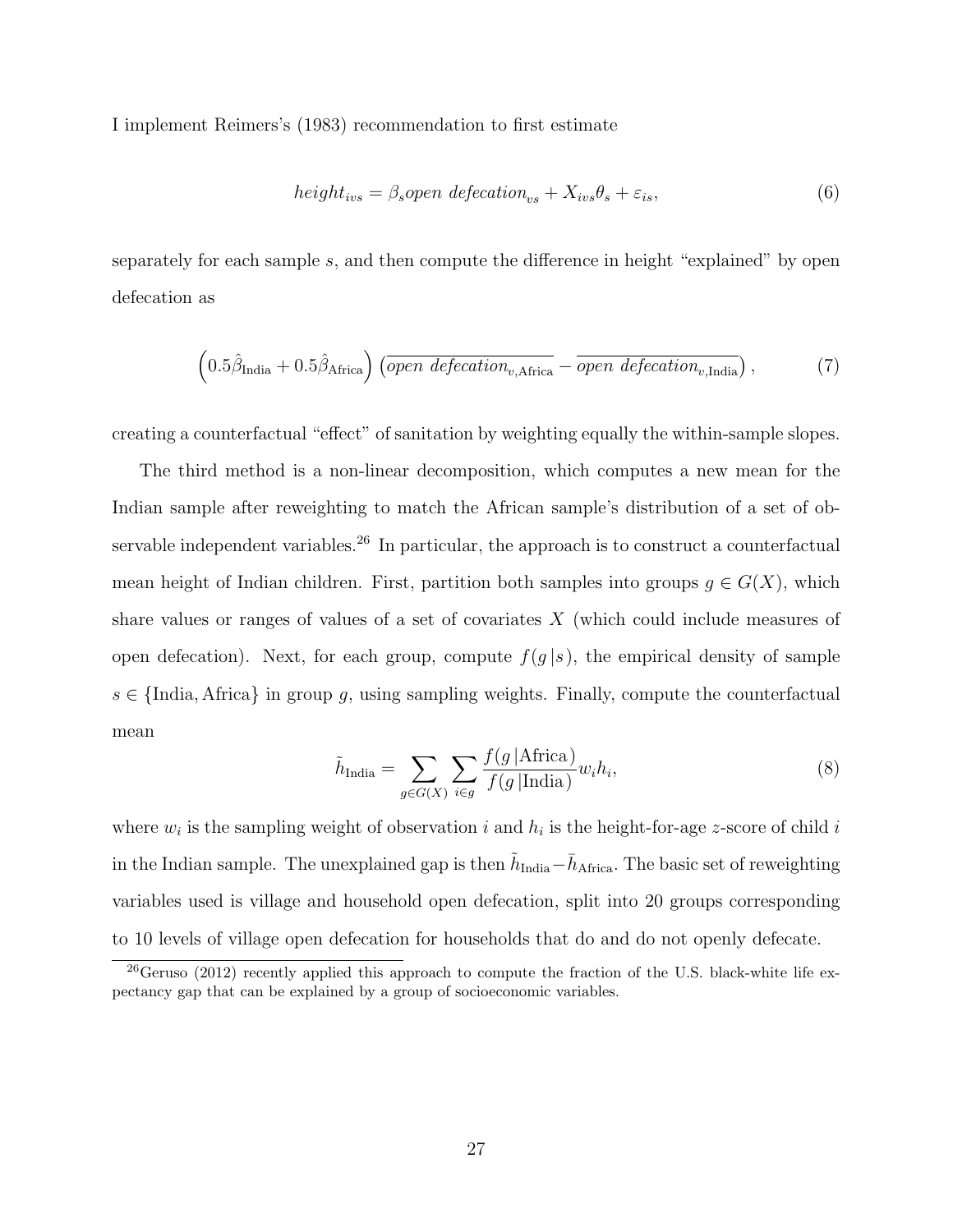I implement Reimers's (1983) recommendation to first estimate

$$height_{ivs} = \beta_s open\ defecation_{vs} + X_{ivs}\theta_s + \varepsilon_{is}, \tag{6}$$

separately for each sample $s$, and then compute the difference in height "explained" by open defecation as

$$\left(0.5\hat{\beta}_{\text{India}} + 0.5\hat{\beta}_{\text{Africa}}\right)\left(\overline{open\ defecation_{v,\text{Africa}}} - \overline{open\ defecation_{v,\text{India}}}\right), \tag{7}$$

creating a counterfactual "effect" of sanitation by weighting equally the within-sample slopes.

The third method is a non-linear decomposition, which computes a new mean for the Indian sample after reweighting to match the African sample's distribution of a set of observable independent variables.[26] In particular, the approach is to construct a counterfactual mean height of Indian children. First, partition both samples into groups $g \in G(X)$, which share values or ranges of values of a set of covariates $X$ (which could include measures of open defecation). Next, for each group, compute $f(g\,|s)$, the empirical density of sample $s \in \{\text{India}, \text{Africa}\}$ in group $g$, using sampling weights. Finally, compute the counterfactual mean

$$\tilde{h}_{\text{India}} = \sum_{g \in G(X)} \sum_{i \in g} \frac{f(g\,|\text{Africa})}{f(g\,|\text{India})} w_i h_i, \tag{8}$$

where $w_i$ is the sampling weight of observation $i$ and $h_i$ is the height-for-age $z$-score of child $i$ in the Indian sample. The unexplained gap is then $\tilde{h}_{\text{India}} - \bar{h}_{\text{Africa}}$. The basic set of reweighting variables used is village and household open defecation, split into 20 groups corresponding to 10 levels of village open defecation for households that do and do not openly defecate.

[26] Geruso (2012) recently applied this approach to compute the fraction of the U.S. black-white life expectancy gap that can be explained by a group of socioeconomic variables.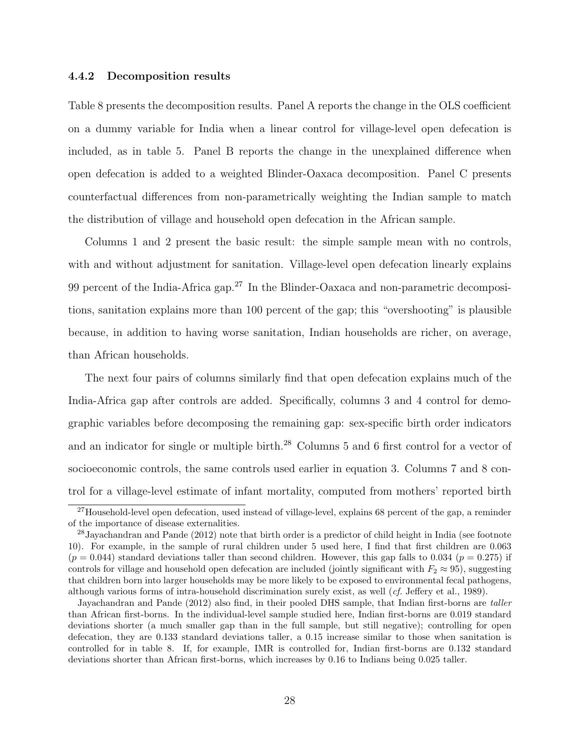### 4.4.2 Decomposition results

Table 8 presents the decomposition results. Panel A reports the change in the OLS coefficient on a dummy variable for India when a linear control for village-level open defecation is included, as in table 5. Panel B reports the change in the unexplained difference when open defecation is added to a weighted Blinder-Oaxaca decomposition. Panel C presents counterfactual differences from non-parametrically weighting the Indian sample to match the distribution of village and household open defecation in the African sample.

Columns 1 and 2 present the basic result: the simple sample mean with no controls, with and without adjustment for sanitation. Village-level open defecation linearly explains 99 percent of the India-Africa gap.[27] In the Blinder-Oaxaca and non-parametric decompositions, sanitation explains more than 100 percent of the gap; this "overshooting" is plausible because, in addition to having worse sanitation, Indian households are richer, on average, than African households.

The next four pairs of columns similarly find that open defecation explains much of the India-Africa gap after controls are added. Specifically, columns 3 and 4 control for demographic variables before decomposing the remaining gap: sex-specific birth order indicators and an indicator for single or multiple birth.[28] Columns 5 and 6 first control for a vector of socioeconomic controls, the same controls used earlier in equation 3. Columns 7 and 8 control for a village-level estimate of infant mortality, computed from mothers' reported birth

[27] Household-level open defecation, used instead of village-level, explains 68 percent of the gap, a reminder of the importance of disease externalities.

[28] Jayachandran and Pande (2012) note that birth order is a predictor of child height in India (see footnote 10). For example, in the sample of rural children under 5 used here, I find that first children are 0.063 ($p = 0.044$) standard deviations taller than second children. However, this gap falls to 0.034 ($p = 0.275$) if controls for village and household open defecation are included (jointly significant with $F_2 \approx 95$), suggesting that children born into larger households may be more likely to be exposed to environmental fecal pathogens, although various forms of intra-household discrimination surely exist, as well (*cf.* Jeffery et al., 1989).

Jayachandran and Pande (2012) also find, in their pooled DHS sample, that Indian first-borns are *taller* than African first-borns. In the individual-level sample studied here, Indian first-borns are 0.019 standard deviations shorter (a much smaller gap than in the full sample, but still negative); controlling for open defecation, they are 0.133 standard deviations taller, a 0.15 increase similar to those when sanitation is controlled for in table 8. If, for example, IMR is controlled for, Indian first-borns are 0.132 standard deviations shorter than African first-borns, which increases by 0.16 to Indians being 0.025 taller.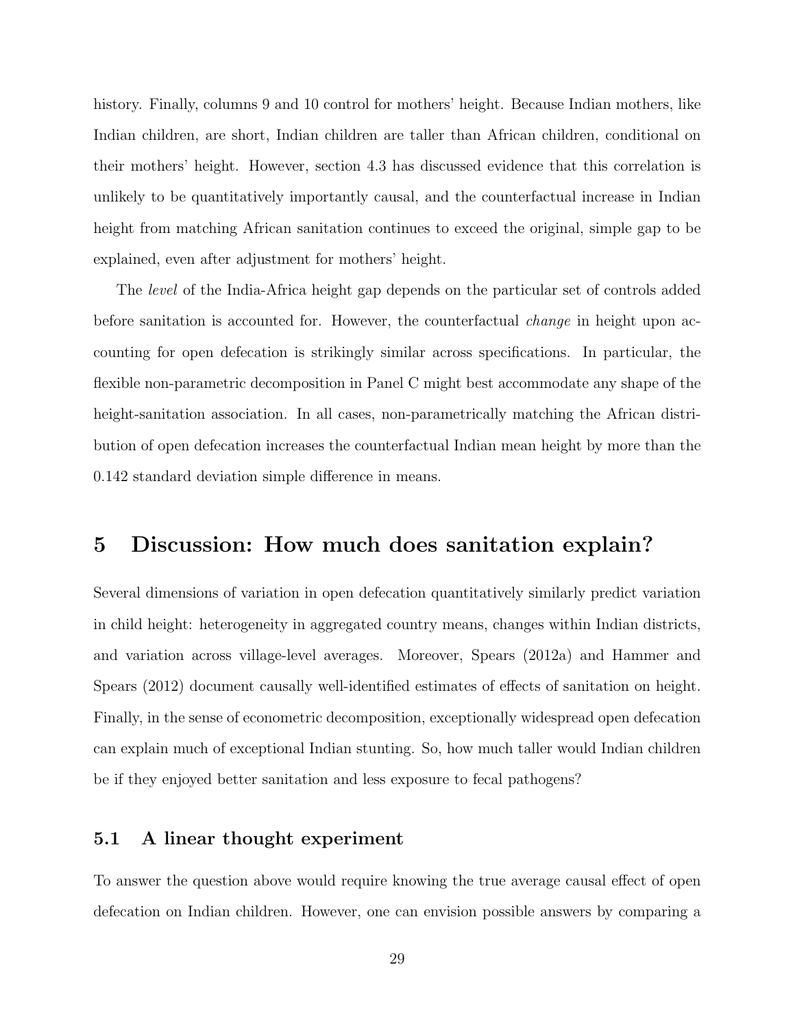history. Finally, columns 9 and 10 control for mothers' height. Because Indian mothers, like Indian children, are short, Indian children are taller than African children, conditional on their mothers' height. However, section 4.3 has discussed evidence that this correlation is unlikely to be quantitatively importantly causal, and the counterfactual increase in Indian height from matching African sanitation continues to exceed the original, simple gap to be explained, even after adjustment for mothers' height.

The *level* of the India-Africa height gap depends on the particular set of controls added before sanitation is accounted for. However, the counterfactual *change* in height upon accounting for open defecation is strikingly similar across specifications. In particular, the flexible non-parametric decomposition in Panel C might best accommodate any shape of the height-sanitation association. In all cases, non-parametrically matching the African distribution of open defecation increases the counterfactual Indian mean height by more than the 0.142 standard deviation simple difference in means.

# 5 Discussion: How much does sanitation explain?

Several dimensions of variation in open defecation quantitatively similarly predict variation in child height: heterogeneity in aggregated country means, changes within Indian districts, and variation across village-level averages. Moreover, Spears (2012a) and Hammer and Spears (2012) document causally well-identified estimates of effects of sanitation on height. Finally, in the sense of econometric decomposition, exceptionally widespread open defecation can explain much of exceptional Indian stunting. So, how much taller would Indian children be if they enjoyed better sanitation and less exposure to fecal pathogens?

## 5.1 A linear thought experiment

To answer the question above would require knowing the true average causal effect of open defecation on Indian children. However, one can envision possible answers by comparing a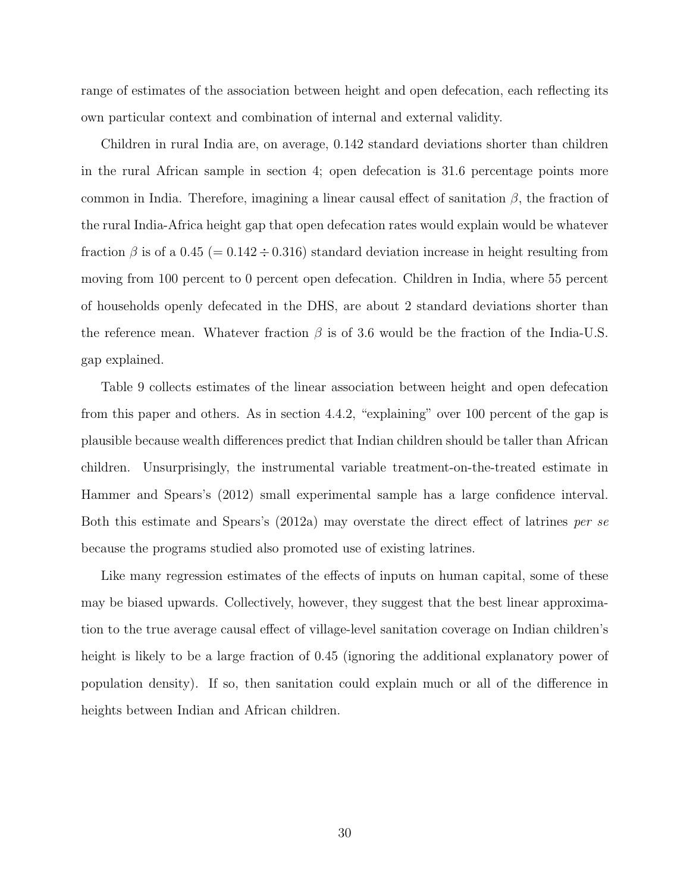range of estimates of the association between height and open defecation, each reflecting its own particular context and combination of internal and external validity.

Children in rural India are, on average, 0.142 standard deviations shorter than children in the rural African sample in section 4; open defecation is 31.6 percentage points more common in India. Therefore, imagining a linear causal effect of sanitation $\beta$, the fraction of the rural India-Africa height gap that open defecation rates would explain would be whatever fraction $\beta$ is of a 0.45 ($= 0.142 \div 0.316$) standard deviation increase in height resulting from moving from 100 percent to 0 percent open defecation. Children in India, where 55 percent of households openly defecated in the DHS, are about 2 standard deviations shorter than the reference mean. Whatever fraction $\beta$ is of 3.6 would be the fraction of the India-U.S. gap explained.

Table 9 collects estimates of the linear association between height and open defecation from this paper and others. As in section 4.4.2, "explaining" over 100 percent of the gap is plausible because wealth differences predict that Indian children should be taller than African children. Unsurprisingly, the instrumental variable treatment-on-the-treated estimate in Hammer and Spears's (2012) small experimental sample has a large confidence interval. Both this estimate and Spears's (2012a) may overstate the direct effect of latrines *per se* because the programs studied also promoted use of existing latrines.

Like many regression estimates of the effects of inputs on human capital, some of these may be biased upwards. Collectively, however, they suggest that the best linear approximation to the true average causal effect of village-level sanitation coverage on Indian children's height is likely to be a large fraction of 0.45 (ignoring the additional explanatory power of population density). If so, then sanitation could explain much or all of the difference in heights between Indian and African children.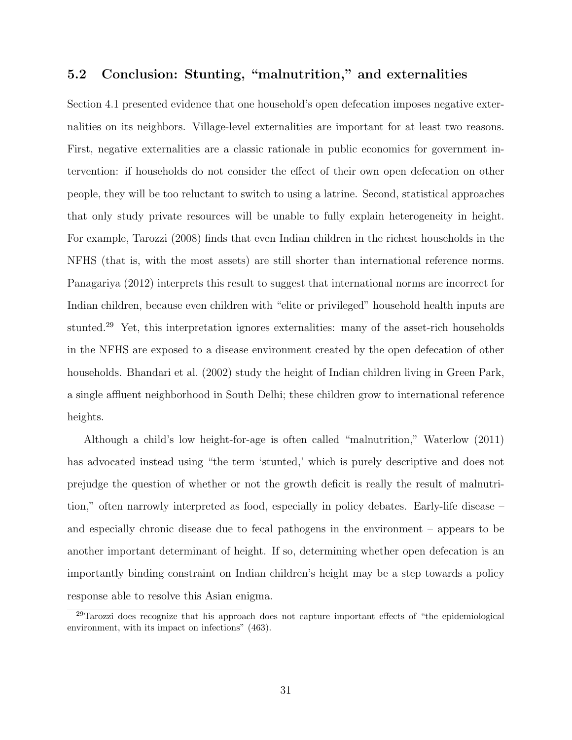## 5.2 Conclusion: Stunting, "malnutrition," and externalities

Section 4.1 presented evidence that one household's open defecation imposes negative externalities on its neighbors. Village-level externalities are important for at least two reasons. First, negative externalities are a classic rationale in public economics for government intervention: if households do not consider the effect of their own open defecation on other people, they will be too reluctant to switch to using a latrine. Second, statistical approaches that only study private resources will be unable to fully explain heterogeneity in height. For example, Tarozzi (2008) finds that even Indian children in the richest households in the NFHS (that is, with the most assets) are still shorter than international reference norms. Panagariya (2012) interprets this result to suggest that international norms are incorrect for Indian children, because even children with "elite or privileged" household health inputs are stunted.[29] Yet, this interpretation ignores externalities: many of the asset-rich households in the NFHS are exposed to a disease environment created by the open defecation of other households. Bhandari et al. (2002) study the height of Indian children living in Green Park, a single affluent neighborhood in South Delhi; these children grow to international reference heights.

Although a child's low height-for-age is often called "malnutrition," Waterlow (2011) has advocated instead using "the term 'stunted,' which is purely descriptive and does not prejudge the question of whether or not the growth deficit is really the result of malnutrition," often narrowly interpreted as food, especially in policy debates. Early-life disease – and especially chronic disease due to fecal pathogens in the environment – appears to be another important determinant of height. If so, determining whether open defecation is an importantly binding constraint on Indian children's height may be a step towards a policy response able to resolve this Asian enigma.

[29] Tarozzi does recognize that his approach does not capture important effects of "the epidemiological environment, with its impact on infections" (463).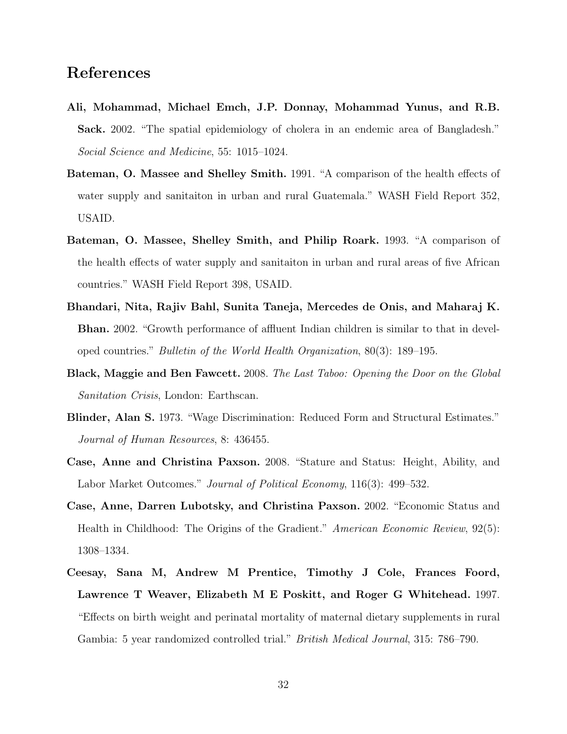## References

**Ali, Mohammad, Michael Emch, J.P. Donnay, Mohammad Yunus, and R.B. Sack.** 2002. "The spatial epidemiology of cholera in an endemic area of Bangladesh." *Social Science and Medicine*, 55: 1015–1024.

**Bateman, O. Massee and Shelley Smith.** 1991. "A comparison of the health effects of water supply and sanitaiton in urban and rural Guatemala." WASH Field Report 352, USAID.

**Bateman, O. Massee, Shelley Smith, and Philip Roark.** 1993. "A comparison of the health effects of water supply and sanitaiton in urban and rural areas of five African countries." WASH Field Report 398, USAID.

**Bhandari, Nita, Rajiv Bahl, Sunita Taneja, Mercedes de Onis, and Maharaj K. Bhan.** 2002. "Growth performance of affluent Indian children is similar to that in developed countries." *Bulletin of the World Health Organization*, 80(3): 189–195.

**Black, Maggie and Ben Fawcett.** 2008. *The Last Taboo: Opening the Door on the Global Sanitation Crisis*, London: Earthscan.

**Blinder, Alan S.** 1973. "Wage Discrimination: Reduced Form and Structural Estimates." *Journal of Human Resources*, 8: 436455.

**Case, Anne and Christina Paxson.** 2008. "Stature and Status: Height, Ability, and Labor Market Outcomes." *Journal of Political Economy*, 116(3): 499–532.

**Case, Anne, Darren Lubotsky, and Christina Paxson.** 2002. "Economic Status and Health in Childhood: The Origins of the Gradient." *American Economic Review*, 92(5): 1308–1334.

**Ceesay, Sana M, Andrew M Prentice, Timothy J Cole, Frances Foord, Lawrence T Weaver, Elizabeth M E Poskitt, and Roger G Whitehead.** 1997. "Effects on birth weight and perinatal mortality of maternal dietary supplements in rural Gambia: 5 year randomized controlled trial." *British Medical Journal*, 315: 786–790.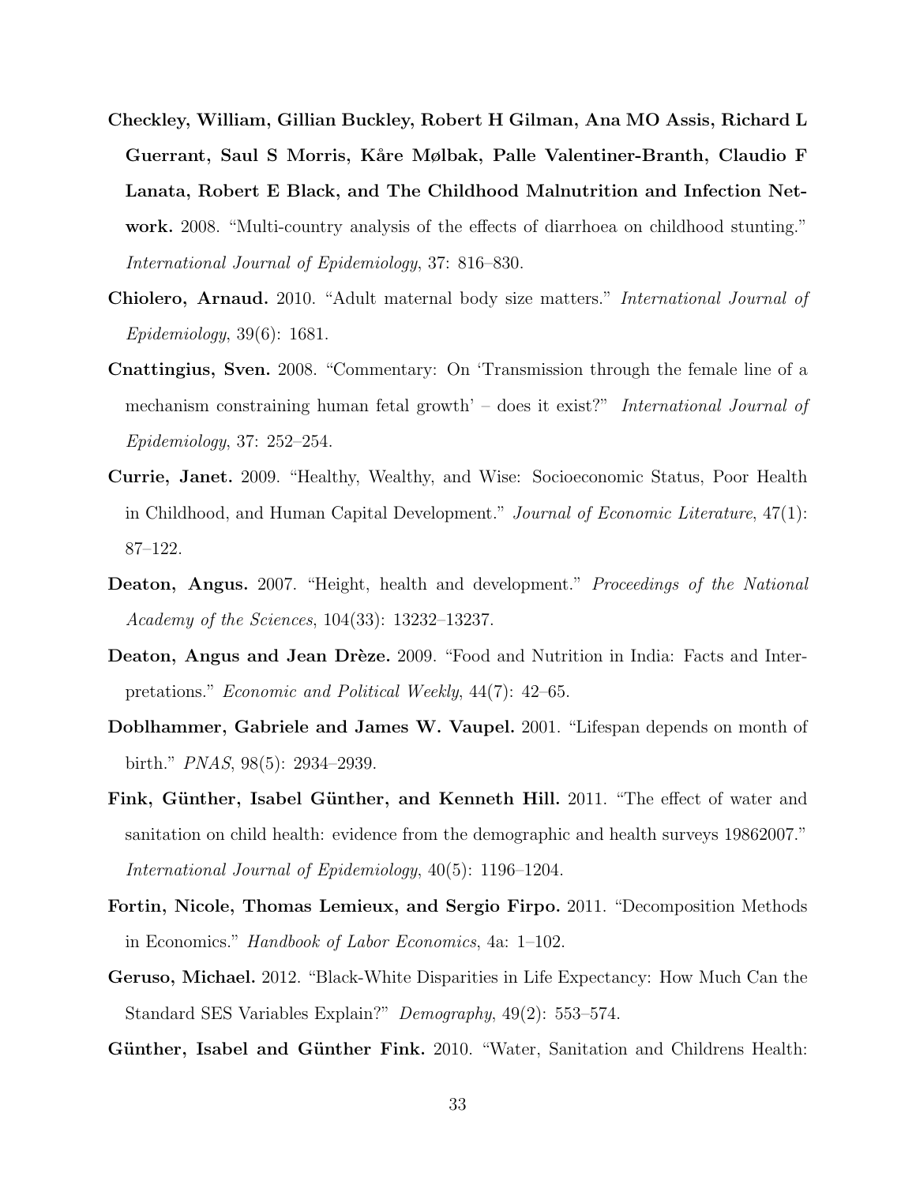**Checkley, William, Gillian Buckley, Robert H Gilman, Ana MO Assis, Richard L Guerrant, Saul S Morris, Kåre Mølbak, Palle Valentiner-Branth, Claudio F Lanata, Robert E Black, and The Childhood Malnutrition and Infection Network.** 2008. "Multi-country analysis of the effects of diarrhoea on childhood stunting." *International Journal of Epidemiology*, 37: 816–830.

**Chiolero, Arnaud.** 2010. "Adult maternal body size matters." *International Journal of Epidemiology*, 39(6): 1681.

**Cnattingius, Sven.** 2008. "Commentary: On 'Transmission through the female line of a mechanism constraining human fetal growth' – does it exist?" *International Journal of Epidemiology*, 37: 252–254.

**Currie, Janet.** 2009. "Healthy, Wealthy, and Wise: Socioeconomic Status, Poor Health in Childhood, and Human Capital Development." *Journal of Economic Literature*, 47(1): 87–122.

**Deaton, Angus.** 2007. "Height, health and development." *Proceedings of the National Academy of the Sciences*, 104(33): 13232–13237.

**Deaton, Angus and Jean Drèze.** 2009. "Food and Nutrition in India: Facts and Interpretations." *Economic and Political Weekly*, 44(7): 42–65.

**Doblhammer, Gabriele and James W. Vaupel.** 2001. "Lifespan depends on month of birth." *PNAS*, 98(5): 2934–2939.

**Fink, Günther, Isabel Günther, and Kenneth Hill.** 2011. "The effect of water and sanitation on child health: evidence from the demographic and health surveys 19862007." *International Journal of Epidemiology*, 40(5): 1196–1204.

**Fortin, Nicole, Thomas Lemieux, and Sergio Firpo.** 2011. "Decomposition Methods in Economics." *Handbook of Labor Economics*, 4a: 1–102.

**Geruso, Michael.** 2012. "Black-White Disparities in Life Expectancy: How Much Can the Standard SES Variables Explain?" *Demography*, 49(2): 553–574.

**Günther, Isabel and Günther Fink.** 2010. "Water, Sanitation and Childrens Health: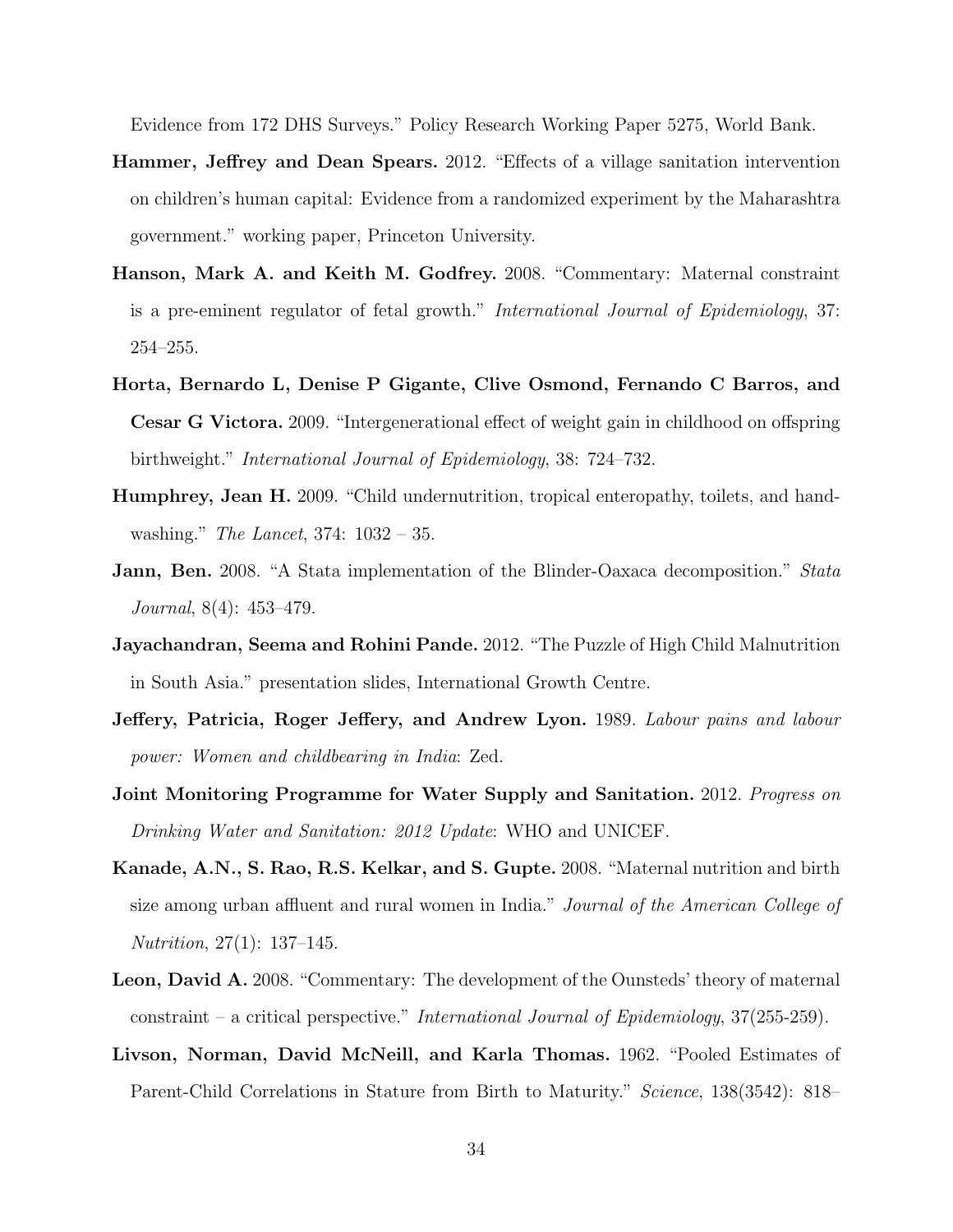Evidence from 172 DHS Surveys." Policy Research Working Paper 5275, World Bank.

**Hammer, Jeffrey and Dean Spears.** 2012. "Effects of a village sanitation intervention on children's human capital: Evidence from a randomized experiment by the Maharashtra government." working paper, Princeton University.

**Hanson, Mark A. and Keith M. Godfrey.** 2008. "Commentary: Maternal constraint is a pre-eminent regulator of fetal growth." *International Journal of Epidemiology*, 37: 254–255.

**Horta, Bernardo L, Denise P Gigante, Clive Osmond, Fernando C Barros, and Cesar G Victora.** 2009. "Intergenerational effect of weight gain in childhood on offspring birthweight." *International Journal of Epidemiology*, 38: 724–732.

**Humphrey, Jean H.** 2009. "Child undernutrition, tropical enteropathy, toilets, and handwashing." *The Lancet*, 374: 1032 – 35.

**Jann, Ben.** 2008. "A Stata implementation of the Blinder-Oaxaca decomposition." *Stata Journal*, 8(4): 453–479.

**Jayachandran, Seema and Rohini Pande.** 2012. "The Puzzle of High Child Malnutrition in South Asia." presentation slides, International Growth Centre.

**Jeffery, Patricia, Roger Jeffery, and Andrew Lyon.** 1989. *Labour pains and labour power: Women and childbearing in India*: Zed.

**Joint Monitoring Programme for Water Supply and Sanitation.** 2012. *Progress on Drinking Water and Sanitation: 2012 Update*: WHO and UNICEF.

**Kanade, A.N., S. Rao, R.S. Kelkar, and S. Gupte.** 2008. "Maternal nutrition and birth size among urban affluent and rural women in India." *Journal of the American College of Nutrition*, 27(1): 137–145.

**Leon, David A.** 2008. "Commentary: The development of the Ounsteds' theory of maternal constraint – a critical perspective." *International Journal of Epidemiology*, 37(255-259).

**Livson, Norman, David McNeill, and Karla Thomas.** 1962. "Pooled Estimates of Parent-Child Correlations in Stature from Birth to Maturity." *Science*, 138(3542): 818–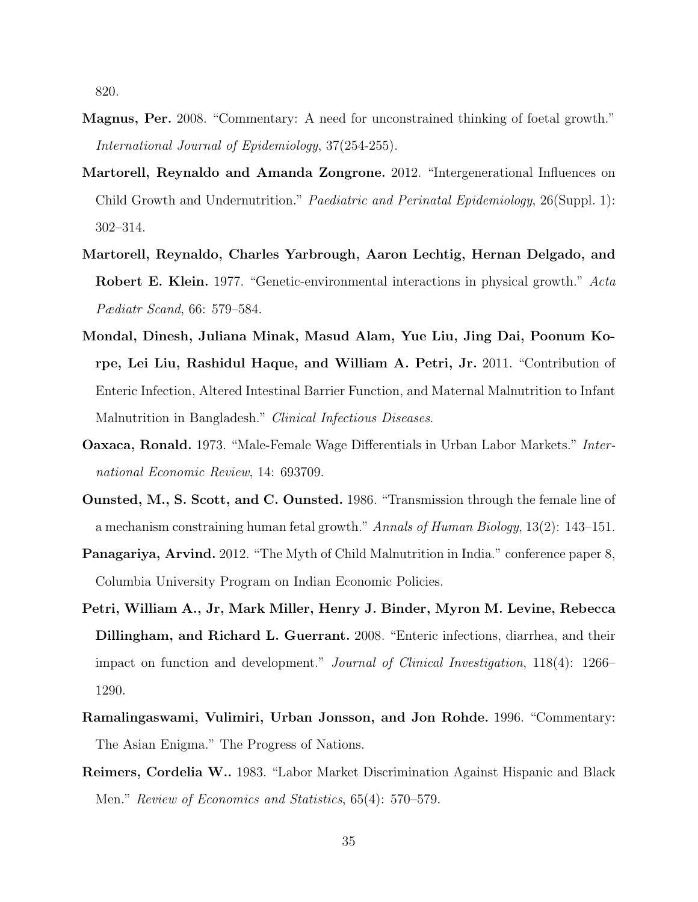820.

**Magnus, Per.** 2008. "Commentary: A need for unconstrained thinking of foetal growth." *International Journal of Epidemiology*, 37(254-255).

**Martorell, Reynaldo and Amanda Zongrone.** 2012. "Intergenerational Influences on Child Growth and Undernutrition." *Paediatric and Perinatal Epidemiology*, 26(Suppl. 1): 302–314.

**Martorell, Reynaldo, Charles Yarbrough, Aaron Lechtig, Hernan Delgado, and Robert E. Klein.** 1977. "Genetic-environmental interactions in physical growth." *Acta Pædiatr Scand*, 66: 579–584.

**Mondal, Dinesh, Juliana Minak, Masud Alam, Yue Liu, Jing Dai, Poonum Korpe, Lei Liu, Rashidul Haque, and William A. Petri, Jr.** 2011. "Contribution of Enteric Infection, Altered Intestinal Barrier Function, and Maternal Malnutrition to Infant Malnutrition in Bangladesh." *Clinical Infectious Diseases*.

**Oaxaca, Ronald.** 1973. "Male-Female Wage Differentials in Urban Labor Markets." *International Economic Review*, 14: 693709.

**Ounsted, M., S. Scott, and C. Ounsted.** 1986. "Transmission through the female line of a mechanism constraining human fetal growth." *Annals of Human Biology*, 13(2): 143–151.

**Panagariya, Arvind.** 2012. "The Myth of Child Malnutrition in India." conference paper 8, Columbia University Program on Indian Economic Policies.

**Petri, William A., Jr, Mark Miller, Henry J. Binder, Myron M. Levine, Rebecca Dillingham, and Richard L. Guerrant.** 2008. "Enteric infections, diarrhea, and their impact on function and development." *Journal of Clinical Investigation*, 118(4): 1266–1290.

**Ramalingaswami, Vulimiri, Urban Jonsson, and Jon Rohde.** 1996. "Commentary: The Asian Enigma." The Progress of Nations.

**Reimers, Cordelia W..** 1983. "Labor Market Discrimination Against Hispanic and Black Men." *Review of Economics and Statistics*, 65(4): 570–579.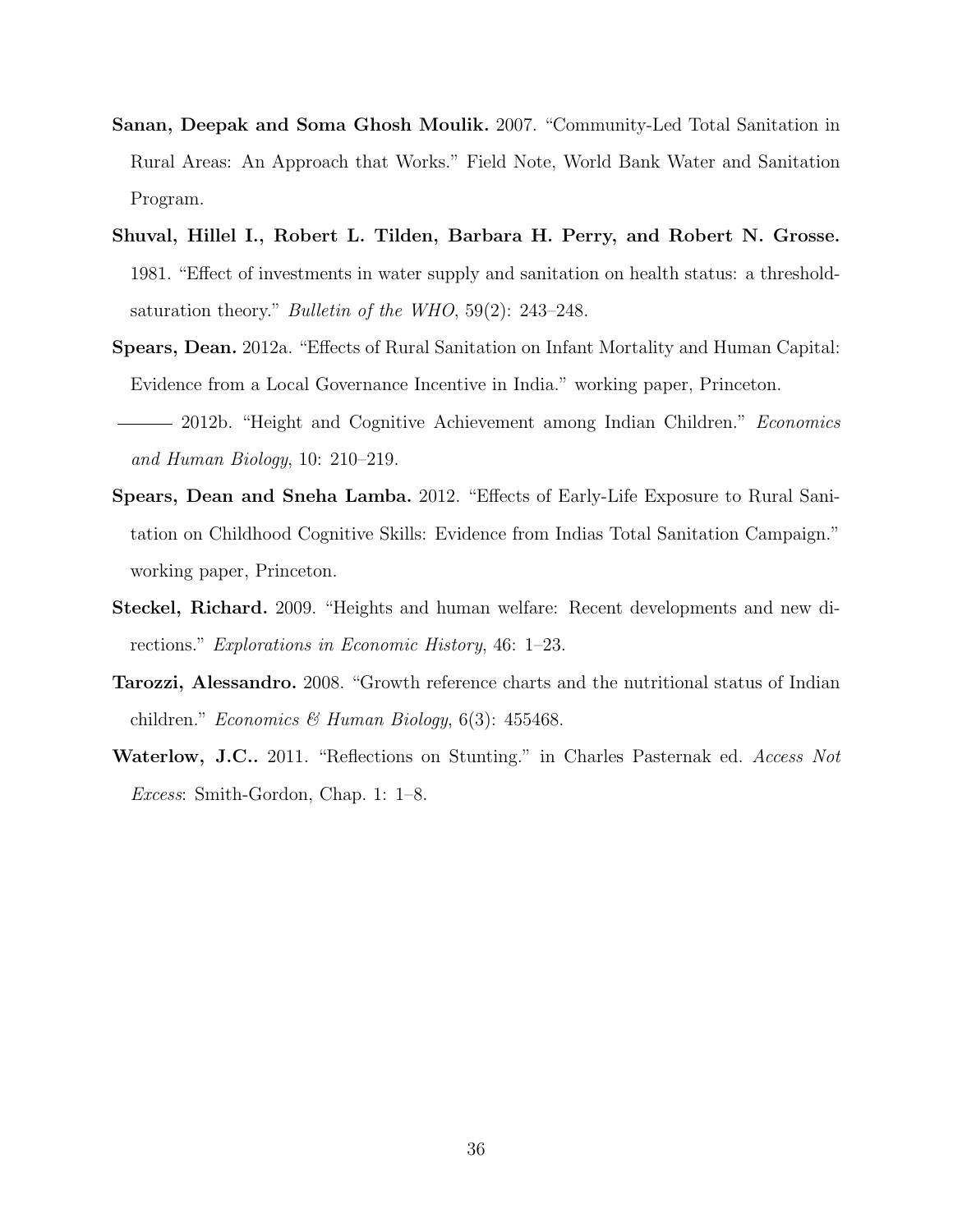**Sanan, Deepak and Soma Ghosh Moulik.** 2007. "Community-Led Total Sanitation in Rural Areas: An Approach that Works." Field Note, World Bank Water and Sanitation Program.

**Shuval, Hillel I., Robert L. Tilden, Barbara H. Perry, and Robert N. Grosse.** 1981. "Effect of investments in water supply and sanitation on health status: a threshold-saturation theory." *Bulletin of the WHO*, 59(2): 243–248.

**Spears, Dean.** 2012a. "Effects of Rural Sanitation on Infant Mortality and Human Capital: Evidence from a Local Governance Incentive in India." working paper, Princeton.

——— 2012b. "Height and Cognitive Achievement among Indian Children." *Economics and Human Biology*, 10: 210–219.

**Spears, Dean and Sneha Lamba.** 2012. "Effects of Early-Life Exposure to Rural Sanitation on Childhood Cognitive Skills: Evidence from Indias Total Sanitation Campaign." working paper, Princeton.

**Steckel, Richard.** 2009. "Heights and human welfare: Recent developments and new directions." *Explorations in Economic History*, 46: 1–23.

**Tarozzi, Alessandro.** 2008. "Growth reference charts and the nutritional status of Indian children." *Economics & Human Biology*, 6(3): 455468.

**Waterlow, J.C..** 2011. "Reflections on Stunting." in Charles Pasternak ed. *Access Not Excess*: Smith-Gordon, Chap. 1: 1–8.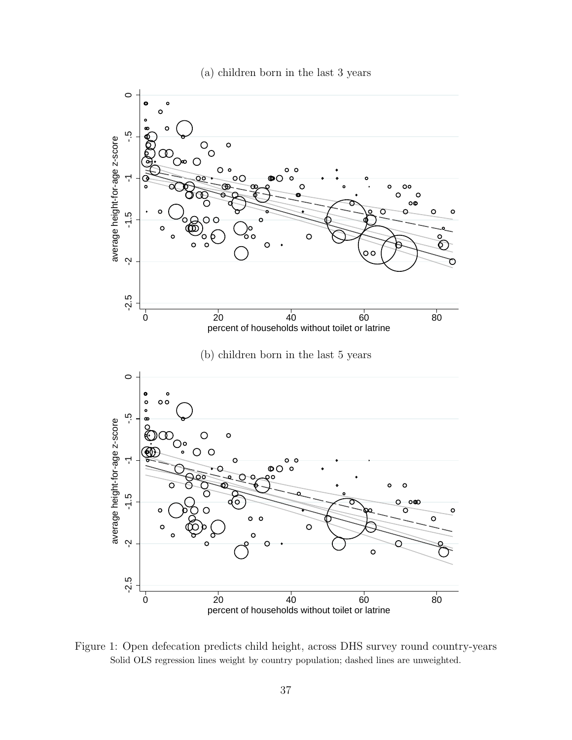(a) children born in the last 3 years

(b) children born in the last 5 years

Figure 1: Open defecation predicts child height, across DHS survey round country-years

Solid OLS regression lines weight by country population; dashed lines are unweighted.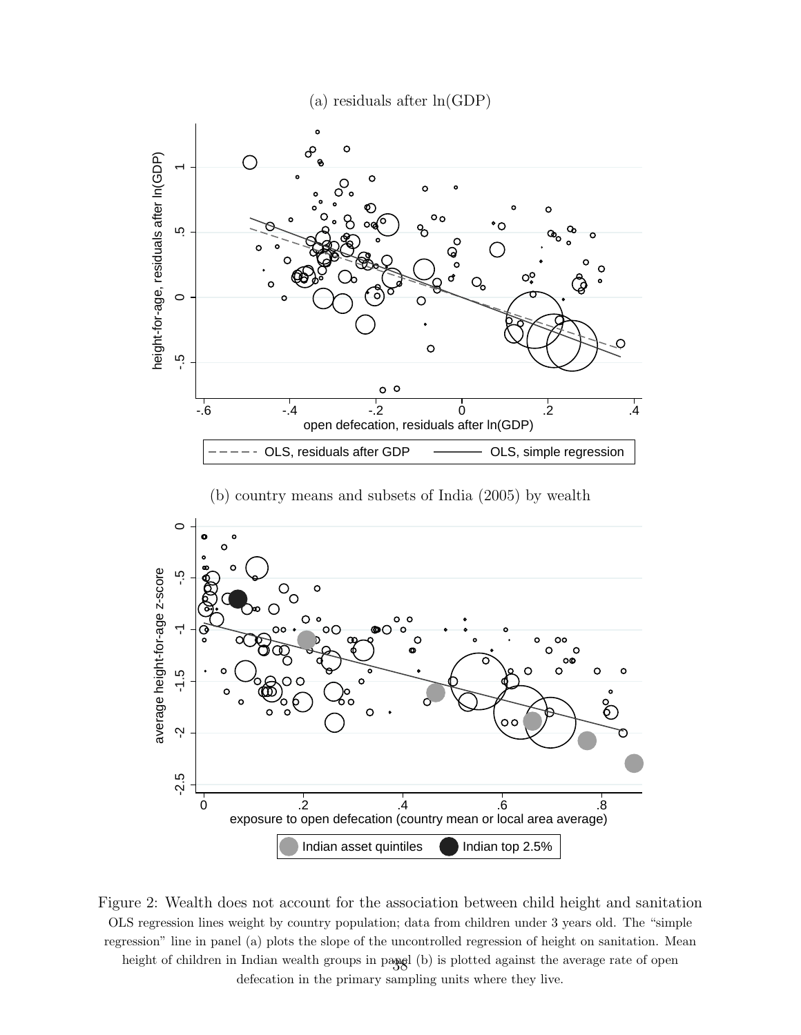(a) residuals after ln(GDP)

(b) country means and subsets of India (2005) by wealth

Figure 2: Wealth does not account for the association between child height and sanitation

OLS regression lines weight by country population; data from children under 3 years old. The "simple regression" line in panel (a) plots the slope of the uncontrolled regression of height on sanitation. Mean height of children in Indian wealth groups in panel (b) is plotted against the average rate of open defecation in the primary sampling units where they live.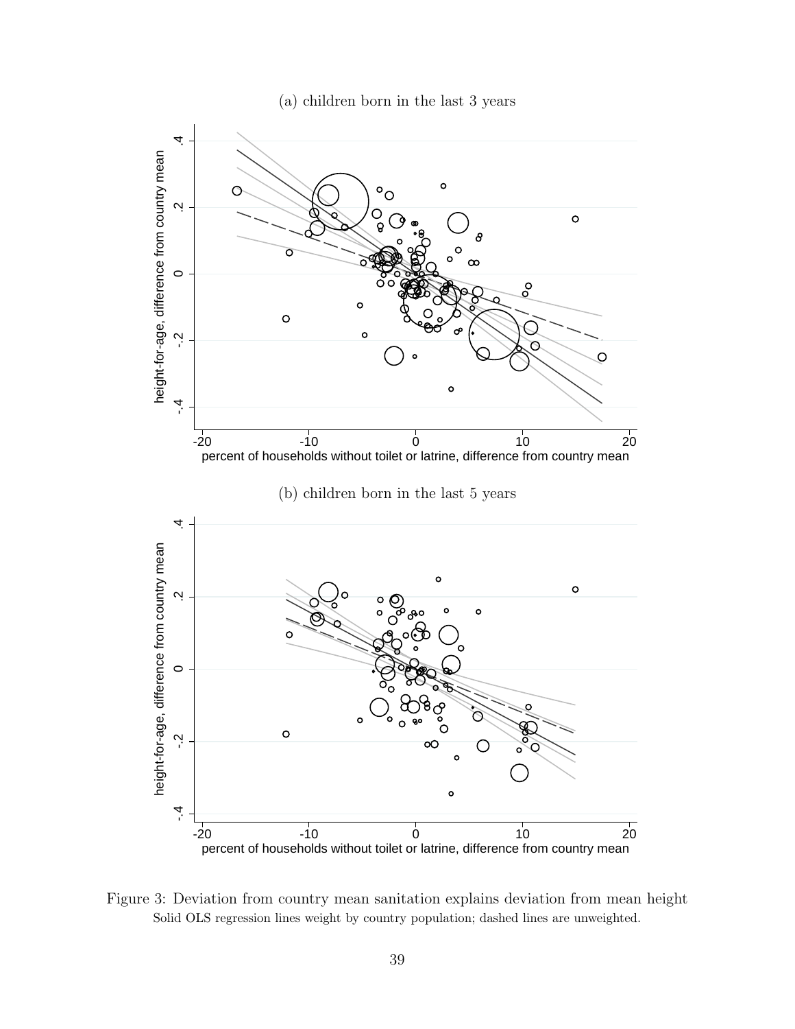(a) children born in the last 3 years

(b) children born in the last 5 years

Figure 3: Deviation from country mean sanitation explains deviation from mean height
Solid OLS regression lines weight by country population; dashed lines are unweighted.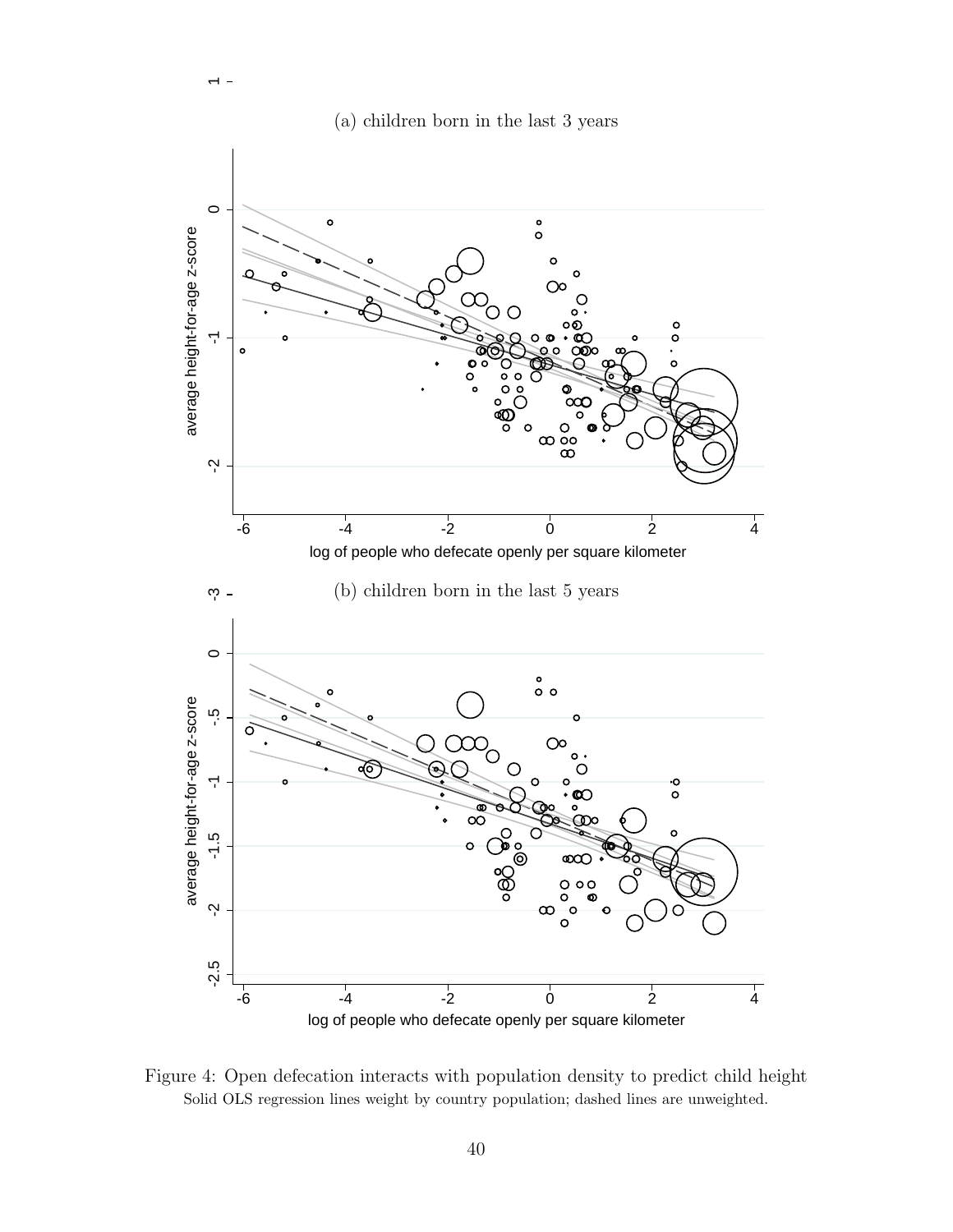(a) children born in the last 3 years

(b) children born in the last 5 years

Figure 4: Open defecation interacts with population density to predict child height

Solid OLS regression lines weight by country population; dashed lines are unweighted.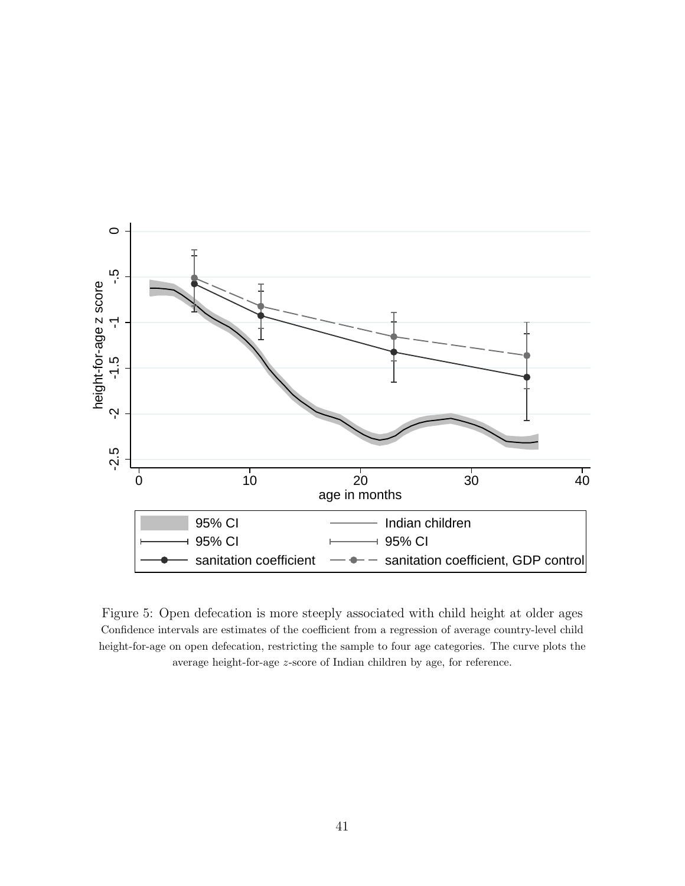Figure 5: Open defecation is more steeply associated with child height at older ages

Confidence intervals are estimates of the coefficient from a regression of average country-level child height-for-age on open defecation, restricting the sample to four age categories. The curve plots the average height-for-age $z$-score of Indian children by age, for reference.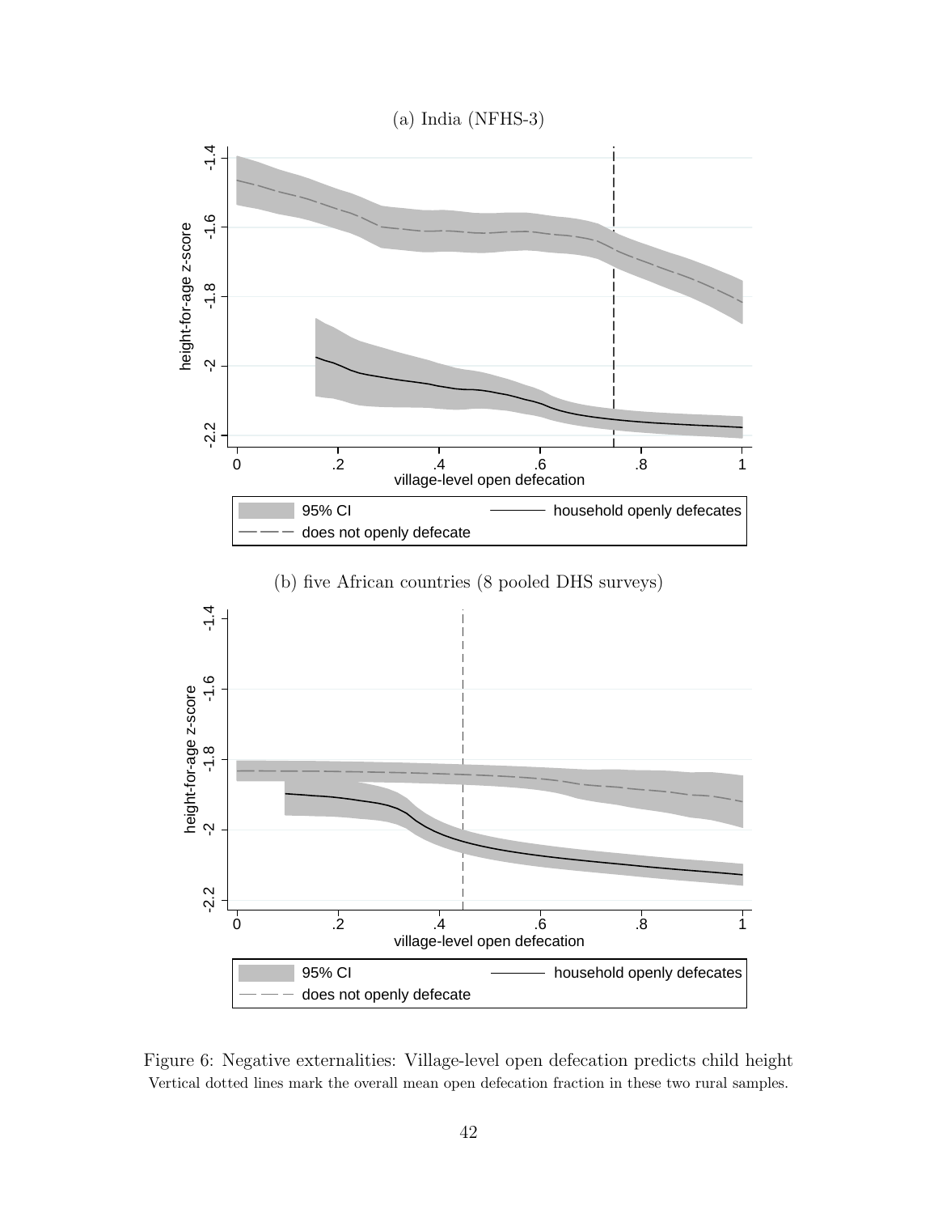Figure 6: Negative externalities: Village-level open defecation predicts child height

Vertical dotted lines mark the overall mean open defecation fraction in these two rural samples.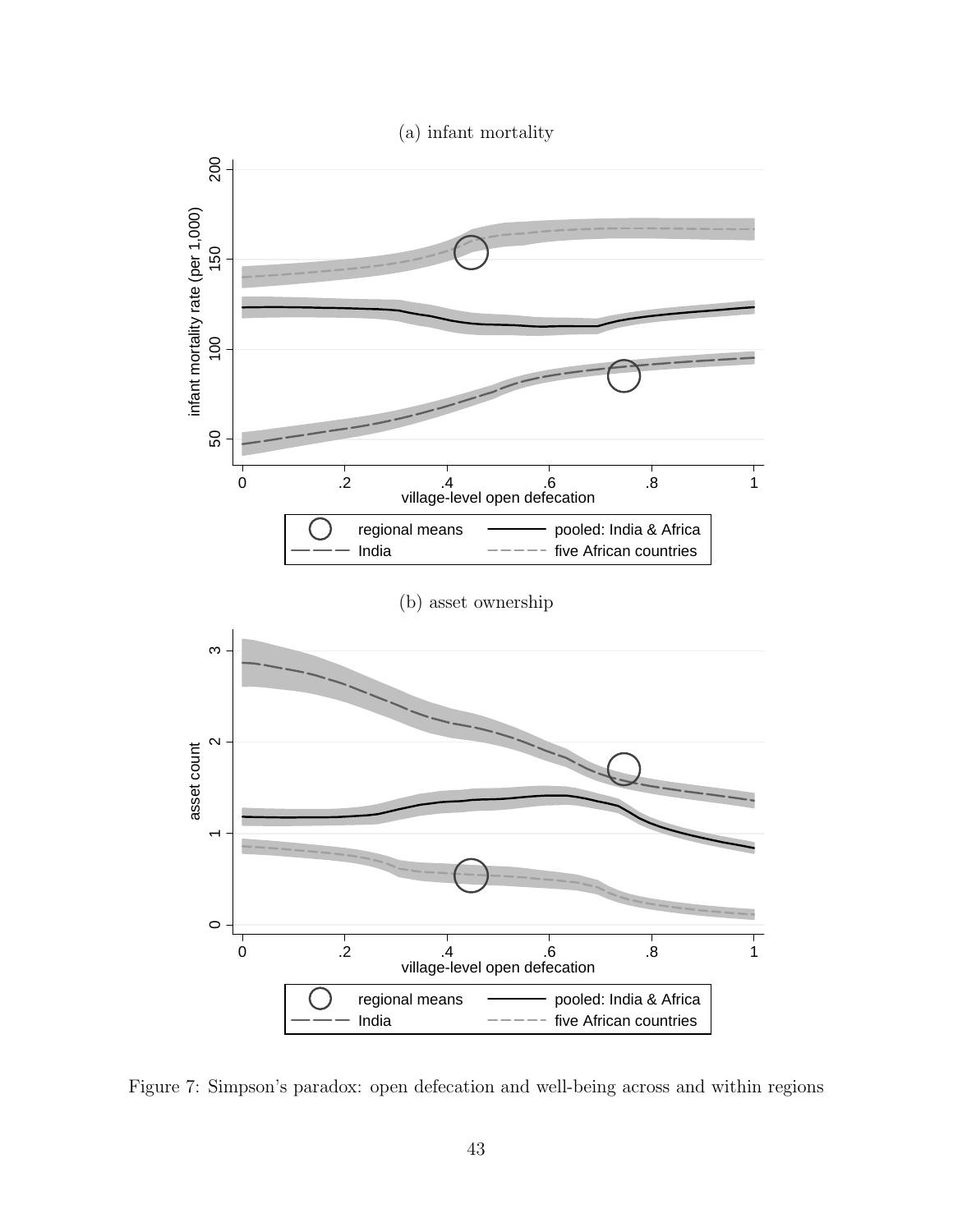(a) infant mortality

(b) asset ownership

Figure 7: Simpson's paradox: open defecation and well-being across and within regions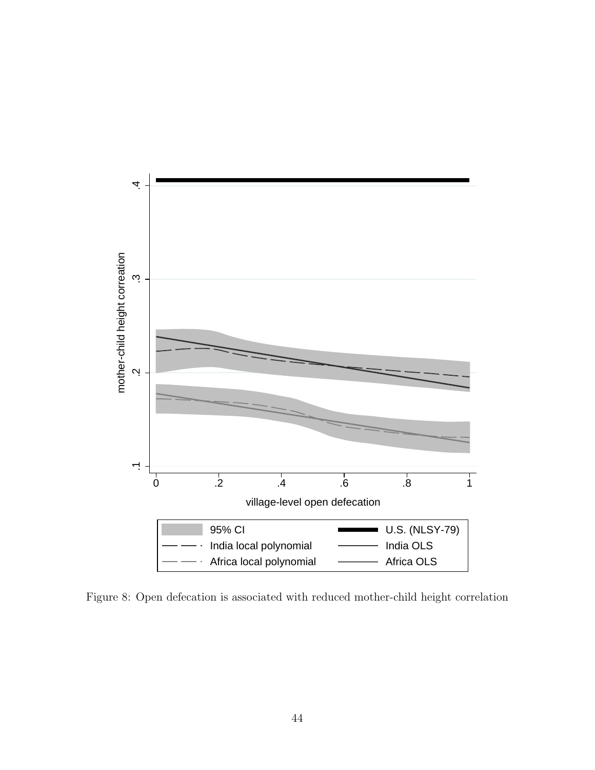Figure 8: Open defecation is associated with reduced mother-child height correlation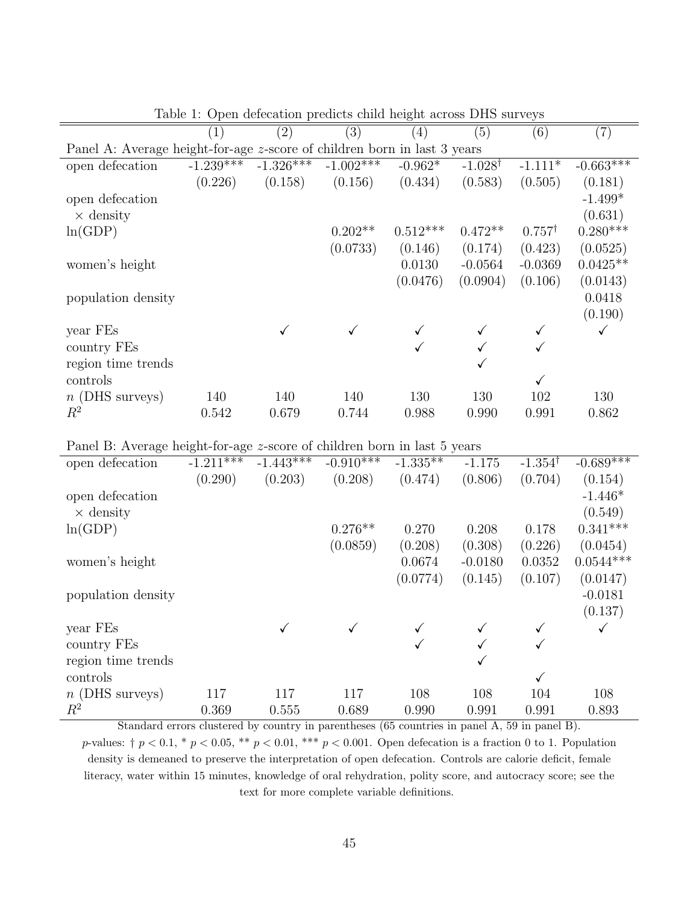Table 1: Open defecation predicts child height across DHS surveys

| | (1) | (2) | (3) | (4) | (5) | (6) | (7) |
|---|---|---|---|---|---|---|---|
| Panel A: Average height-for-age $z$-score of children born in last 3 years | | | | | | | |
| open defecation | -1.239*** | -1.326*** | -1.002*** | -0.962* | -1.028$^{\dagger}$ | -1.111* | -0.663*** |
| | (0.226) | (0.158) | (0.156) | (0.434) | (0.583) | (0.505) | (0.181) |
| open defecation $\times$ density | | | | | | | -1.499* |
| | | | | | | | (0.631) |
| ln(GDP) | | | 0.202** | 0.512*** | 0.472** | 0.757$^{\dagger}$ | 0.280*** |
| | | | (0.0733) | (0.146) | (0.174) | (0.423) | (0.0525) |
| women's height | | | | 0.0130 | -0.0564 | -0.0369 | 0.0425** |
| | | | | (0.0476) | (0.0904) | (0.106) | (0.0143) |
| population density | | | | | | | 0.0418 |
| | | | | | | | (0.190) |
| year FEs | | ✓ | ✓ | ✓ | ✓ | ✓ | ✓ |
| country FEs | | | | ✓ | ✓ | ✓ | |
| region time trends | | | | | ✓ | | |
| controls | | | | | | ✓ | |
| $n$ (DHS surveys) | 140 | 140 | 140 | 130 | 130 | 102 | 130 |
| $R^2$ | 0.542 | 0.679 | 0.744 | 0.988 | 0.990 | 0.991 | 0.862 |
| Panel B: Average height-for-age $z$-score of children born in last 5 years | | | | | | | |
| open defecation | -1.211*** | -1.443*** | -0.910*** | -1.335** | -1.175 | -1.354$^{\dagger}$ | -0.689*** |
| | (0.290) | (0.203) | (0.208) | (0.474) | (0.806) | (0.704) | (0.154) |
| open defecation $\times$ density | | | | | | | -1.446* |
| | | | | | | | (0.549) |
| ln(GDP) | | | 0.276** | 0.270 | 0.208 | 0.178 | 0.341*** |
| | | | (0.0859) | (0.208) | (0.308) | (0.226) | (0.0454) |
| women's height | | | | 0.0674 | -0.0180 | 0.0352 | 0.0544*** |
| | | | | (0.0774) | (0.145) | (0.107) | (0.0147) |
| population density | | | | | | | -0.0181 |
| | | | | | | | (0.137) |
| year FEs | | ✓ | ✓ | ✓ | ✓ | ✓ | ✓ |
| country FEs | | | | ✓ | ✓ | ✓ | |
| region time trends | | | | | ✓ | | |
| controls | | | | | | ✓ | |
| $n$ (DHS surveys) | 117 | 117 | 117 | 108 | 108 | 104 | 108 |
| $R^2$ | 0.369 | 0.555 | 0.689 | 0.990 | 0.991 | 0.991 | 0.893 |

Standard errors clustered by country in parentheses (65 countries in panel A, 59 in panel B).
$p$-values: † $p < 0.1$, * $p < 0.05$, ** $p < 0.01$, *** $p < 0.001$. Open defecation is a fraction 0 to 1. Population density is demeaned to preserve the interpretation of open defecation. Controls are calorie deficit, female literacy, water within 15 minutes, knowledge of oral rehydration, polity score, and autocracy score; see the text for more complete variable definitions.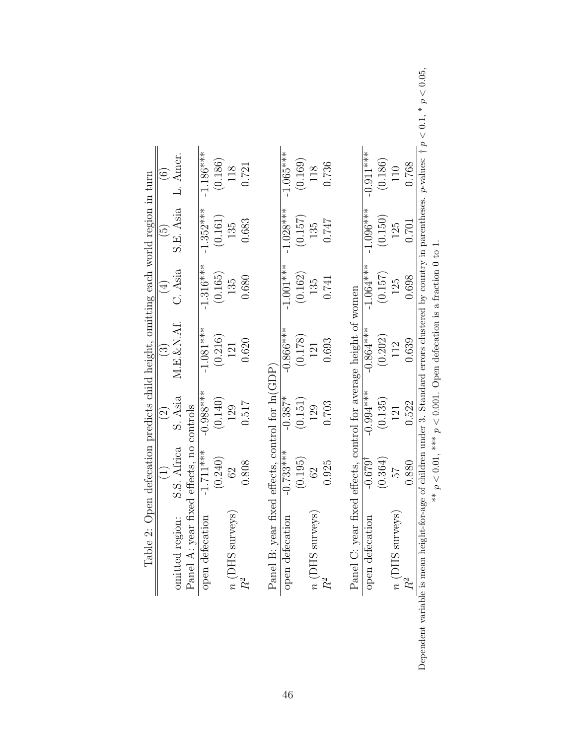Table 2: Open defecation predicts child height, omitting each world region in turn

| | (1) | (2) | (3) | (4) | (5) | (6) |
|---|---|---|---|---|---|---|
| omitted region: | S.S. Africa | S. Asia | M.E.&N.Af. | C. Asia | S.E. Asia | L. Amer. |
| Panel A: year fixed effects, no controls | | | | | | |
| open defecation | -1.711*** | -0.988*** | -1.081*** | -1.316*** | -1.352*** | -1.186*** |
| | (0.240) | (0.140) | (0.216) | (0.165) | (0.161) | (0.186) |
| $n$ (DHS surveys) | 62 | 129 | 121 | 135 | 135 | 118 |
| $R^2$ | 0.808 | 0.517 | 0.620 | 0.680 | 0.683 | 0.721 |
| Panel B: year fixed effects, control for ln(GDP) | | | | | | |
| open defecation | -0.733*** | -0.387* | -0.866*** | -1.001*** | -1.028*** | -1.065*** |
| | (0.195) | (0.151) | (0.178) | (0.162) | (0.157) | (0.169) |
| $n$ (DHS surveys) | 62 | 129 | 121 | 135 | 135 | 118 |
| $R^2$ | 0.925 | 0.703 | 0.693 | 0.741 | 0.747 | 0.736 |
| Panel C: year fixed effects, control for average height of women | | | | | | |
| open defecation | -0.679$^{\dagger}$ | -0.994*** | -0.864*** | -1.064*** | -1.096*** | -0.911*** |
| | (0.364) | (0.135) | (0.202) | (0.157) | (0.150) | (0.186) |
| $n$ (DHS surveys) | 57 | 121 | 112 | 125 | 125 | 110 |
| $R^2$ | 0.880 | 0.522 | 0.639 | 0.698 | 0.701 | 0.768 |

Dependent variable is mean height-for-age of children under 3. Standard errors clustered by country in parentheses. $p$-values: † $p < 0.1$, * $p < 0.05$, ** $p < 0.01$, *** $p < 0.001$. Open defecation is a fraction 0 to 1.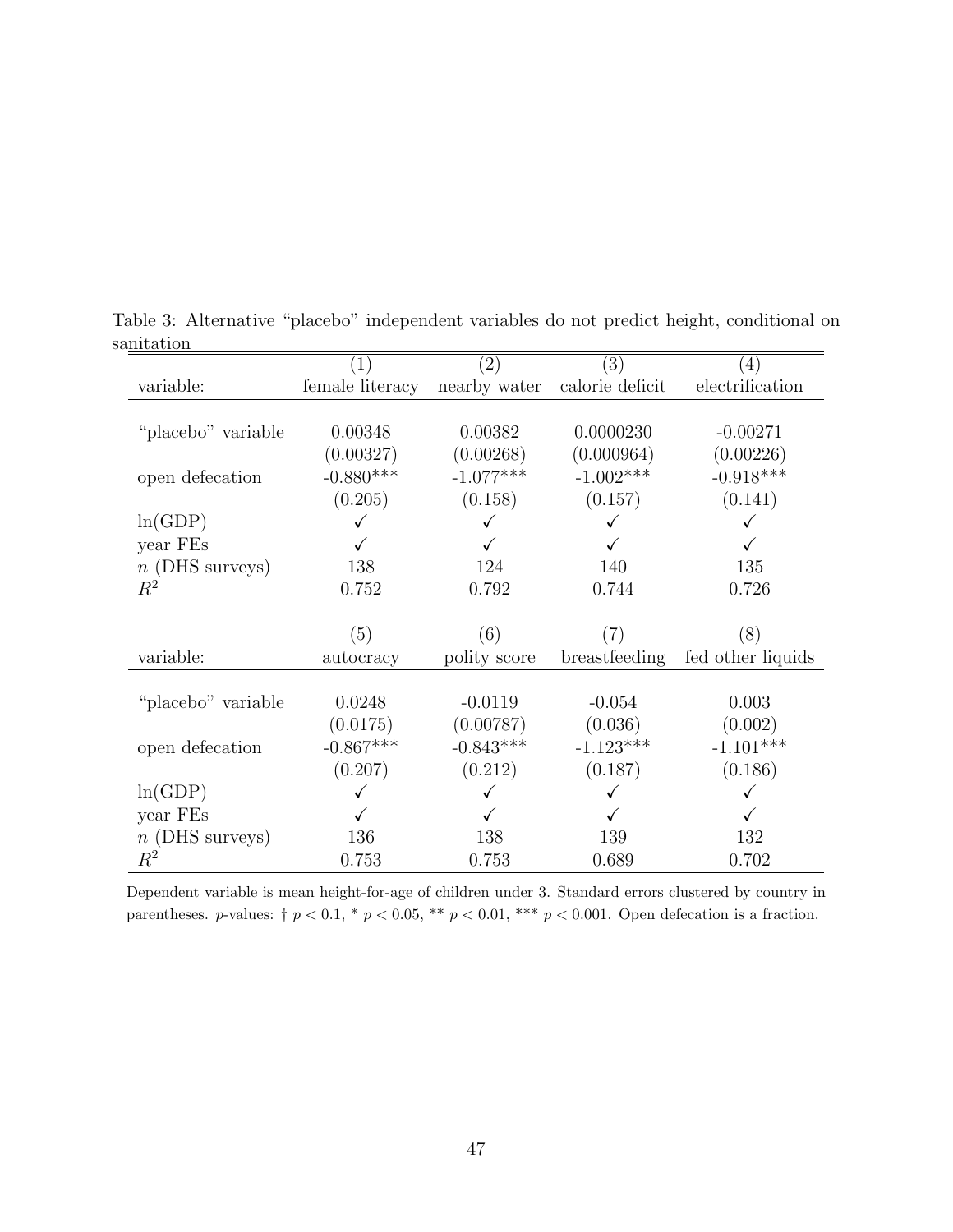Table 3: Alternative "placebo" independent variables do not predict height, conditional on sanitation

| | (1) | (2) | (3) | (4) |
|---|---|---|---|---|
| variable: | female literacy | nearby water | calorie deficit | electrification |
| "placebo" variable | 0.00348 | 0.00382 | 0.0000230 | -0.00271 |
| | (0.00327) | (0.00268) | (0.000964) | (0.00226) |
| open defecation | -0.880*** | -1.077*** | -1.002*** | -0.918*** |
| | (0.205) | (0.158) | (0.157) | (0.141) |
| ln(GDP) | ✓ | ✓ | ✓ | ✓ |
| year FEs | ✓ | ✓ | ✓ | ✓ |
| $n$ (DHS surveys) | 138 | 124 | 140 | 135 |
| $R^2$ | 0.752 | 0.792 | 0.744 | 0.726 |
| | (5) | (6) | (7) | (8) |
| variable: | autocracy | polity score | breastfeeding | fed other liquids |
| "placebo" variable | 0.0248 | -0.0119 | -0.054 | 0.003 |
| | (0.0175) | (0.00787) | (0.036) | (0.002) |
| open defecation | -0.867*** | -0.843*** | -1.123*** | -1.101*** |
| | (0.207) | (0.212) | (0.187) | (0.186) |
| ln(GDP) | ✓ | ✓ | ✓ | ✓ |
| year FEs | ✓ | ✓ | ✓ | ✓ |
| $n$ (DHS surveys) | 136 | 138 | 139 | 132 |
| $R^2$ | 0.753 | 0.753 | 0.689 | 0.702 |

Dependent variable is mean height-for-age of children under 3. Standard errors clustered by country in parentheses. $p$-values: † $p < 0.1$, * $p < 0.05$, ** $p < 0.01$, *** $p < 0.001$. Open defecation is a fraction.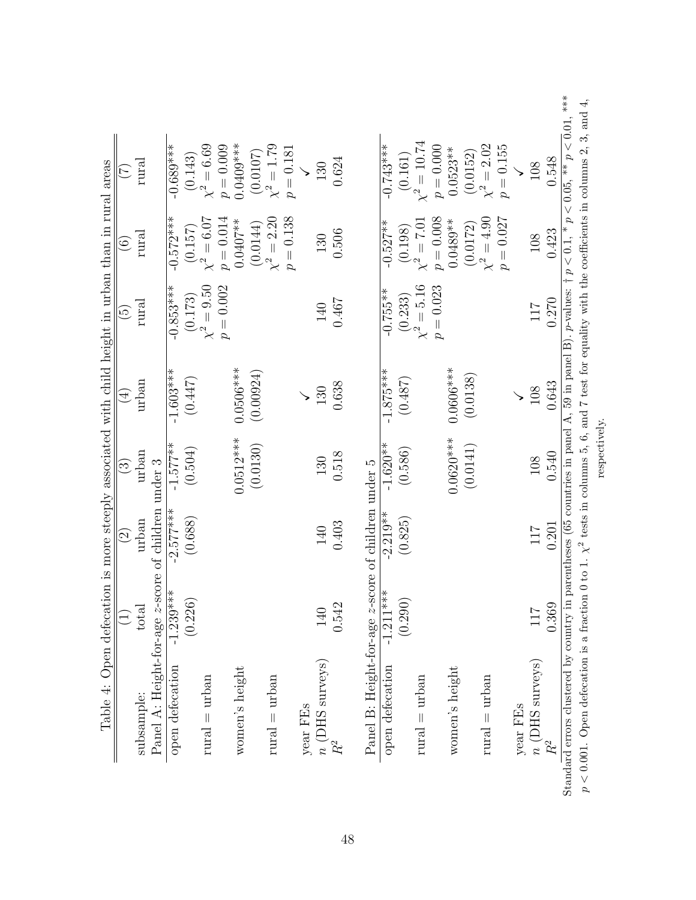Table 4: Open defecation is more steeply associated with child height in urban than in rural areas

| | (1) | (2) | (3) | (4) | (5) | (6) | (7) |
|---|---|---|---|---|---|---|---|
| subsample: | total | urban | urban | urban | rural | rural | rural |
| **Panel A: Height-for-age $z$-score of children under 3** | | | | | | | |
| open defecation | -1.239*** | -2.577*** | -1.577** | -1.603*** | -0.853*** | -0.572*** | -0.689*** |
| | (0.226) | (0.688) | (0.504) | (0.447) | (0.173) | (0.157) | (0.143) |
| rural = urban | | | | | $\chi^2 = 9.50$ | $\chi^2 = 6.07$ | $\chi^2 = 6.69$ |
| | | | | | $p = 0.002$ | $p = 0.014$ | $p = 0.009$ |
| women's height | | | 0.0512*** | 0.0506*** | | 0.0407** | 0.0409*** |
| | | | (0.0130) | (0.00924) | | (0.0144) | (0.0107) |
| rural = urban | | | | | | $\chi^2 = 2.20$ | $\chi^2 = 1.79$ |
| | | | | | | $p = 0.138$ | $p = 0.181$ |
| year FEs | | | | ✓ | | | ✓ |
| $n$ (DHS surveys) | 140 | 140 | 130 | 130 | 140 | 130 | 130 |
| $R^2$ | 0.542 | 0.403 | 0.518 | 0.638 | 0.467 | 0.506 | 0.624 |
| **Panel B: Height-for-age $z$-score of children under 5** | | | | | | | |
| open defecation | -1.211*** | -2.219** | -1.620** | -1.875*** | -0.755** | -0.527** | -0.743*** |
| | (0.290) | (0.825) | (0.586) | (0.487) | (0.233) | (0.198) | (0.161) |
| rural = urban | | | | | $\chi^2 = 5.16$ | $\chi^2 = 7.01$ | $\chi^2 = 10.74$ |
| | | | | | $p = 0.023$ | $p = 0.008$ | $p = 0.000$ |
| women's height | | | 0.0620*** | 0.0606*** | | 0.0489** | 0.0523** |
| | | | (0.0141) | (0.0138) | | (0.0172) | (0.0152) |
| rural = urban | | | | | | $\chi^2 = 4.90$ | $\chi^2 = 2.02$ |
| | | | | | | $p = 0.027$ | $p = 0.155$ |
| year FEs | | | | ✓ | | | ✓ |
| $n$ (DHS surveys) | 117 | 117 | 108 | 108 | 117 | 108 | 108 |
| $R^2$ | 0.369 | 0.201 | 0.540 | 0.643 | 0.270 | 0.423 | 0.548 |

Standard errors clustered by country in parentheses (65 countries in panel A, 59 in panel B). $p$-values: † $p < 0.1$, * $p < 0.05$, ** $p < 0.01$, *** $p < 0.001$. Open defecation is a fraction 0 to 1. $\chi^2$ tests in columns 5, 6, and 7 test for equality with the coefficients in columns 2, 3, and 4, respectively.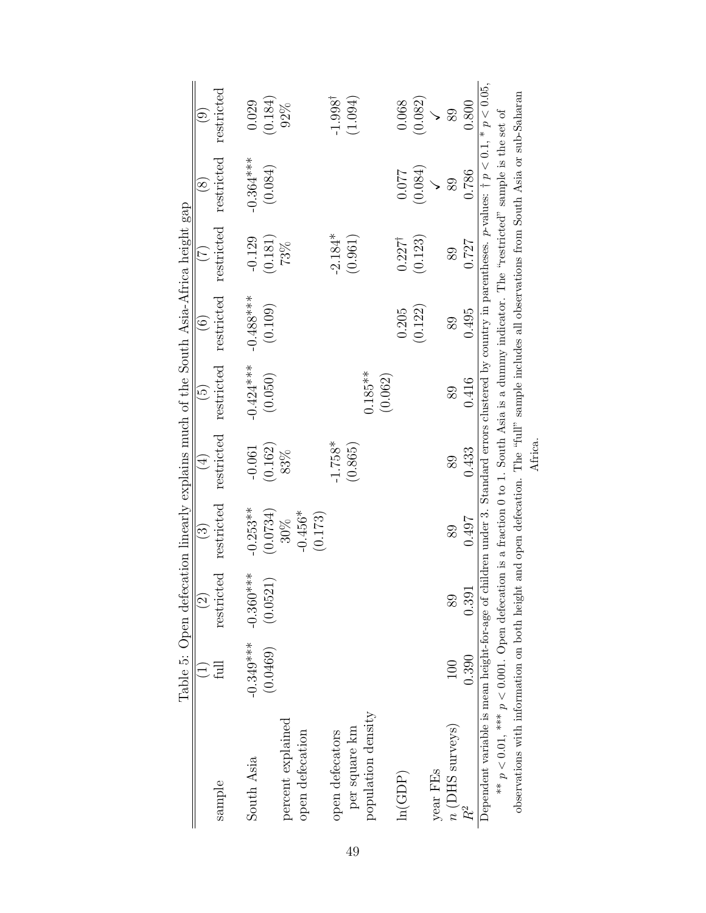Table 5: Open defecation linearly explains much of the South Asia-Africa height gap

| | (1) | (2) | (3) | (4) | (5) | (6) | (7) | (8) | (9) |
|---|---|---|---|---|---|---|---|---|---|
| sample | full | restricted | restricted | restricted | restricted | restricted | restricted | restricted | restricted |
| South Asia | -0.349*** | -0.360*** | -0.253** | -0.061 | -0.424*** | -0.488*** | -0.129 | -0.364*** | 0.029 |
| | (0.0469) | (0.0521) | (0.0734) | (0.162) | (0.050) | (0.109) | (0.181) | (0.084) | (0.184) |
| percent explained | | | 30% | 83% | | | 73% | | 92% |
| open defecation | | | -0.456* | | | | | | |
| | | | (0.173) | | | | | | |
| open defecators per square km | | | | -1.758* | | | -2.184* | | -1.998$^{\dagger}$ |
| | | | | (0.865) | | | (0.961) | | (1.094) |
| population density | | | | | 0.185** | | | | |
| | | | | | (0.062) | | | | |
| ln(GDP) | | | | | | 0.205 | 0.227$^{\dagger}$ | 0.077 | 0.068 |
| | | | | | | (0.122) | (0.123) | (0.084) | (0.082) |
| year FEs | | | | | | | | ✓ | ✓ |
| $n$ (DHS surveys) | 100 | 89 | 89 | 89 | 89 | 89 | 89 | 89 | 89 |
| $R^2$ | 0.390 | 0.391 | 0.497 | 0.433 | 0.416 | 0.495 | 0.727 | 0.786 | 0.800 |

Dependent variable is mean height-for-age of children under 3. Standard errors clustered by country in parentheses. $p$-values: † $p < 0.1$, * $p < 0.05$, ** $p < 0.01$, *** $p < 0.001$. Open defecation is a fraction 0 to 1. South Asia is a dummy indicator. The "restricted" sample is the set of observations with information on both height and open defecation. The "full" sample includes all observations from South Asia or sub-Saharan Africa.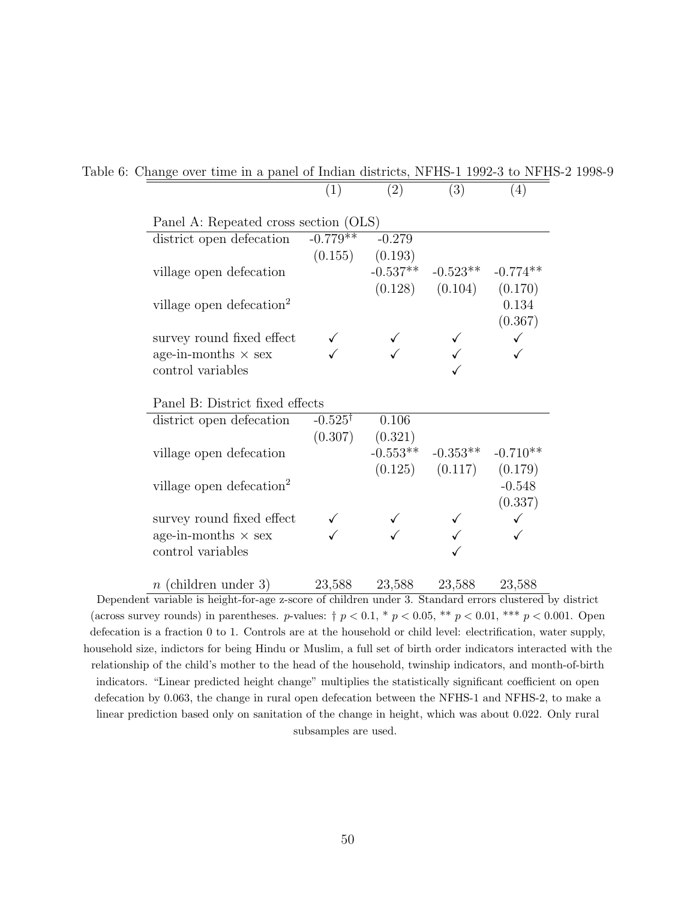Table 6: Change over time in a panel of Indian districts, NFHS-1 1992-3 to NFHS-2 1998-9

| | (1) | (2) | (3) | (4) |
|---|---|---|---|---|
| **Panel A: Repeated cross section (OLS)** | | | | |
| district open defecation | -0.779** | -0.279 | | |
| | (0.155) | (0.193) | | |
| village open defecation | | -0.537** | -0.523** | -0.774** |
| | | (0.128) | (0.104) | (0.170) |
| village open defecation$^2$ | | | | 0.134 |
| | | | | (0.367) |
| survey round fixed effect | ✓ | ✓ | ✓ | ✓ |
| age-in-months × sex | ✓ | ✓ | ✓ | ✓ |
| control variables | | | ✓ | |
| **Panel B: District fixed effects** | | | | |
| district open defecation | -0.525$^{\dagger}$ | 0.106 | | |
| | (0.307) | (0.321) | | |
| village open defecation | | -0.553** | -0.353** | -0.710** |
| | | (0.125) | (0.117) | (0.179) |
| village open defecation$^2$ | | | | -0.548 |
| | | | | (0.337) |
| survey round fixed effect | ✓ | ✓ | ✓ | ✓ |
| age-in-months × sex | ✓ | ✓ | ✓ | ✓ |
| control variables | | | ✓ | |
| $n$ (children under 3) | 23,588 | 23,588 | 23,588 | 23,588 |

Dependent variable is height-for-age z-score of children under 3. Standard errors clustered by district (across survey rounds) in parentheses. $p$-values: † $p < 0.1$, * $p < 0.05$, ** $p < 0.01$, *** $p < 0.001$. Open defecation is a fraction 0 to 1. Controls are at the household or child level: electrification, water supply, household size, indictors for being Hindu or Muslim, a full set of birth order indicators interacted with the relationship of the child's mother to the head of the household, twinship indicators, and month-of-birth indicators. "Linear predicted height change" multiplies the statistically significant coefficient on open defecation by 0.063, the change in rural open defecation between the NFHS-1 and NFHS-2, to make a linear prediction based only on sanitation of the change in height, which was about 0.022. Only rural subsamples are used.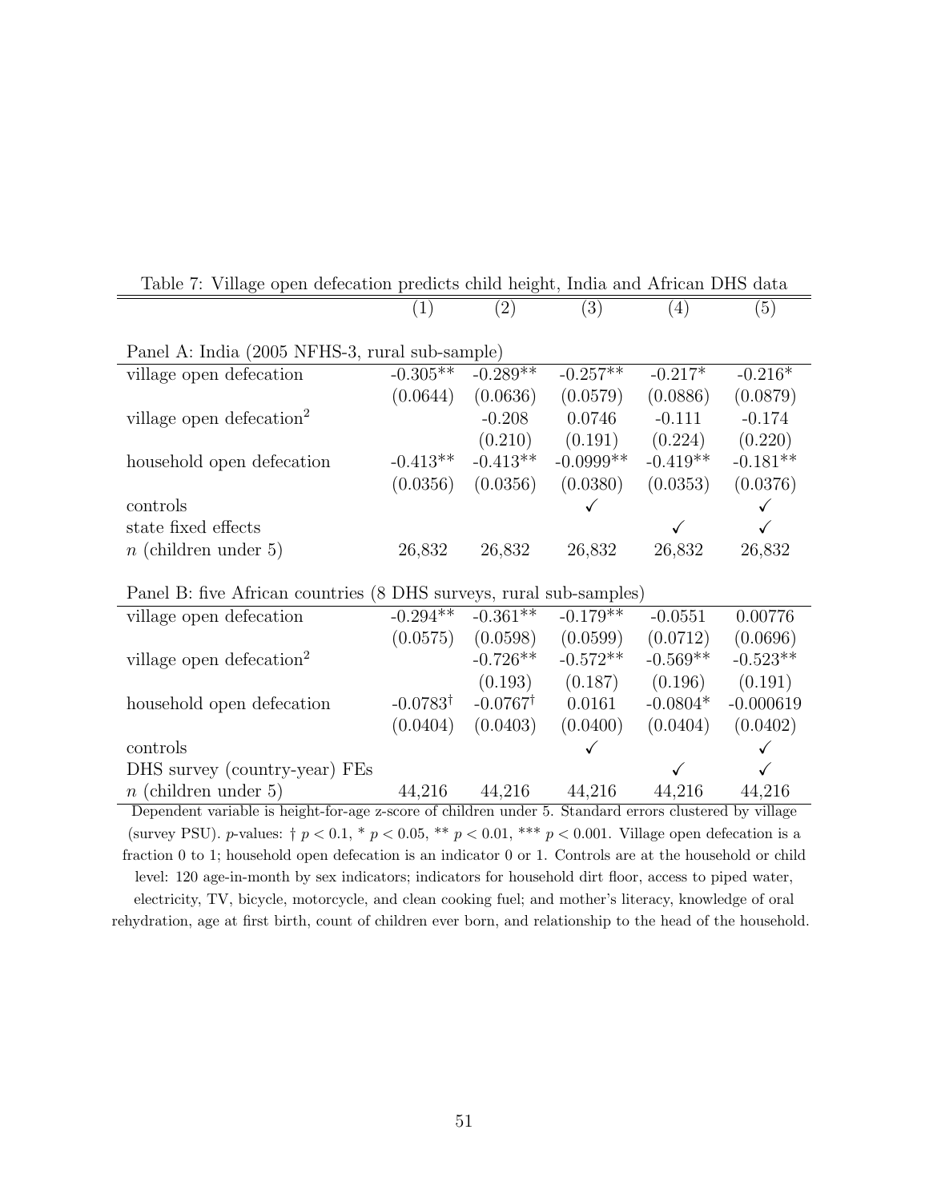Table 7: Village open defecation predicts child height, India and African DHS data

| | (1) | (2) | (3) | (4) | (5) |
|---|---|---|---|---|---|
| Panel A: India (2005 NFHS-3, rural sub-sample) | | | | | |
| village open defecation | -0.305** | -0.289** | -0.257** | -0.217* | -0.216* |
| | (0.0644) | (0.0636) | (0.0579) | (0.0886) | (0.0879) |
| village open defecation$^2$ | | -0.208 | 0.0746 | -0.111 | -0.174 |
| | | (0.210) | (0.191) | (0.224) | (0.220) |
| household open defecation | -0.413** | -0.413** | -0.0999** | -0.419** | -0.181** |
| | (0.0356) | (0.0356) | (0.0380) | (0.0353) | (0.0376) |
| controls | | | ✓ | | ✓ |
| state fixed effects | | | | ✓ | ✓ |
| $n$ (children under 5) | 26,832 | 26,832 | 26,832 | 26,832 | 26,832 |
| Panel B: five African countries (8 DHS surveys, rural sub-samples) | | | | | |
| village open defecation | -0.294** | -0.361** | -0.179** | -0.0551 | 0.00776 |
| | (0.0575) | (0.0598) | (0.0599) | (0.0712) | (0.0696) |
| village open defecation$^2$ | | -0.726** | -0.572** | -0.569** | -0.523** |
| | | (0.193) | (0.187) | (0.196) | (0.191) |
| household open defecation | -0.0783$^{\dagger}$ | -0.0767$^{\dagger}$ | 0.0161 | -0.0804* | -0.000619 |
| | (0.0404) | (0.0403) | (0.0400) | (0.0404) | (0.0402) |
| controls | | | ✓ | | ✓ |
| DHS survey (country-year) FEs | | | | ✓ | ✓ |
| $n$ (children under 5) | 44,216 | 44,216 | 44,216 | 44,216 | 44,216 |

Dependent variable is height-for-age z-score of children under 5. Standard errors clustered by village (survey PSU). $p$-values: † $p < 0.1$, * $p < 0.05$, ** $p < 0.01$, *** $p < 0.001$. Village open defecation is a fraction 0 to 1; household open defecation is an indicator 0 or 1. Controls are at the household or child level: 120 age-in-month by sex indicators; indicators for household dirt floor, access to piped water, electricity, TV, bicycle, motorcycle, and clean cooking fuel; and mother's literacy, knowledge of oral rehydration, age at first birth, count of children ever born, and relationship to the head of the household.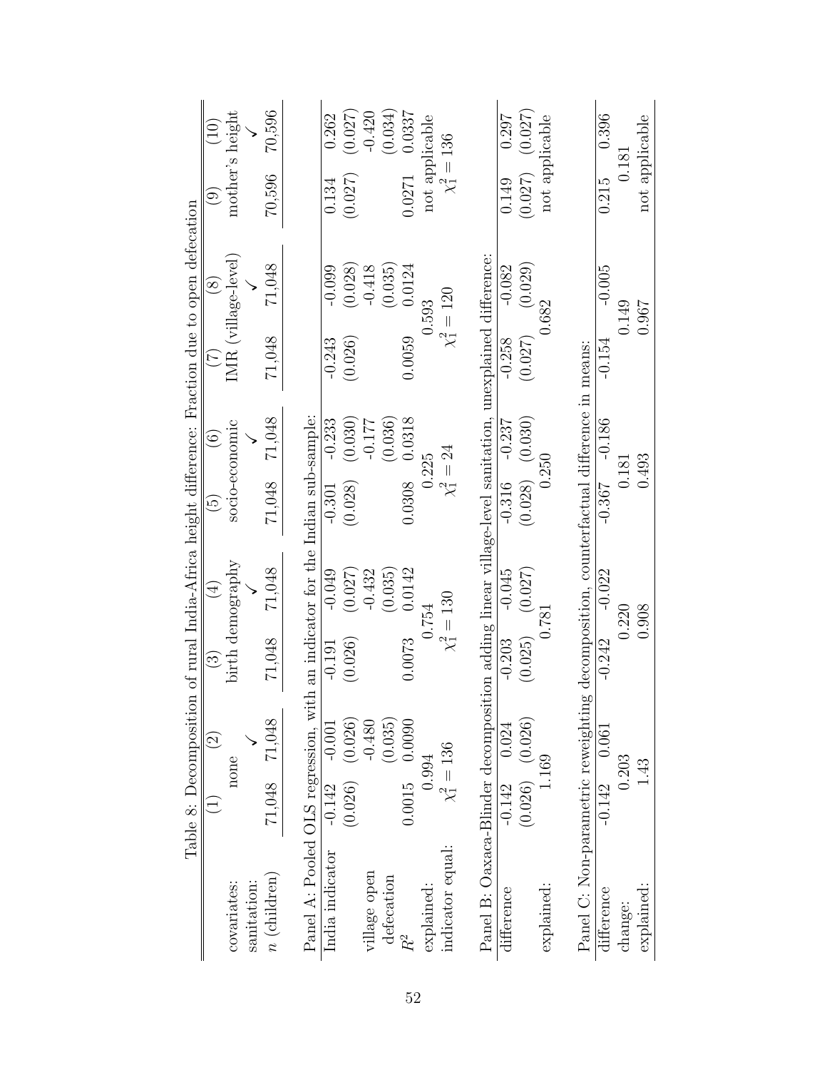Table 8: Decomposition of rural India-Africa height difference: Fraction due to open defecation

| | (1) | (2) | (3) | (4) | (5) | (6) | (7) | (8) | (9) | (10) |
|---|---|---|---|---|---|---|---|---|---|---|
| covariates: | none | | birth demography | | socio-economic | | IMR (village-level) | | mother's height | |
| sanitation: | | ✓ | | ✓ | | ✓ | | ✓ | | ✓ |
| $n$ (children) | 71,048 | 71,048 | 71,048 | 71,048 | 71,048 | 71,048 | 71,048 | 71,048 | 70,596 | 70,596 |
| *Panel A: Pooled OLS regression, with an indicator for the Indian sub-sample:* | | | | | | | | | | |
| India indicator | -0.142 | -0.001 | -0.191 | -0.049 | -0.301 | -0.233 | -0.243 | -0.099 | 0.134 | 0.262 |
| | (0.026) | (0.026) | (0.026) | (0.027) | (0.028) | (0.030) | (0.026) | (0.028) | (0.027) | (0.027) |
| village open | | -0.480 | | -0.432 | | -0.177 | | -0.418 | | -0.420 |
| defecation | | (0.035) | | (0.035) | | (0.036) | | (0.035) | | (0.034) |
| $R^2$ | 0.0015 | 0.0090 | 0.0073 | 0.0142 | 0.0308 | 0.0318 | 0.0059 | 0.0124 | 0.0271 | 0.0337 |
| explained: | 0.994 | | 0.754 | | 0.225 | | 0.593 | | not applicable | |
| indicator equal: | $\chi^2_1 = 136$ | | $\chi^2_1 = 130$ | | $\chi^2_1 = 24$ | | $\chi^2_1 = 120$ | | $\chi^2_1 = 136$ | |
| *Panel B: Oaxaca-Blinder decomposition adding linear village-level sanitation, unexplained difference:* | | | | | | | | | | |
| difference | -0.142 | 0.024 | -0.203 | -0.045 | -0.316 | -0.237 | -0.258 | -0.082 | 0.149 | 0.297 |
| | (0.026) | (0.026) | (0.025) | (0.027) | (0.028) | (0.030) | (0.027) | (0.029) | (0.027) | (0.027) |
| explained: | 1.169 | | 0.781 | | 0.250 | | 0.682 | | not applicable | |
| *Panel C: Non-parametric reweighting decomposition, counterfactual difference in means:* | | | | | | | | | | |
| difference | -0.142 | 0.061 | -0.242 | -0.022 | -0.367 | -0.186 | -0.154 | -0.005 | 0.215 | 0.396 |
| change: | 0.203 | | 0.220 | | 0.181 | | 0.149 | | 0.181 | |
| explained: | 1.43 | | 0.908 | | 0.493 | | 0.967 | | not applicable | |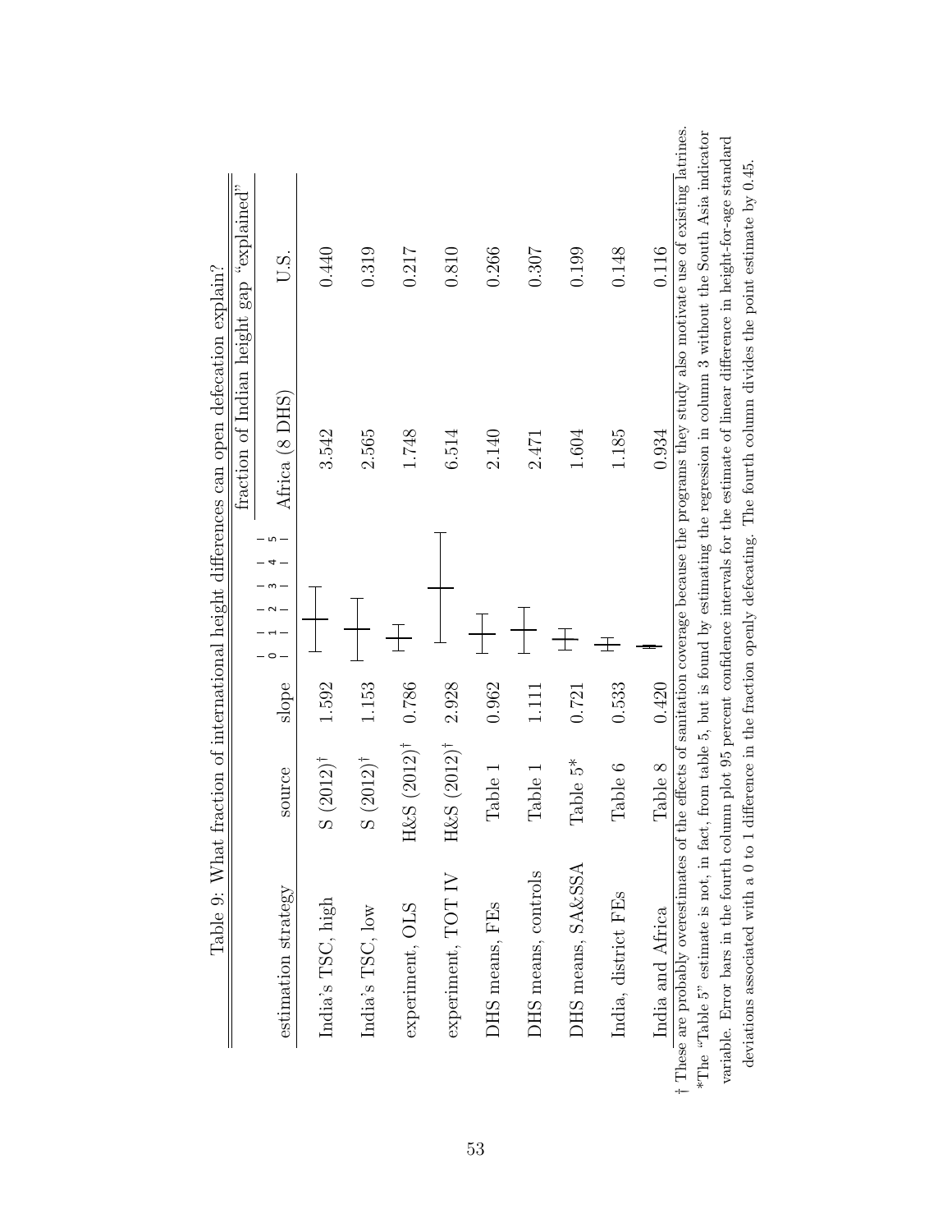Table 9: What fraction of international height differences can open defecation explain?

| estimation strategy | source | slope | | fraction of Indian height gap "explained" Africa (8 DHS) | U.S. |
|---|---|---|---|---|---|
| India's TSC, high | S (2012)† | 1.592 | | 3.542 | 0.440 |
| India's TSC, low | S (2012)† | 1.153 | | 2.565 | 0.319 |
| experiment, OLS | H&S (2012)† | 0.786 | | 1.748 | 0.217 |
| experiment, TOT IV | H&S (2012)† | 2.928 | | 6.514 | 0.810 |
| DHS means, FEs | Table 1 | 0.962 | | 2.140 | 0.266 |
| DHS means, controls | Table 1 | 1.111 | | 2.471 | 0.307 |
| DHS means, SA&SSA | Table 5* | 0.721 | | 1.604 | 0.199 |
| India, district FEs | Table 6 | 0.533 | | 1.185 | 0.148 |
| India and Africa | Table 8 | 0.420 | | 0.934 | 0.116 |

0 1 2 3 4 5

† These are probably overestimates of the effects of sanitation coverage because the programs they study also motivate use of existing latrines.
*The "Table 5" estimate is not, in fact, from table 5, but is found by estimating the regression in column 3 without the South Asia indicator variable. Error bars in the fourth column plot 95 percent confidence intervals for the estimate of linear difference in height-for-age standard deviations associated with a 0 to 1 difference in the fraction openly defecating. The fourth column divides the point estimate by 0.45.